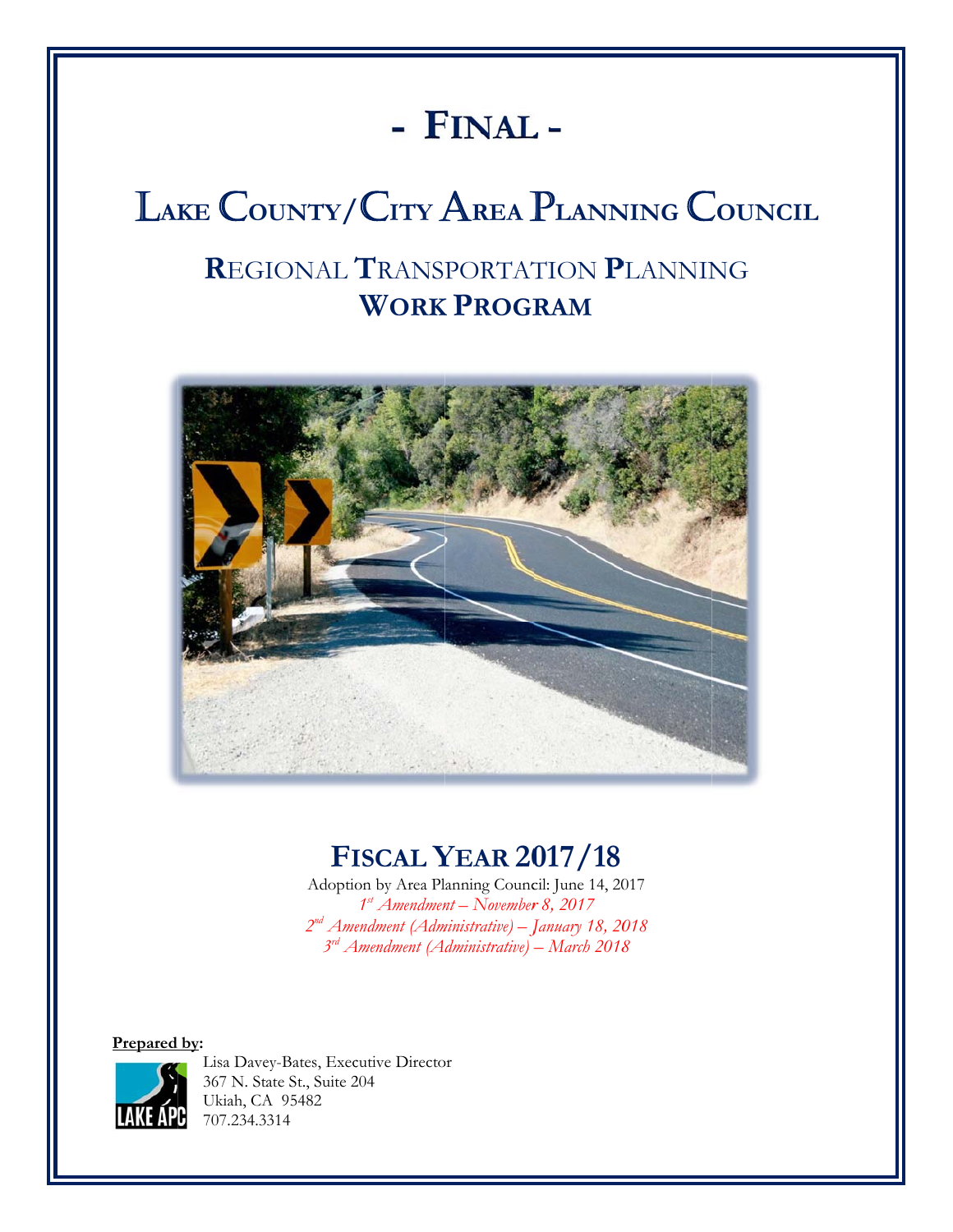# - FINAL -

# LAKE COUNTY/CITY AREA PLANNING COUNCIL

## REGIONAL TRANSPORTATION PLANNING
## WORK PROGRAM

## FISCAL YEAR 2017/18

Adoption by Area Planning Council: June 14, 2017

*1st Amendment – November 8, 2017*

*2nd Amendment (Administrative) – January 18, 2018*

*3rd Amendment (Administrative) – March 2018*

**Prepared by:**

Lisa Davey-Bates, Executive Director
367 N. State St., Suite 204
Ukiah, CA 95482
707.234.3314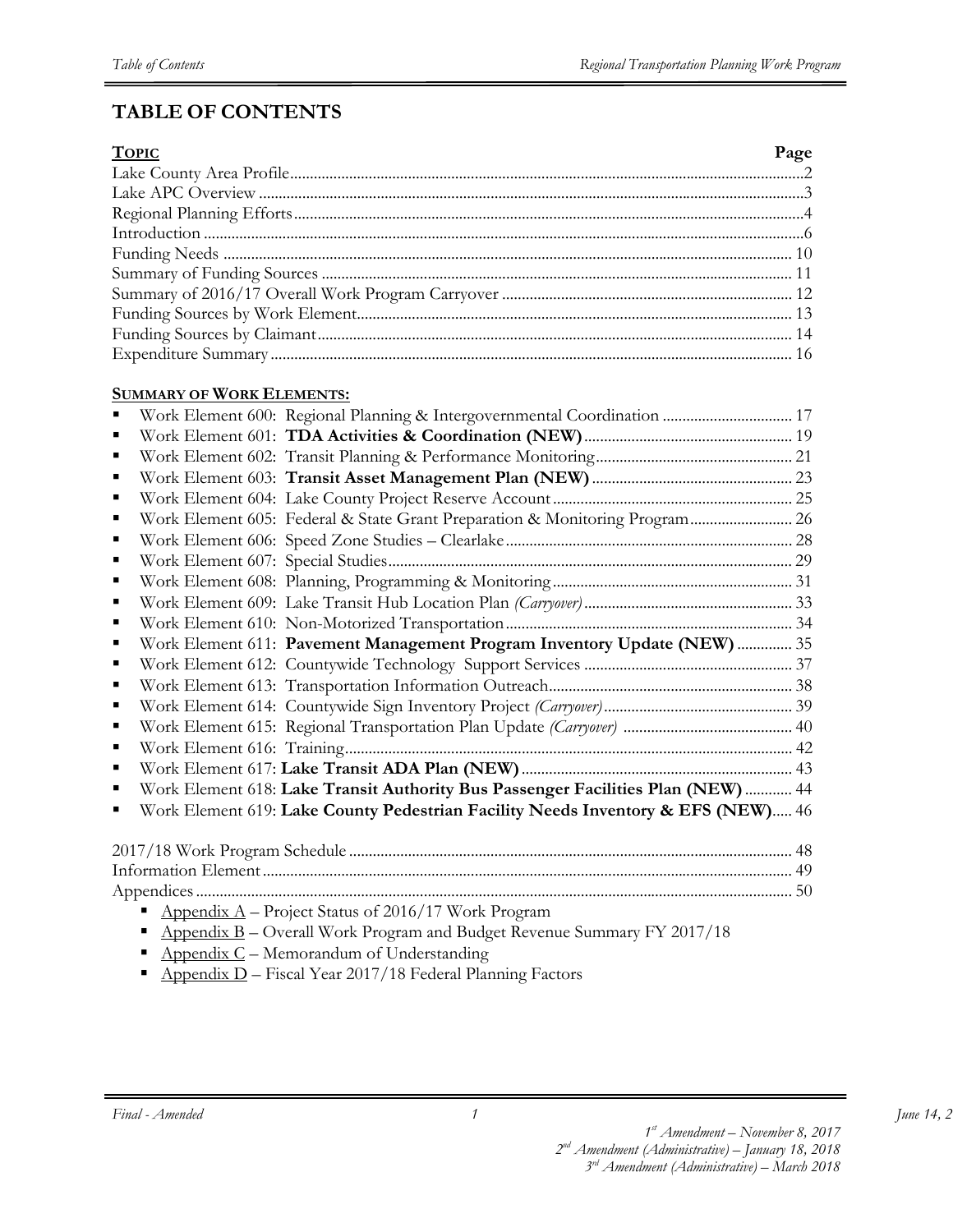# TABLE OF CONTENTS

| **Topic** | **Page** |
|---|---|
| Lake County Area Profile | 2 |
| Lake APC Overview | 3 |
| Regional Planning Efforts | 4 |
| Introduction | 6 |
| Funding Needs | 10 |
| Summary of Funding Sources | 11 |
| Summary of 2016/17 Overall Work Program Carryover | 12 |
| Funding Sources by Work Element | 13 |
| Funding Sources by Claimant | 14 |
| Expenditure Summary | 16 |

**SUMMARY OF WORK ELEMENTS:**

- Work Element 600: Regional Planning & Intergovernmental Coordination ..... 17
- Work Element 601: **TDA Activities & Coordination (NEW)** ..... 19
- Work Element 602: Transit Planning & Performance Monitoring ..... 21
- Work Element 603: **Transit Asset Management Plan (NEW)** ..... 23
- Work Element 604: Lake County Project Reserve Account ..... 25
- Work Element 605: Federal & State Grant Preparation & Monitoring Program ..... 26
- Work Element 606: Speed Zone Studies – Clearlake ..... 28
- Work Element 607: Special Studies ..... 29
- Work Element 608: Planning, Programming & Monitoring ..... 31
- Work Element 609: Lake Transit Hub Location Plan *(Carryover)* ..... 33
- Work Element 610: Non-Motorized Transportation ..... 34
- Work Element 611: **Pavement Management Program Inventory Update (NEW)** ..... 35
- Work Element 612: Countywide Technology Support Services ..... 37
- Work Element 613: Transportation Information Outreach ..... 38
- Work Element 614: Countywide Sign Inventory Project *(Carryover)* ..... 39
- Work Element 615: Regional Transportation Plan Update *(Carryover)* ..... 40
- Work Element 616: Training ..... 42
- Work Element 617: **Lake Transit ADA Plan (NEW)** ..... 43
- Work Element 618: **Lake Transit Authority Bus Passenger Facilities Plan (NEW)** ..... 44
- Work Element 619: **Lake County Pedestrian Facility Needs Inventory & EFS (NEW)** ..... 46

| | |
|---|---|
| 2017/18 Work Program Schedule | 48 |
| Information Element | 49 |
| Appendices | 50 |

- Appendix A – Project Status of 2016/17 Work Program
- Appendix B – Overall Work Program and Budget Revenue Summary FY 2017/18
- Appendix C – Memorandum of Understanding
- Appendix D – Fiscal Year 2017/18 Federal Planning Factors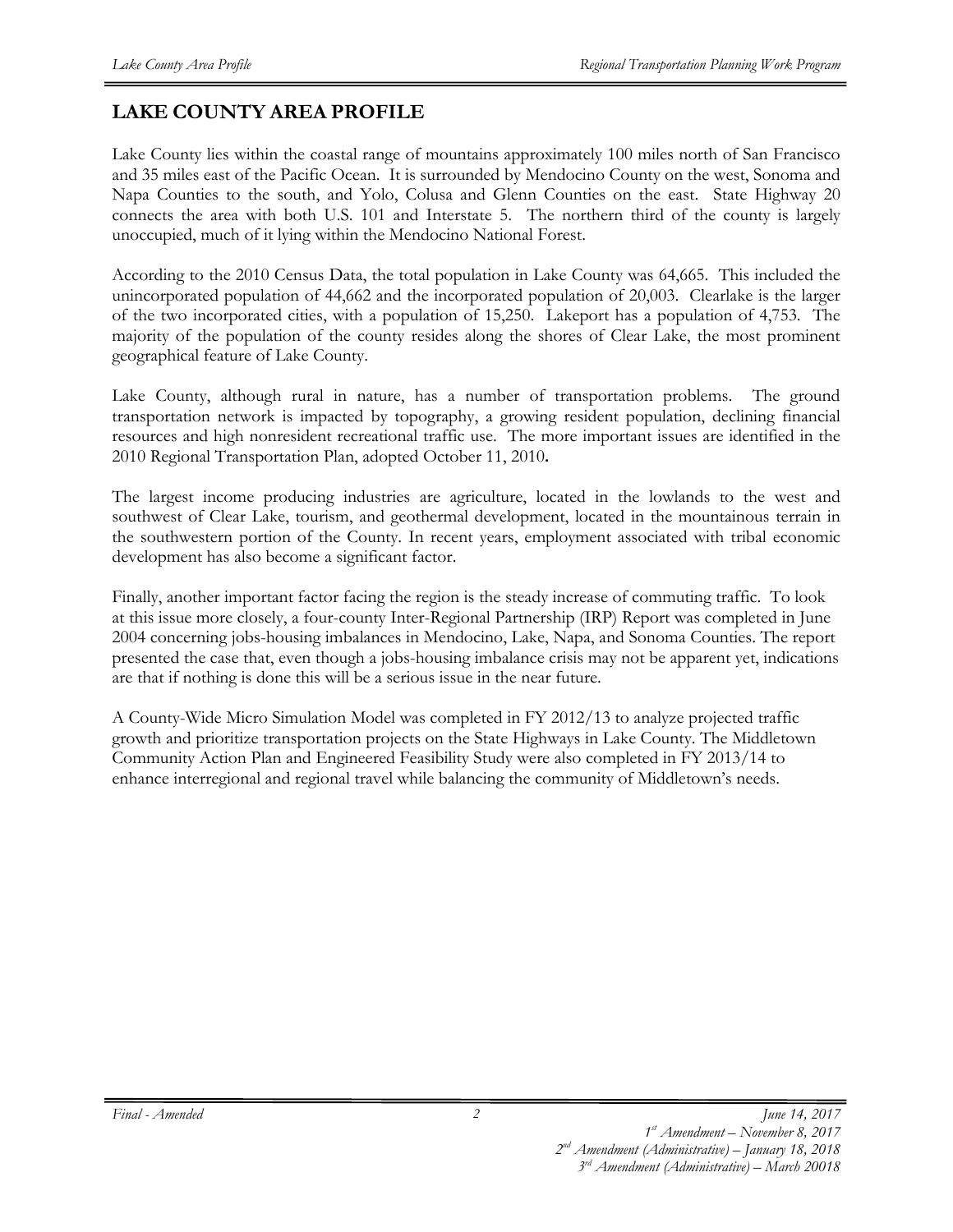# LAKE COUNTY AREA PROFILE

Lake County lies within the coastal range of mountains approximately 100 miles north of San Francisco and 35 miles east of the Pacific Ocean. It is surrounded by Mendocino County on the west, Sonoma and Napa Counties to the south, and Yolo, Colusa and Glenn Counties on the east. State Highway 20 connects the area with both U.S. 101 and Interstate 5. The northern third of the county is largely unoccupied, much of it lying within the Mendocino National Forest.

According to the 2010 Census Data, the total population in Lake County was 64,665. This included the unincorporated population of 44,662 and the incorporated population of 20,003. Clearlake is the larger of the two incorporated cities, with a population of 15,250. Lakeport has a population of 4,753. The majority of the population of the county resides along the shores of Clear Lake, the most prominent geographical feature of Lake County.

Lake County, although rural in nature, has a number of transportation problems. The ground transportation network is impacted by topography, a growing resident population, declining financial resources and high nonresident recreational traffic use. The more important issues are identified in the 2010 Regional Transportation Plan, adopted October 11, 2010**.**

The largest income producing industries are agriculture, located in the lowlands to the west and southwest of Clear Lake, tourism, and geothermal development, located in the mountainous terrain in the southwestern portion of the County. In recent years, employment associated with tribal economic development has also become a significant factor.

Finally, another important factor facing the region is the steady increase of commuting traffic. To look at this issue more closely, a four-county Inter-Regional Partnership (IRP) Report was completed in June 2004 concerning jobs-housing imbalances in Mendocino, Lake, Napa, and Sonoma Counties. The report presented the case that, even though a jobs-housing imbalance crisis may not be apparent yet, indications are that if nothing is done this will be a serious issue in the near future.

A County-Wide Micro Simulation Model was completed in FY 2012/13 to analyze projected traffic growth and prioritize transportation projects on the State Highways in Lake County. The Middletown Community Action Plan and Engineered Feasibility Study were also completed in FY 2013/14 to enhance interregional and regional travel while balancing the community of Middletown's needs.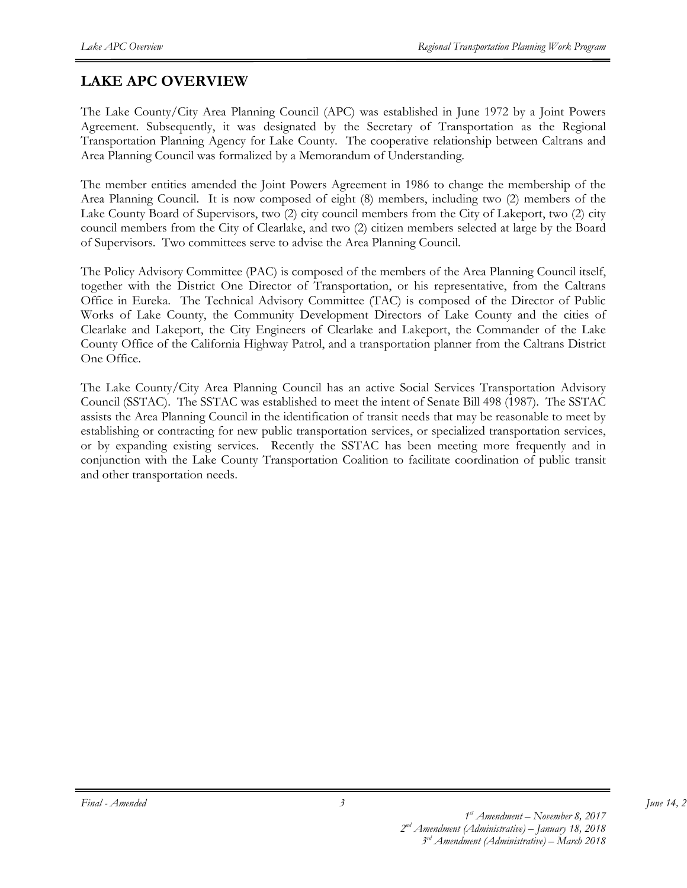# LAKE APC OVERVIEW

The Lake County/City Area Planning Council (APC) was established in June 1972 by a Joint Powers Agreement. Subsequently, it was designated by the Secretary of Transportation as the Regional Transportation Planning Agency for Lake County. The cooperative relationship between Caltrans and Area Planning Council was formalized by a Memorandum of Understanding.

The member entities amended the Joint Powers Agreement in 1986 to change the membership of the Area Planning Council. It is now composed of eight (8) members, including two (2) members of the Lake County Board of Supervisors, two (2) city council members from the City of Lakeport, two (2) city council members from the City of Clearlake, and two (2) citizen members selected at large by the Board of Supervisors. Two committees serve to advise the Area Planning Council.

The Policy Advisory Committee (PAC) is composed of the members of the Area Planning Council itself, together with the District One Director of Transportation, or his representative, from the Caltrans Office in Eureka. The Technical Advisory Committee (TAC) is composed of the Director of Public Works of Lake County, the Community Development Directors of Lake County and the cities of Clearlake and Lakeport, the City Engineers of Clearlake and Lakeport, the Commander of the Lake County Office of the California Highway Patrol, and a transportation planner from the Caltrans District One Office.

The Lake County/City Area Planning Council has an active Social Services Transportation Advisory Council (SSTAC). The SSTAC was established to meet the intent of Senate Bill 498 (1987). The SSTAC assists the Area Planning Council in the identification of transit needs that may be reasonable to meet by establishing or contracting for new public transportation services, or specialized transportation services, or by expanding existing services. Recently the SSTAC has been meeting more frequently and in conjunction with the Lake County Transportation Coalition to facilitate coordination of public transit and other transportation needs.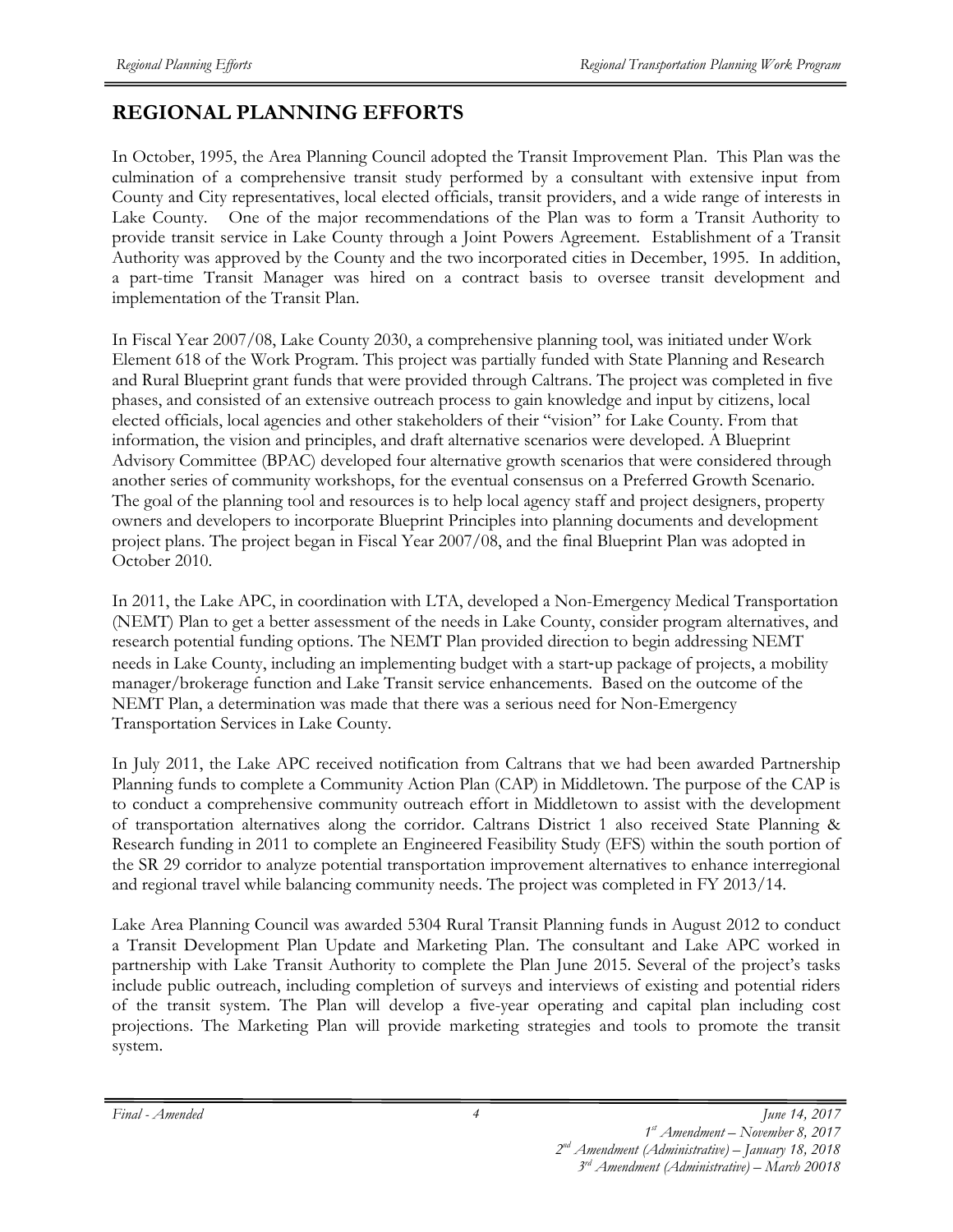# REGIONAL PLANNING EFFORTS

In October, 1995, the Area Planning Council adopted the Transit Improvement Plan. This Plan was the culmination of a comprehensive transit study performed by a consultant with extensive input from County and City representatives, local elected officials, transit providers, and a wide range of interests in Lake County. One of the major recommendations of the Plan was to form a Transit Authority to provide transit service in Lake County through a Joint Powers Agreement. Establishment of a Transit Authority was approved by the County and the two incorporated cities in December, 1995. In addition, a part-time Transit Manager was hired on a contract basis to oversee transit development and implementation of the Transit Plan.

In Fiscal Year 2007/08, Lake County 2030, a comprehensive planning tool, was initiated under Work Element 618 of the Work Program. This project was partially funded with State Planning and Research and Rural Blueprint grant funds that were provided through Caltrans. The project was completed in five phases, and consisted of an extensive outreach process to gain knowledge and input by citizens, local elected officials, local agencies and other stakeholders of their "vision" for Lake County. From that information, the vision and principles, and draft alternative scenarios were developed. A Blueprint Advisory Committee (BPAC) developed four alternative growth scenarios that were considered through another series of community workshops, for the eventual consensus on a Preferred Growth Scenario. The goal of the planning tool and resources is to help local agency staff and project designers, property owners and developers to incorporate Blueprint Principles into planning documents and development project plans. The project began in Fiscal Year 2007/08, and the final Blueprint Plan was adopted in October 2010.

In 2011, the Lake APC, in coordination with LTA, developed a Non-Emergency Medical Transportation (NEMT) Plan to get a better assessment of the needs in Lake County, consider program alternatives, and research potential funding options. The NEMT Plan provided direction to begin addressing NEMT needs in Lake County, including an implementing budget with a start-up package of projects, a mobility manager/brokerage function and Lake Transit service enhancements. Based on the outcome of the NEMT Plan, a determination was made that there was a serious need for Non-Emergency Transportation Services in Lake County.

In July 2011, the Lake APC received notification from Caltrans that we had been awarded Partnership Planning funds to complete a Community Action Plan (CAP) in Middletown. The purpose of the CAP is to conduct a comprehensive community outreach effort in Middletown to assist with the development of transportation alternatives along the corridor. Caltrans District 1 also received State Planning & Research funding in 2011 to complete an Engineered Feasibility Study (EFS) within the south portion of the SR 29 corridor to analyze potential transportation improvement alternatives to enhance interregional and regional travel while balancing community needs. The project was completed in FY 2013/14.

Lake Area Planning Council was awarded 5304 Rural Transit Planning funds in August 2012 to conduct a Transit Development Plan Update and Marketing Plan. The consultant and Lake APC worked in partnership with Lake Transit Authority to complete the Plan June 2015. Several of the project's tasks include public outreach, including completion of surveys and interviews of existing and potential riders of the transit system. The Plan will develop a five-year operating and capital plan including cost projections. The Marketing Plan will provide marketing strategies and tools to promote the transit system.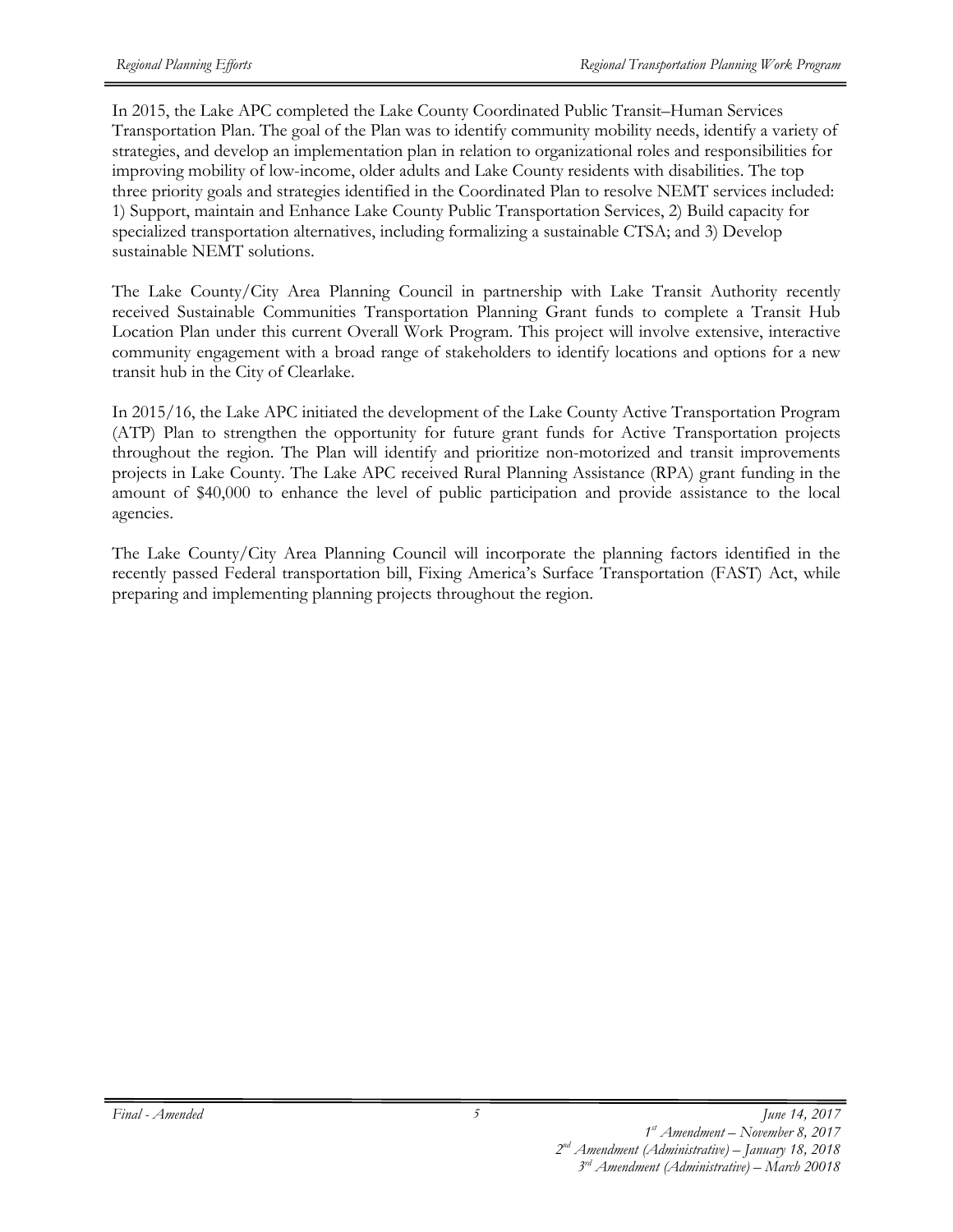In 2015, the Lake APC completed the Lake County Coordinated Public Transit–Human Services Transportation Plan. The goal of the Plan was to identify community mobility needs, identify a variety of strategies, and develop an implementation plan in relation to organizational roles and responsibilities for improving mobility of low-income, older adults and Lake County residents with disabilities. The top three priority goals and strategies identified in the Coordinated Plan to resolve NEMT services included: 1) Support, maintain and Enhance Lake County Public Transportation Services, 2) Build capacity for specialized transportation alternatives, including formalizing a sustainable CTSA; and 3) Develop sustainable NEMT solutions.

The Lake County/City Area Planning Council in partnership with Lake Transit Authority recently received Sustainable Communities Transportation Planning Grant funds to complete a Transit Hub Location Plan under this current Overall Work Program. This project will involve extensive, interactive community engagement with a broad range of stakeholders to identify locations and options for a new transit hub in the City of Clearlake.

In 2015/16, the Lake APC initiated the development of the Lake County Active Transportation Program (ATP) Plan to strengthen the opportunity for future grant funds for Active Transportation projects throughout the region. The Plan will identify and prioritize non-motorized and transit improvements projects in Lake County. The Lake APC received Rural Planning Assistance (RPA) grant funding in the amount of $40,000 to enhance the level of public participation and provide assistance to the local agencies.

The Lake County/City Area Planning Council will incorporate the planning factors identified in the recently passed Federal transportation bill, Fixing America's Surface Transportation (FAST) Act, while preparing and implementing planning projects throughout the region.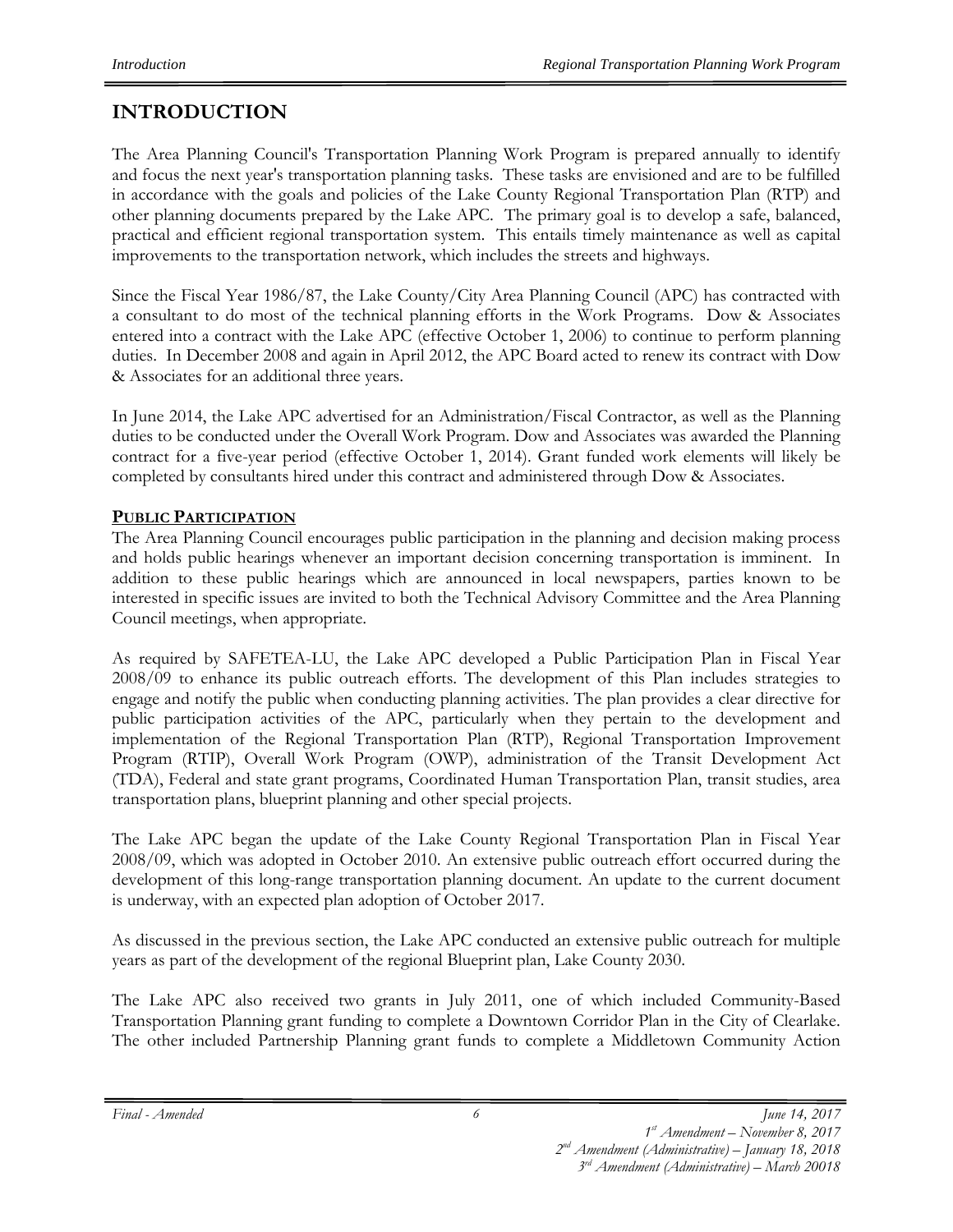# INTRODUCTION

The Area Planning Council's Transportation Planning Work Program is prepared annually to identify and focus the next year's transportation planning tasks. These tasks are envisioned and are to be fulfilled in accordance with the goals and policies of the Lake County Regional Transportation Plan (RTP) and other planning documents prepared by the Lake APC. The primary goal is to develop a safe, balanced, practical and efficient regional transportation system. This entails timely maintenance as well as capital improvements to the transportation network, which includes the streets and highways.

Since the Fiscal Year 1986/87, the Lake County/City Area Planning Council (APC) has contracted with a consultant to do most of the technical planning efforts in the Work Programs. Dow & Associates entered into a contract with the Lake APC (effective October 1, 2006) to continue to perform planning duties. In December 2008 and again in April 2012, the APC Board acted to renew its contract with Dow & Associates for an additional three years.

In June 2014, the Lake APC advertised for an Administration/Fiscal Contractor, as well as the Planning duties to be conducted under the Overall Work Program. Dow and Associates was awarded the Planning contract for a five-year period (effective October 1, 2014). Grant funded work elements will likely be completed by consultants hired under this contract and administered through Dow & Associates.

## PUBLIC PARTICIPATION

The Area Planning Council encourages public participation in the planning and decision making process and holds public hearings whenever an important decision concerning transportation is imminent. In addition to these public hearings which are announced in local newspapers, parties known to be interested in specific issues are invited to both the Technical Advisory Committee and the Area Planning Council meetings, when appropriate.

As required by SAFETEA-LU, the Lake APC developed a Public Participation Plan in Fiscal Year 2008/09 to enhance its public outreach efforts. The development of this Plan includes strategies to engage and notify the public when conducting planning activities. The plan provides a clear directive for public participation activities of the APC, particularly when they pertain to the development and implementation of the Regional Transportation Plan (RTP), Regional Transportation Improvement Program (RTIP), Overall Work Program (OWP), administration of the Transit Development Act (TDA), Federal and state grant programs, Coordinated Human Transportation Plan, transit studies, area transportation plans, blueprint planning and other special projects.

The Lake APC began the update of the Lake County Regional Transportation Plan in Fiscal Year 2008/09, which was adopted in October 2010. An extensive public outreach effort occurred during the development of this long-range transportation planning document. An update to the current document is underway, with an expected plan adoption of October 2017.

As discussed in the previous section, the Lake APC conducted an extensive public outreach for multiple years as part of the development of the regional Blueprint plan, Lake County 2030.

The Lake APC also received two grants in July 2011, one of which included Community-Based Transportation Planning grant funding to complete a Downtown Corridor Plan in the City of Clearlake. The other included Partnership Planning grant funds to complete a Middletown Community Action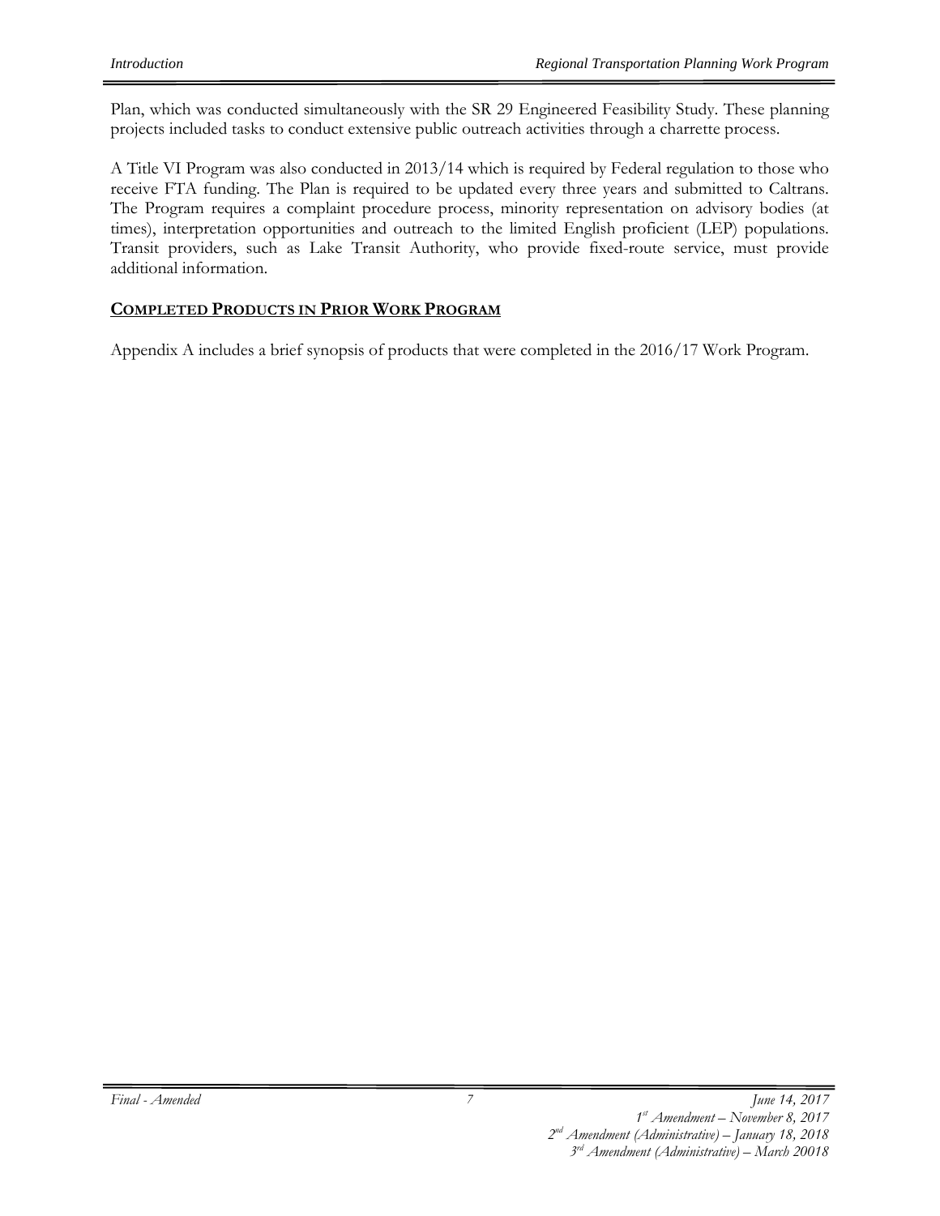Plan, which was conducted simultaneously with the SR 29 Engineered Feasibility Study. These planning projects included tasks to conduct extensive public outreach activities through a charrette process.

A Title VI Program was also conducted in 2013/14 which is required by Federal regulation to those who receive FTA funding. The Plan is required to be updated every three years and submitted to Caltrans. The Program requires a complaint procedure process, minority representation on advisory bodies (at times), interpretation opportunities and outreach to the limited English proficient (LEP) populations. Transit providers, such as Lake Transit Authority, who provide fixed-route service, must provide additional information.

## COMPLETED PRODUCTS IN PRIOR WORK PROGRAM

Appendix A includes a brief synopsis of products that were completed in the 2016/17 Work Program.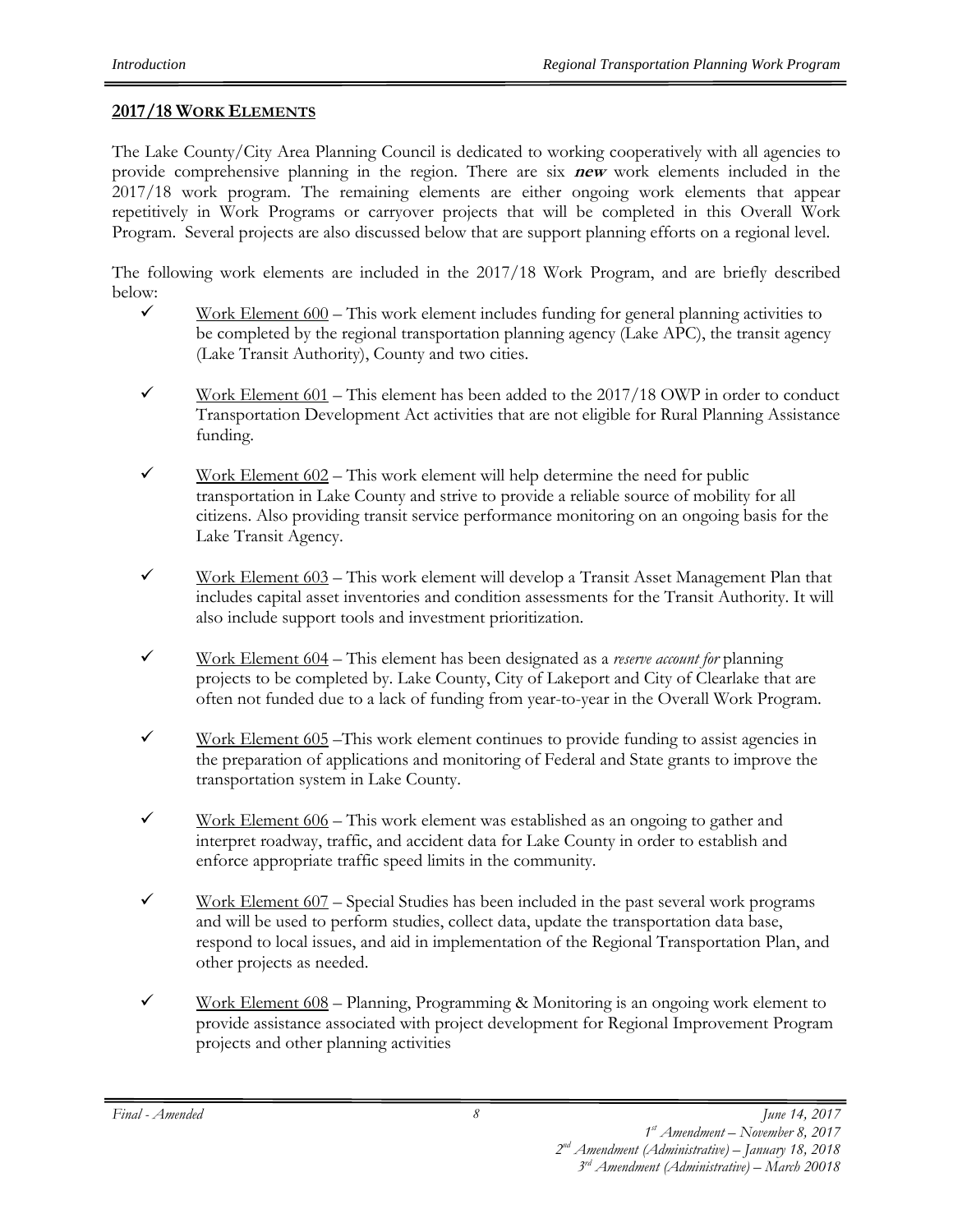## 2017/18 WORK ELEMENTS

The Lake County/City Area Planning Council is dedicated to working cooperatively with all agencies to provide comprehensive planning in the region. There are six ***new*** work elements included in the 2017/18 work program. The remaining elements are either ongoing work elements that appear repetitively in Work Programs or carryover projects that will be completed in this Overall Work Program. Several projects are also discussed below that are support planning efforts on a regional level.

The following work elements are included in the 2017/18 Work Program, and are briefly described below:

- ✓ Work Element 600 – This work element includes funding for general planning activities to be completed by the regional transportation planning agency (Lake APC), the transit agency (Lake Transit Authority), County and two cities.
- ✓ Work Element 601 – This element has been added to the 2017/18 OWP in order to conduct Transportation Development Act activities that are not eligible for Rural Planning Assistance funding.
- ✓ Work Element 602 – This work element will help determine the need for public transportation in Lake County and strive to provide a reliable source of mobility for all citizens. Also providing transit service performance monitoring on an ongoing basis for the Lake Transit Agency.
- ✓ Work Element 603 – This work element will develop a Transit Asset Management Plan that includes capital asset inventories and condition assessments for the Transit Authority. It will also include support tools and investment prioritization.
- ✓ Work Element 604 – This element has been designated as a *reserve account for* planning projects to be completed by. Lake County, City of Lakeport and City of Clearlake that are often not funded due to a lack of funding from year-to-year in the Overall Work Program.
- ✓ Work Element 605 –This work element continues to provide funding to assist agencies in the preparation of applications and monitoring of Federal and State grants to improve the transportation system in Lake County.
- ✓ Work Element 606 – This work element was established as an ongoing to gather and interpret roadway, traffic, and accident data for Lake County in order to establish and enforce appropriate traffic speed limits in the community.
- ✓ Work Element 607 – Special Studies has been included in the past several work programs and will be used to perform studies, collect data, update the transportation data base, respond to local issues, and aid in implementation of the Regional Transportation Plan, and other projects as needed.
- ✓ Work Element 608 – Planning, Programming & Monitoring is an ongoing work element to provide assistance associated with project development for Regional Improvement Program projects and other planning activities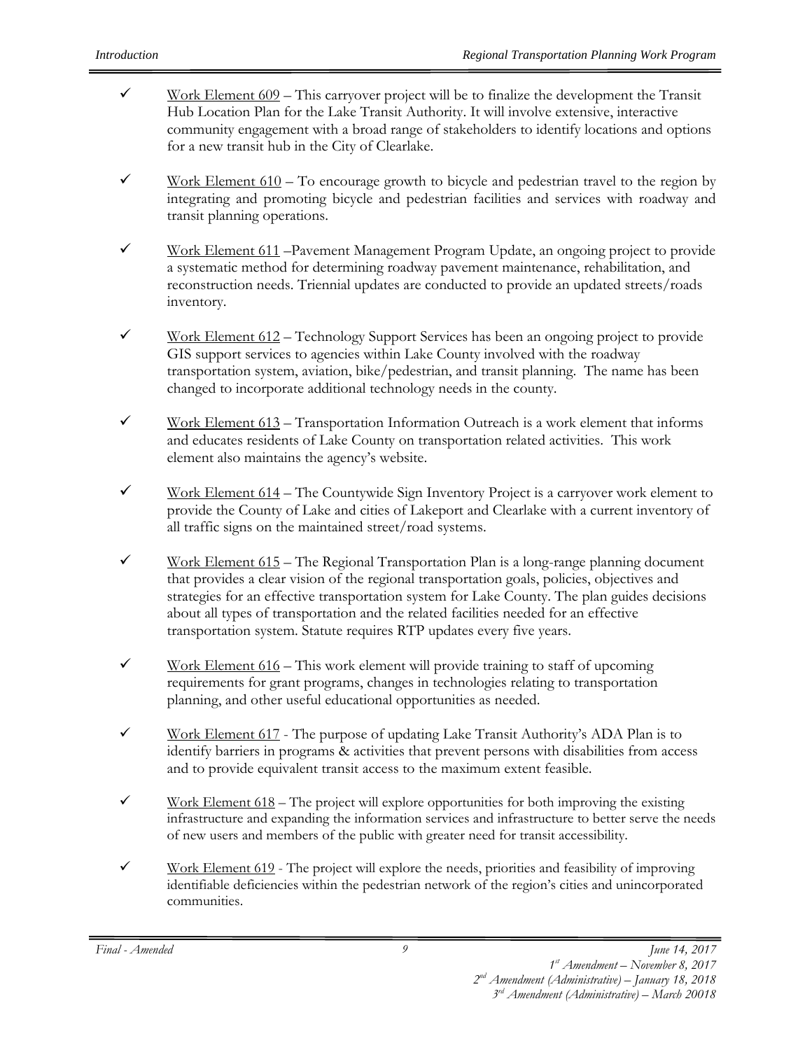- ✓ Work Element 609 – This carryover project will be to finalize the development the Transit Hub Location Plan for the Lake Transit Authority. It will involve extensive, interactive community engagement with a broad range of stakeholders to identify locations and options for a new transit hub in the City of Clearlake.

- ✓ Work Element 610 – To encourage growth to bicycle and pedestrian travel to the region by integrating and promoting bicycle and pedestrian facilities and services with roadway and transit planning operations.

- ✓ Work Element 611 –Pavement Management Program Update, an ongoing project to provide a systematic method for determining roadway pavement maintenance, rehabilitation, and reconstruction needs. Triennial updates are conducted to provide an updated streets/roads inventory.

- ✓ Work Element 612 – Technology Support Services has been an ongoing project to provide GIS support services to agencies within Lake County involved with the roadway transportation system, aviation, bike/pedestrian, and transit planning. The name has been changed to incorporate additional technology needs in the county.

- ✓ Work Element 613 – Transportation Information Outreach is a work element that informs and educates residents of Lake County on transportation related activities. This work element also maintains the agency's website.

- ✓ Work Element 614 – The Countywide Sign Inventory Project is a carryover work element to provide the County of Lake and cities of Lakeport and Clearlake with a current inventory of all traffic signs on the maintained street/road systems.

- ✓ Work Element 615 – The Regional Transportation Plan is a long-range planning document that provides a clear vision of the regional transportation goals, policies, objectives and strategies for an effective transportation system for Lake County. The plan guides decisions about all types of transportation and the related facilities needed for an effective transportation system. Statute requires RTP updates every five years.

- ✓ Work Element 616 – This work element will provide training to staff of upcoming requirements for grant programs, changes in technologies relating to transportation planning, and other useful educational opportunities as needed.

- ✓ Work Element 617 - The purpose of updating Lake Transit Authority's ADA Plan is to identify barriers in programs & activities that prevent persons with disabilities from access and to provide equivalent transit access to the maximum extent feasible.

- ✓ Work Element 618 – The project will explore opportunities for both improving the existing infrastructure and expanding the information services and infrastructure to better serve the needs of new users and members of the public with greater need for transit accessibility.

- ✓ Work Element 619 - The project will explore the needs, priorities and feasibility of improving identifiable deficiencies within the pedestrian network of the region's cities and unincorporated communities.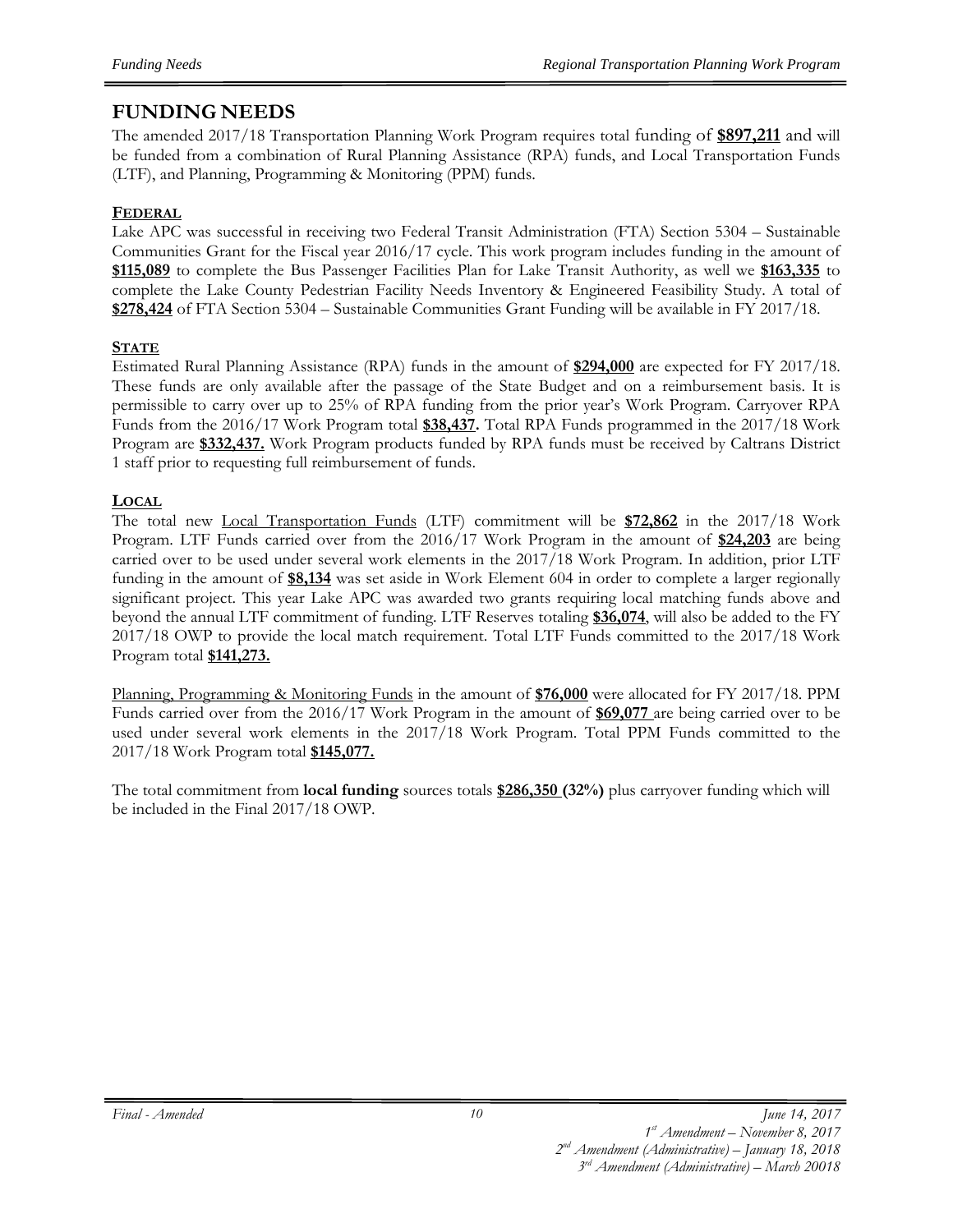# FUNDING NEEDS

The amended 2017/18 Transportation Planning Work Program requires total funding of **$897,211** and will be funded from a combination of Rural Planning Assistance (RPA) funds, and Local Transportation Funds (LTF), and Planning, Programming & Monitoring (PPM) funds.

## FEDERAL

Lake APC was successful in receiving two Federal Transit Administration (FTA) Section 5304 – Sustainable Communities Grant for the Fiscal year 2016/17 cycle. This work program includes funding in the amount of **$115,089** to complete the Bus Passenger Facilities Plan for Lake Transit Authority, as well we **$163,335** to complete the Lake County Pedestrian Facility Needs Inventory & Engineered Feasibility Study. A total of **$278,424** of FTA Section 5304 – Sustainable Communities Grant Funding will be available in FY 2017/18.

## STATE

Estimated Rural Planning Assistance (RPA) funds in the amount of **$294,000** are expected for FY 2017/18. These funds are only available after the passage of the State Budget and on a reimbursement basis. It is permissible to carry over up to 25% of RPA funding from the prior year's Work Program. Carryover RPA Funds from the 2016/17 Work Program total **$38,437.** Total RPA Funds programmed in the 2017/18 Work Program are **$332,437.** Work Program products funded by RPA funds must be received by Caltrans District 1 staff prior to requesting full reimbursement of funds.

## LOCAL

The total new Local Transportation Funds (LTF) commitment will be **$72,862** in the 2017/18 Work Program. LTF Funds carried over from the 2016/17 Work Program in the amount of **$24,203** are being carried over to be used under several work elements in the 2017/18 Work Program. In addition, prior LTF funding in the amount of **$8,134** was set aside in Work Element 604 in order to complete a larger regionally significant project. This year Lake APC was awarded two grants requiring local matching funds above and beyond the annual LTF commitment of funding. LTF Reserves totaling **$36,074**, will also be added to the FY 2017/18 OWP to provide the local match requirement. Total LTF Funds committed to the 2017/18 Work Program total **$141,273.**

Planning, Programming & Monitoring Funds in the amount of **$76,000** were allocated for FY 2017/18. PPM Funds carried over from the 2016/17 Work Program in the amount of **$69,077** are being carried over to be used under several work elements in the 2017/18 Work Program. Total PPM Funds committed to the 2017/18 Work Program total **$145,077.**

The total commitment from **local funding** sources totals **$286,350 (32%)** plus carryover funding which will be included in the Final 2017/18 OWP.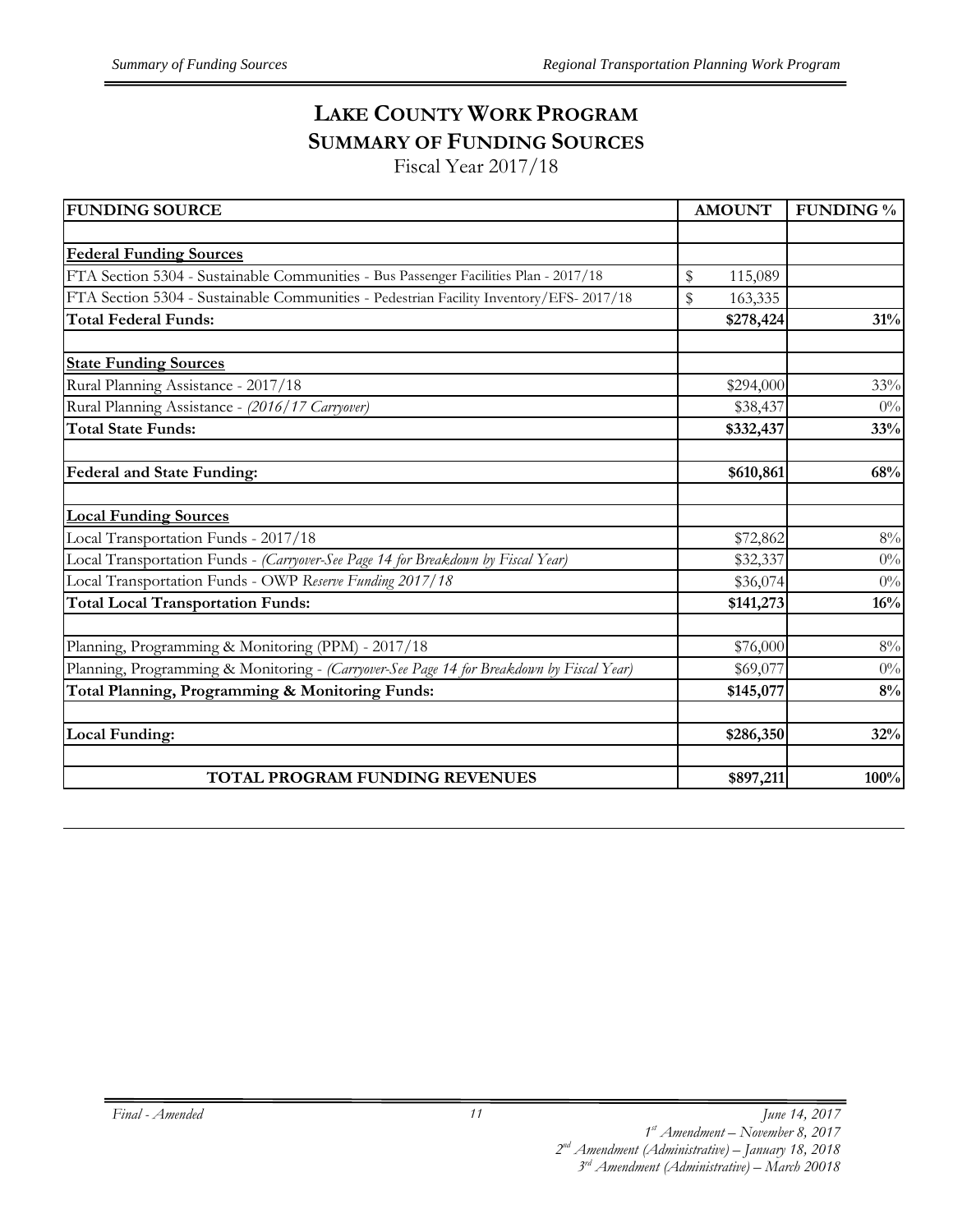# LAKE COUNTY WORK PROGRAM
## SUMMARY OF FUNDING SOURCES
Fiscal Year 2017/18

| FUNDING SOURCE | AMOUNT | FUNDING % |
|---|---|---|
| | | |
| **Federal Funding Sources** | | |
| FTA Section 5304 - Sustainable Communities - Bus Passenger Facilities Plan - 2017/18 | $ 115,089 | |
| FTA Section 5304 - Sustainable Communities - Pedestrian Facility Inventory/EFS- 2017/18 | $ 163,335 | |
| **Total Federal Funds:** | **$278,424** | **31%** |
| | | |
| **State Funding Sources** | | |
| Rural Planning Assistance - 2017/18 | $294,000 | 33% |
| Rural Planning Assistance - *(2016/17 Carryover)* | $38,437 | 0% |
| **Total State Funds:** | **$332,437** | **33%** |
| | | |
| **Federal and State Funding:** | **$610,861** | **68%** |
| | | |
| **Local Funding Sources** | | |
| Local Transportation Funds - 2017/18 | $72,862 | 8% |
| Local Transportation Funds - *(Carryover-See Page 14 for Breakdown by Fiscal Year)* | $32,337 | 0% |
| Local Transportation Funds - OWP *Reserve Funding 2017/18* | $36,074 | 0% |
| **Total Local Transportation Funds:** | **$141,273** | **16%** |
| | | |
| Planning, Programming & Monitoring (PPM) - 2017/18 | $76,000 | 8% |
| Planning, Programming & Monitoring - *(Carryover-See Page 14 for Breakdown by Fiscal Year)* | $69,077 | 0% |
| **Total Planning, Programming & Monitoring Funds:** | **$145,077** | **8%** |
| | | |
| **Local Funding:** | **$286,350** | **32%** |
| | | |
| **TOTAL PROGRAM FUNDING REVENUES** | **$897,211** | **100%** |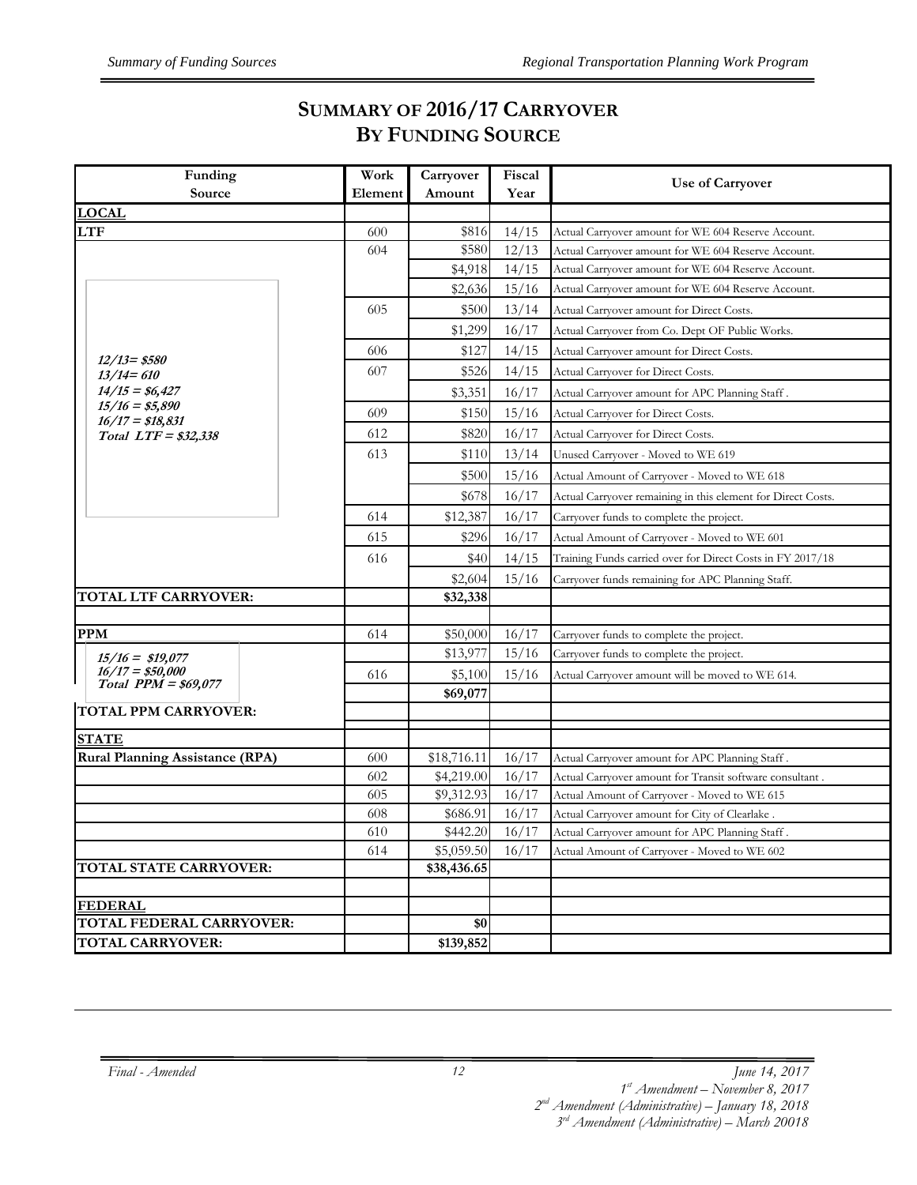# SUMMARY OF 2016/17 CARRYOVER BY FUNDING SOURCE

| Funding Source | Work Element | Carryover Amount | Fiscal Year | Use of Carryover |
|---|---|---|---|---|
| **LOCAL** | | | | |
| **LTF** | 600 | $816 | 14/15 | Actual Carryover amount for WE 604 Reserve Account. |
| | 604 | $580 | 12/13 | Actual Carryover amount for WE 604 Reserve Account. |
| | | $4,918 | 14/15 | Actual Carryover amount for WE 604 Reserve Account. |
| | | $2,636 | 15/16 | Actual Carryover amount for WE 604 Reserve Account. |
| | 605 | $500 | 13/14 | Actual Carryover amount for Direct Costs. |
| | | $1,299 | 16/17 | Actual Carryover from Co. Dept OF Public Works. |
| | 606 | $127 | 14/15 | Actual Carryover amount for Direct Costs. |
| *12/13= $580*<br>*13/14= 610*<br>*14/15 = $6,427*<br>*15/16 = $5,890*<br>*16/17 = $18,831*<br>*Total LTF = $32,338* | 607 | $526 | 14/15 | Actual Carryover for Direct Costs. |
| | | $3,351 | 16/17 | Actual Carryover amount for APC Planning Staff . |
| | 609 | $150 | 15/16 | Actual Carryover for Direct Costs. |
| | 612 | $820 | 16/17 | Actual Carryover for Direct Costs. |
| | 613 | $110 | 13/14 | Unused Carryover - Moved to WE 619 |
| | | $500 | 15/16 | Actual Amount of Carryover - Moved to WE 618 |
| | | $678 | 16/17 | Actual Carryover remaining in this element for Direct Costs. |
| | 614 | $12,387 | 16/17 | Carryover funds to complete the project. |
| | 615 | $296 | 16/17 | Actual Amount of Carryover - Moved to WE 601 |
| | 616 | $40 | 14/15 | Training Funds carried over for Direct Costs in FY 2017/18 |
| | | $2,604 | 15/16 | Carryover funds remaining for APC Planning Staff. |
| **TOTAL LTF CARRYOVER:** | | **$32,338** | | |
| | | | | |
| **PPM** | 614 | $50,000 | 16/17 | Carryover funds to complete the project. |
| *15/16 = $19,077*<br>*16/17 = $50,000*<br>*Total PPM = $69,077* | | $13,977 | 15/16 | Carryover funds to complete the project. |
| | 616 | $5,100 | 15/16 | Actual Carryover amount will be moved to WE 614. |
| | | **$69,077** | | |
| **TOTAL PPM CARRYOVER:** | | | | |
| **STATE** | | | | |
| **Rural Planning Assistance (RPA)** | 600 | $18,716.11 | 16/17 | Actual Carryover amount for APC Planning Staff . |
| | 602 | $4,219.00 | 16/17 | Actual Carryover amount for Transit software consultant . |
| | 605 | $9,312.93 | 16/17 | Actual Amount of Carryover - Moved to WE 615 |
| | 608 | $686.91 | 16/17 | Actual Carryover amount for City of Clearlake . |
| | 610 | $442.20 | 16/17 | Actual Carryover amount for APC Planning Staff . |
| | 614 | $5,059.50 | 16/17 | Actual Amount of Carryover - Moved to WE 602 |
| **TOTAL STATE CARRYOVER:** | | **$38,436.65** | | |
| | | | | |
| **FEDERAL** | | | | |
| **TOTAL FEDERAL CARRYOVER:** | | **$0** | | |
| **TOTAL CARRYOVER:** | | **$139,852** | | |

*Final - Amended*

*June 14, 2017*
*1st Amendment – November 8, 2017*
*2nd Amendment (Administrative) – January 18, 2018*
*3rd Amendment (Administrative) – March 20018*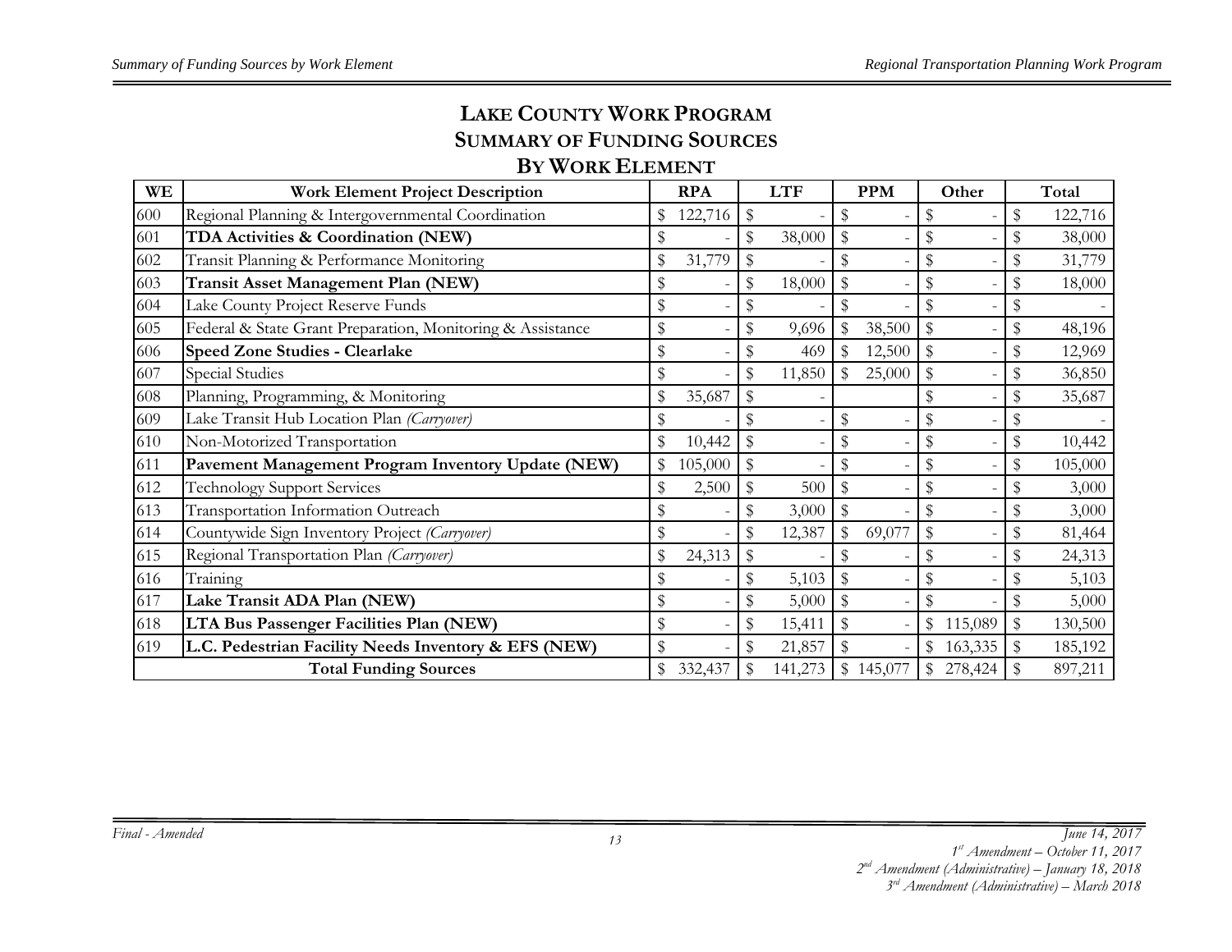# LAKE COUNTY WORK PROGRAM
## SUMMARY OF FUNDING SOURCES
## BY WORK ELEMENT

| WE | Work Element Project Description | RPA | LTF | PPM | Other | Total |
|---|---|---|---|---|---|---|
| 600 | Regional Planning & Intergovernmental Coordination | $ 122,716 | $ - | $ - | $ - | $ 122,716 |
| 601 | **TDA Activities & Coordination (NEW)** | $ - | $ 38,000 | $ - | $ - | $ 38,000 |
| 602 | Transit Planning & Performance Monitoring | $ 31,779 | $ - | $ - | $ - | $ 31,779 |
| 603 | **Transit Asset Management Plan (NEW)** | $ - | $ 18,000 | $ - | $ - | $ 18,000 |
| 604 | Lake County Project Reserve Funds | $ - | $ - | $ - | $ - | $ - |
| 605 | Federal & State Grant Preparation, Monitoring & Assistance | $ - | $ 9,696 | $ 38,500 | $ - | $ 48,196 |
| 606 | **Speed Zone Studies - Clearlake** | $ - | $ 469 | $ 12,500 | $ - | $ 12,969 |
| 607 | Special Studies | $ - | $ 11,850 | $ 25,000 | $ - | $ 36,850 |
| 608 | Planning, Programming, & Monitoring | $ 35,687 | $ - | | $ - | $ 35,687 |
| 609 | Lake Transit Hub Location Plan *(Carryover)* | $ - | $ - | $ - | $ - | $ - |
| 610 | Non-Motorized Transportation | $ 10,442 | $ - | $ - | $ - | $ 10,442 |
| 611 | **Pavement Management Program Inventory Update (NEW)** | $ 105,000 | $ - | $ - | $ - | $ 105,000 |
| 612 | Technology Support Services | $ 2,500 | $ 500 | $ - | $ - | $ 3,000 |
| 613 | Transportation Information Outreach | $ - | $ 3,000 | $ - | $ - | $ 3,000 |
| 614 | Countywide Sign Inventory Project *(Carryover)* | $ - | $ 12,387 | $ 69,077 | $ - | $ 81,464 |
| 615 | Regional Transportation Plan *(Carryover)* | $ 24,313 | $ - | $ - | $ - | $ 24,313 |
| 616 | Training | $ - | $ 5,103 | $ - | $ - | $ 5,103 |
| 617 | **Lake Transit ADA Plan (NEW)** | $ - | $ 5,000 | $ - | $ - | $ 5,000 |
| 618 | **LTA Bus Passenger Facilities Plan (NEW)** | $ - | $ 15,411 | $ - | $ 115,089 | $ 130,500 |
| 619 | **L.C. Pedestrian Facility Needs Inventory & EFS (NEW)** | $ - | $ 21,857 | $ - | $ 163,335 | $ 185,192 |
| | **Total Funding Sources** | $ 332,437 | $ 141,273 | $ 145,077 | $ 278,424 | $ 897,211 |

*Final - Amended*

*June 14, 2017*
*1st Amendment – October 11, 2017*
*2nd Amendment (Administrative) – January 18, 2018*
*3rd Amendment (Administrative) – March 2018*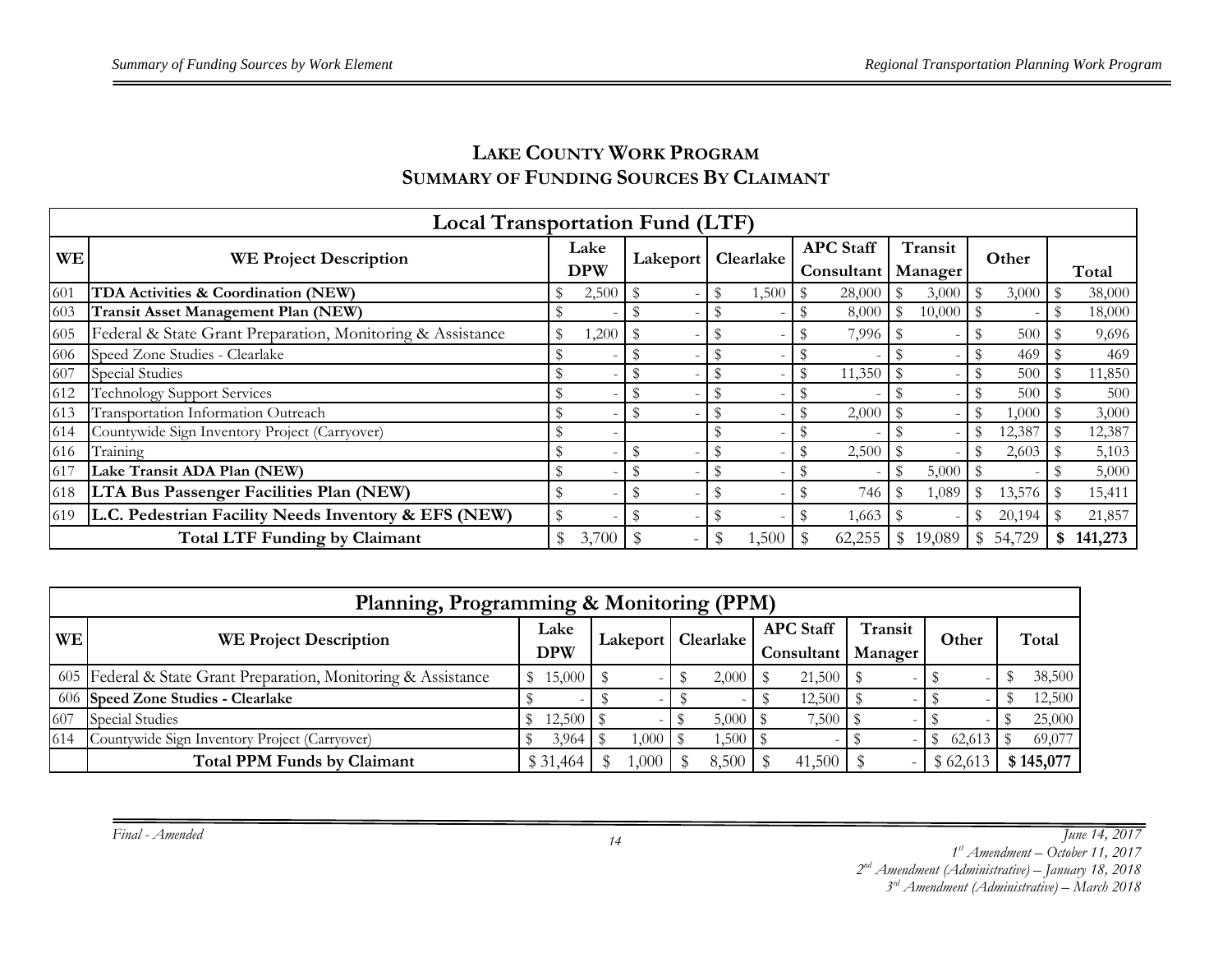## LAKE COUNTY WORK PROGRAM
## SUMMARY OF FUNDING SOURCES BY CLAIMANT

| Local Transportation Fund (LTF) | | | | | | | | |
|---|---|---|---|---|---|---|---|---|
| WE | WE Project Description | Lake DPW | Lakeport | Clearlake | APC Staff Consultant | Transit Manager | Other | Total |
| 601 | **TDA Activities & Coordination (NEW)** | $ 2,500 | $ - | $ 1,500 | $ 28,000 | $ 3,000 | $ 3,000 | $ 38,000 |
| 603 | **Transit Asset Management Plan (NEW)** | $ - | $ - | $ - | $ 8,000 | $ 10,000 | $ - | $ 18,000 |
| 605 | Federal & State Grant Preparation, Monitoring & Assistance | $ 1,200 | $ - | $ - | $ 7,996 | $ - | $ 500 | $ 9,696 |
| 606 | Speed Zone Studies - Clearlake | $ - | $ - | $ - | $ - | $ - | $ 469 | $ 469 |
| 607 | Special Studies | $ - | $ - | $ - | $ 11,350 | $ - | $ 500 | $ 11,850 |
| 612 | Technology Support Services | $ - | $ - | $ - | $ - | $ - | $ 500 | $ 500 |
| 613 | Transportation Information Outreach | $ - | $ - | $ - | $ 2,000 | $ - | $ 1,000 | $ 3,000 |
| 614 | Countywide Sign Inventory Project (Carryover) | $ - | | $ - | $ - | $ - | $ 12,387 | $ 12,387 |
| 616 | Training | $ - | $ - | $ - | $ 2,500 | $ - | $ 2,603 | $ 5,103 |
| 617 | **Lake Transit ADA Plan (NEW)** | $ - | $ - | $ - | $ - | $ 5,000 | $ - | $ 5,000 |
| 618 | **LTA Bus Passenger Facilities Plan (NEW)** | $ - | $ - | $ - | $ 746 | $ 1,089 | $ 13,576 | $ 15,411 |
| 619 | **L.C. Pedestrian Facility Needs Inventory & EFS (NEW)** | $ - | $ - | $ - | $ 1,663 | $ - | $ 20,194 | $ 21,857 |
| | **Total LTF Funding by Claimant** | $ 3,700 | $ - | $ 1,500 | $ 62,255 | $ 19,089 | $ 54,729 | **$ 141,273** |

| Planning, Programming & Monitoring (PPM) | | | | | | | | |
|---|---|---|---|---|---|---|---|---|
| WE | WE Project Description | Lake DPW | Lakeport | Clearlake | APC Staff Consultant | Transit Manager | Other | Total |
| 605 | Federal & State Grant Preparation, Monitoring & Assistance | $ 15,000 | $ - | $ 2,000 | $ 21,500 | $ - | $ - | $ 38,500 |
| 606 | **Speed Zone Studies - Clearlake** | $ - | $ - | $ - | $ 12,500 | $ - | $ - | $ 12,500 |
| 607 | Special Studies | $ 12,500 | $ - | $ 5,000 | $ 7,500 | $ - | $ - | $ 25,000 |
| 614 | Countywide Sign Inventory Project (Carryover) | $ 3,964 | $ 1,000 | $ 1,500 | $ - | $ - | $ 62,613 | $ 69,077 |
| | **Total PPM Funds by Claimant** | $ 31,464 | $ 1,000 | $ 8,500 | $ 41,500 | $ - | $ 62,613 | **$ 145,077** |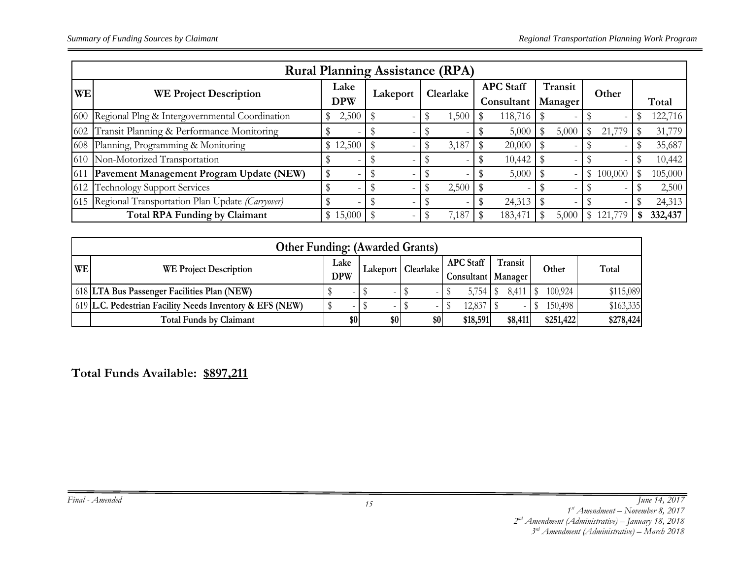| Rural Planning Assistance (RPA) | | | | | | | | |
|---|---|---|---|---|---|---|---|---|
| **WE** | **WE Project Description** | **Lake DPW** | **Lakeport** | **Clearlake** | **APC Staff Consultant** | **Transit Manager** | **Other** | **Total** |
| 600 | Regional Plng & Intergovernmental Coordination | $ 2,500 | $ - | $ 1,500 | $ 118,716 | $ - | $ - | $ 122,716 |
| 602 | Transit Planning & Performance Monitoring | $ - | $ - | $ - | $ 5,000 | $ 5,000 | $ 21,779 | $ 31,779 |
| 608 | Planning, Programming & Monitoring | $ 12,500 | $ - | $ 3,187 | $ 20,000 | $ - | $ - | $ 35,687 |
| 610 | Non-Motorized Transportation | $ - | $ - | $ - | $ 10,442 | $ - | $ - | $ 10,442 |
| 611 | **Pavement Management Program Update (NEW)** | $ - | $ - | $ - | $ 5,000 | $ - | $ 100,000 | $ 105,000 |
| 612 | Technology Support Services | $ - | $ - | $ 2,500 | $ - | $ - | $ - | $ 2,500 |
| 615 | Regional Transportation Plan Update *(Carryover)* | $ - | $ - | $ - | $ 24,313 | $ - | $ - | $ 24,313 |
| | **Total RPA Funding by Claimant** | $ 15,000 | $ - | $ 7,187 | $ 183,471 | $ 5,000 | $ 121,779 | **$ 332,437** |

| Other Funding: (Awarded Grants) | | | | | | | | |
|---|---|---|---|---|---|---|---|---|
| **WE** | **WE Project Description** | **Lake DPW** | **Lakeport** | **Clearlake** | **APC Staff Consultant** | **Transit Manager** | **Other** | **Total** |
| 618 | **LTA Bus Passenger Facilities Plan (NEW)** | $ - | $ - | $ - | $ 5,754 | $ 8,411 | $ 100,924 | $115,089 |
| 619 | **L.C. Pedestrian Facility Needs Inventory & EFS (NEW)** | $ - | $ - | $ - | $ 12,837 | $ - | $ 150,498 | $163,335 |
| | **Total Funds by Claimant** | **$0** | **$0** | **$0** | **$18,591** | **$8,411** | **$251,422** | **$278,424** |

**Total Funds Available: <u>$897,211</u>**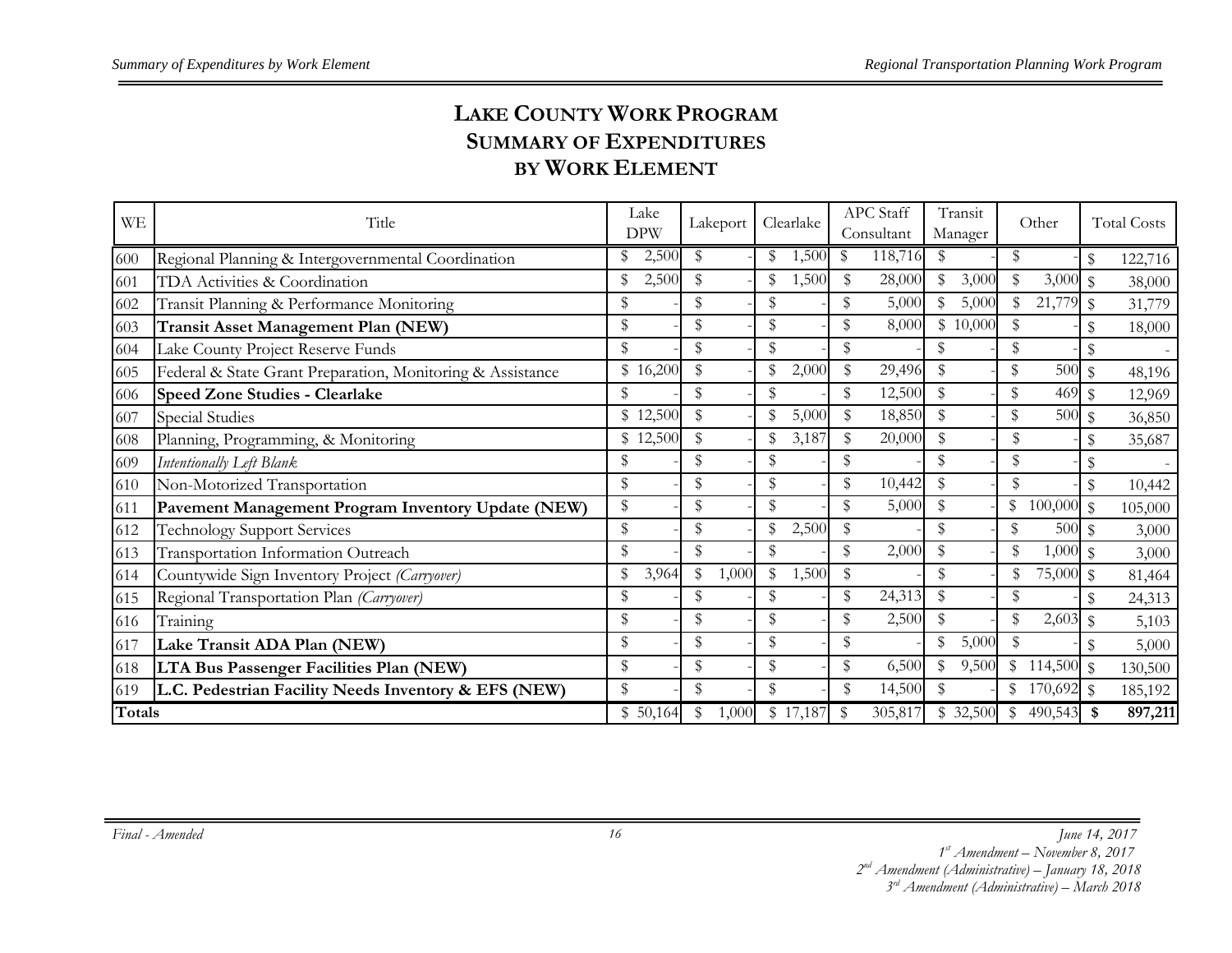# LAKE COUNTY WORK PROGRAM SUMMARY OF EXPENDITURES BY WORK ELEMENT

| WE | Title | Lake DPW | Lakeport | Clearlake | APC Staff Consultant | Transit Manager | Other | Total Costs |
|---|---|---|---|---|---|---|---|---|
| 600 | Regional Planning & Intergovernmental Coordination | $ 2,500 | $ - | $ 1,500 | $ 118,716 | $ - | $ - | $ 122,716 |
| 601 | TDA Activities & Coordination | $ 2,500 | $ - | $ 1,500 | $ 28,000 | $ 3,000 | $ 3,000 | $ 38,000 |
| 602 | Transit Planning & Performance Monitoring | $ - | $ - | $ - | $ 5,000 | $ 5,000 | $ 21,779 | $ 31,779 |
| 603 | **Transit Asset Management Plan (NEW)** | $ - | $ - | $ - | $ 8,000 | $ 10,000 | $ - | $ 18,000 |
| 604 | Lake County Project Reserve Funds | $ - | $ - | $ - | $ - | $ - | $ - | $ - |
| 605 | Federal & State Grant Preparation, Monitoring & Assistance | $ 16,200 | $ - | $ 2,000 | $ 29,496 | $ - | $ 500 | $ 48,196 |
| 606 | **Speed Zone Studies - Clearlake** | $ - | $ - | $ - | $ 12,500 | $ - | $ 469 | $ 12,969 |
| 607 | Special Studies | $ 12,500 | $ - | $ 5,000 | $ 18,850 | $ - | $ 500 | $ 36,850 |
| 608 | Planning, Programming, & Monitoring | $ 12,500 | $ - | $ 3,187 | $ 20,000 | $ - | $ - | $ 35,687 |
| 609 | *Intentionally Left Blank* | $ - | $ - | $ - | $ - | $ - | $ - | $ - |
| 610 | Non-Motorized Transportation | $ - | $ - | $ - | $ 10,442 | $ - | $ - | $ 10,442 |
| 611 | **Pavement Management Program Inventory Update (NEW)** | $ - | $ - | $ - | $ 5,000 | $ - | $ 100,000 | $ 105,000 |
| 612 | Technology Support Services | $ - | $ - | $ 2,500 | $ - | $ - | $ 500 | $ 3,000 |
| 613 | Transportation Information Outreach | $ - | $ - | $ - | $ 2,000 | $ - | $ 1,000 | $ 3,000 |
| 614 | Countywide Sign Inventory Project *(Carryover)* | $ 3,964 | $ 1,000 | $ 1,500 | $ - | $ - | $ 75,000 | $ 81,464 |
| 615 | Regional Transportation Plan *(Carryover)* | $ - | $ - | $ - | $ 24,313 | $ - | $ - | $ 24,313 |
| 616 | Training | $ - | $ - | $ - | $ 2,500 | $ - | $ 2,603 | $ 5,103 |
| 617 | **Lake Transit ADA Plan (NEW)** | $ - | $ - | $ - | $ - | $ 5,000 | $ - | $ 5,000 |
| 618 | **LTA Bus Passenger Facilities Plan (NEW)** | $ - | $ - | $ - | $ 6,500 | $ 9,500 | $ 114,500 | $ 130,500 |
| 619 | **L.C. Pedestrian Facility Needs Inventory & EFS (NEW)** | $ - | $ - | $ - | $ 14,500 | $ - | $ 170,692 | $ 185,192 |
| **Totals** | | $ 50,164 | $ 1,000 | $ 17,187 | $ 305,817 | $ 32,500 | $ 490,543 | **$ 897,211** |

*Final - Amended*

*June 14, 2017*
*1st Amendment – November 8, 2017*
*2nd Amendment (Administrative) – January 18, 2018*
*3rd Amendment (Administrative) – March 2018*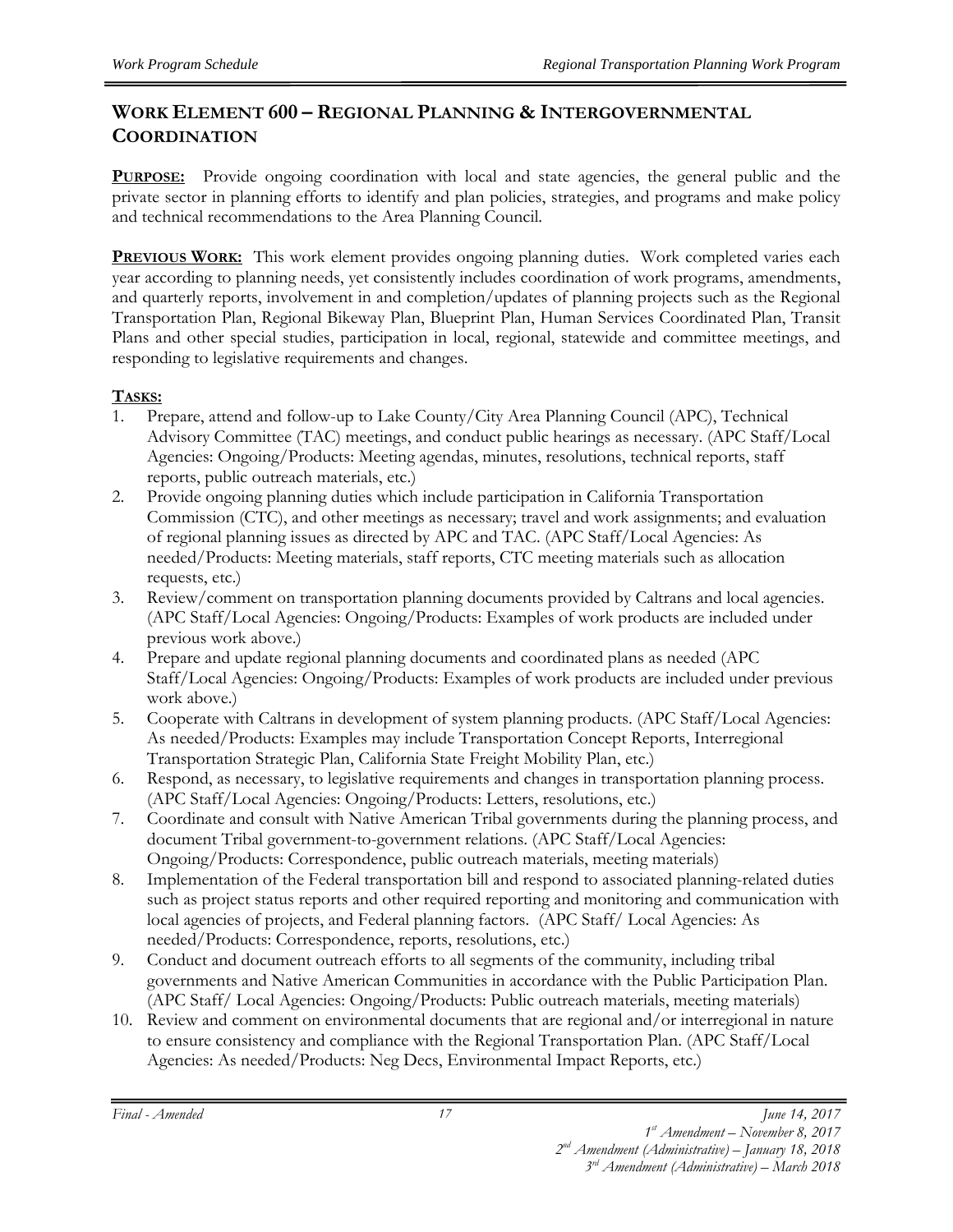## WORK ELEMENT 600 – REGIONAL PLANNING & INTERGOVERNMENTAL COORDINATION

**PURPOSE:** Provide ongoing coordination with local and state agencies, the general public and the private sector in planning efforts to identify and plan policies, strategies, and programs and make policy and technical recommendations to the Area Planning Council.

**PREVIOUS WORK:** This work element provides ongoing planning duties. Work completed varies each year according to planning needs, yet consistently includes coordination of work programs, amendments, and quarterly reports, involvement in and completion/updates of planning projects such as the Regional Transportation Plan, Regional Bikeway Plan, Blueprint Plan, Human Services Coordinated Plan, Transit Plans and other special studies, participation in local, regional, statewide and committee meetings, and responding to legislative requirements and changes.

**TASKS:**

1. Prepare, attend and follow-up to Lake County/City Area Planning Council (APC), Technical Advisory Committee (TAC) meetings, and conduct public hearings as necessary. (APC Staff/Local Agencies: Ongoing/Products: Meeting agendas, minutes, resolutions, technical reports, staff reports, public outreach materials, etc.)
2. Provide ongoing planning duties which include participation in California Transportation Commission (CTC), and other meetings as necessary; travel and work assignments; and evaluation of regional planning issues as directed by APC and TAC. (APC Staff/Local Agencies: As needed/Products: Meeting materials, staff reports, CTC meeting materials such as allocation requests, etc.)
3. Review/comment on transportation planning documents provided by Caltrans and local agencies. (APC Staff/Local Agencies: Ongoing/Products: Examples of work products are included under previous work above.)
4. Prepare and update regional planning documents and coordinated plans as needed (APC Staff/Local Agencies: Ongoing/Products: Examples of work products are included under previous work above.)
5. Cooperate with Caltrans in development of system planning products. (APC Staff/Local Agencies: As needed/Products: Examples may include Transportation Concept Reports, Interregional Transportation Strategic Plan, California State Freight Mobility Plan, etc.)
6. Respond, as necessary, to legislative requirements and changes in transportation planning process. (APC Staff/Local Agencies: Ongoing/Products: Letters, resolutions, etc.)
7. Coordinate and consult with Native American Tribal governments during the planning process, and document Tribal government-to-government relations. (APC Staff/Local Agencies: Ongoing/Products: Correspondence, public outreach materials, meeting materials)
8. Implementation of the Federal transportation bill and respond to associated planning-related duties such as project status reports and other required reporting and monitoring and communication with local agencies of projects, and Federal planning factors. (APC Staff/ Local Agencies: As needed/Products: Correspondence, reports, resolutions, etc.)
9. Conduct and document outreach efforts to all segments of the community, including tribal governments and Native American Communities in accordance with the Public Participation Plan. (APC Staff/ Local Agencies: Ongoing/Products: Public outreach materials, meeting materials)
10. Review and comment on environmental documents that are regional and/or interregional in nature to ensure consistency and compliance with the Regional Transportation Plan. (APC Staff/Local Agencies: As needed/Products: Neg Decs, Environmental Impact Reports, etc.)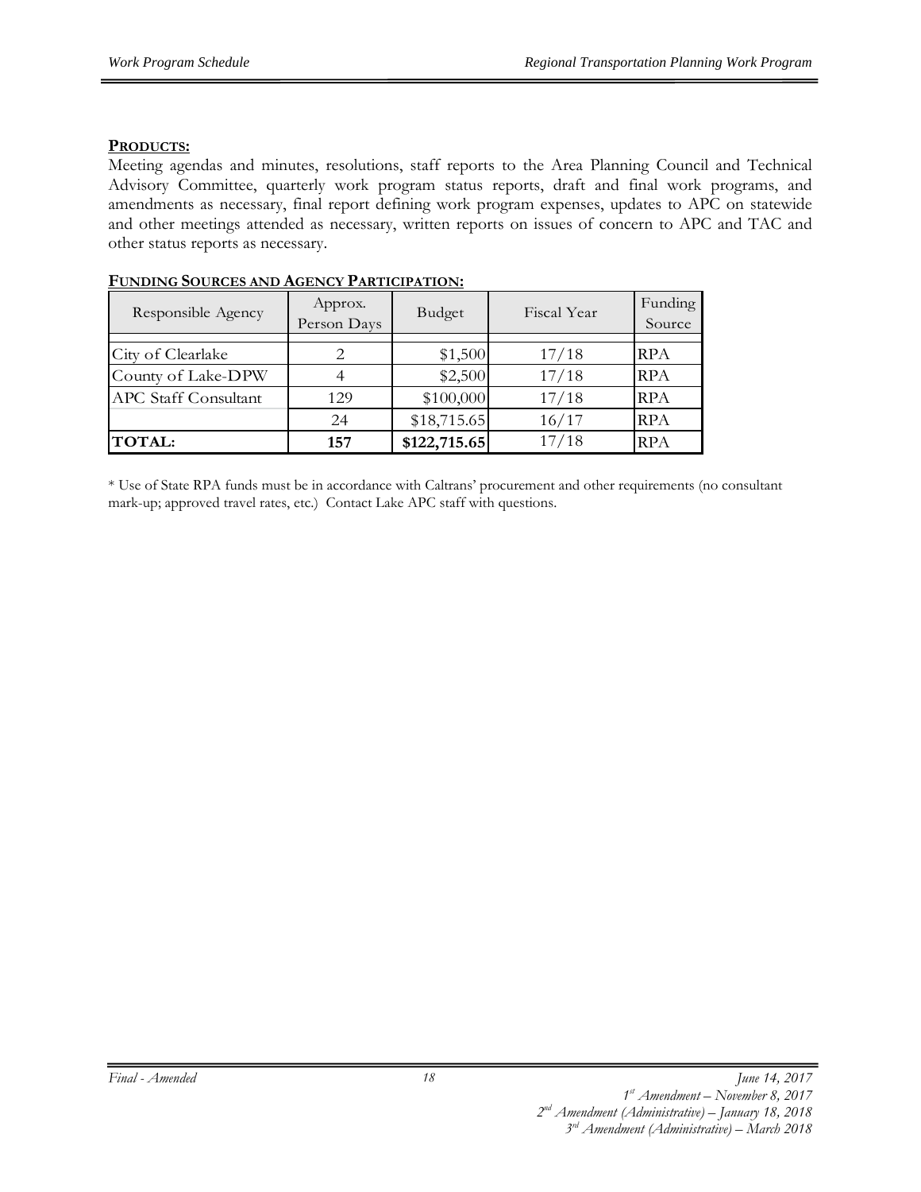**PRODUCTS:**

Meeting agendas and minutes, resolutions, staff reports to the Area Planning Council and Technical Advisory Committee, quarterly work program status reports, draft and final work programs, and amendments as necessary, final report defining work program expenses, updates to APC on statewide and other meetings attended as necessary, written reports on issues of concern to APC and TAC and other status reports as necessary.

**FUNDING SOURCES AND AGENCY PARTICIPATION:**

| Responsible Agency | Approx. Person Days | Budget | Fiscal Year | Funding Source |
|---|---|---|---|---|
| City of Clearlake | 2 | $1,500 | 17/18 | RPA |
| County of Lake-DPW | 4 | $2,500 | 17/18 | RPA |
| APC Staff Consultant | 129 | $100,000 | 17/18 | RPA |
| | 24 | $18,715.65 | 16/17 | RPA |
| **TOTAL:** | **157** | **$122,715.65** | 17/18 | RPA |

* Use of State RPA funds must be in accordance with Caltrans' procurement and other requirements (no consultant mark-up; approved travel rates, etc.) Contact Lake APC staff with questions.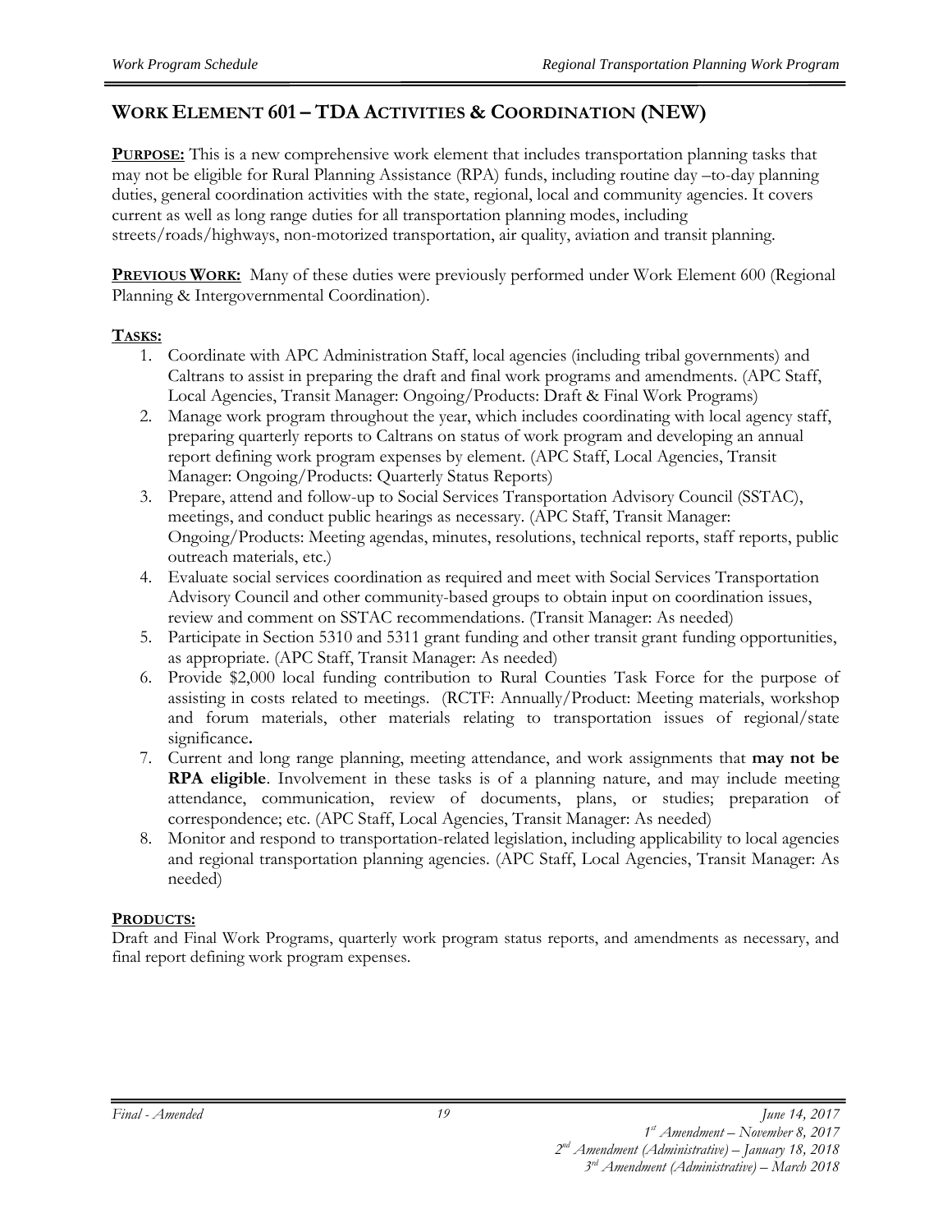# WORK ELEMENT 601 – TDA ACTIVITIES & COORDINATION (NEW)

**PURPOSE:** This is a new comprehensive work element that includes transportation planning tasks that may not be eligible for Rural Planning Assistance (RPA) funds, including routine day –to-day planning duties, general coordination activities with the state, regional, local and community agencies. It covers current as well as long range duties for all transportation planning modes, including streets/roads/highways, non-motorized transportation, air quality, aviation and transit planning.

**PREVIOUS WORK:** Many of these duties were previously performed under Work Element 600 (Regional Planning & Intergovernmental Coordination).

**TASKS:**

1. Coordinate with APC Administration Staff, local agencies (including tribal governments) and Caltrans to assist in preparing the draft and final work programs and amendments. (APC Staff, Local Agencies, Transit Manager: Ongoing/Products: Draft & Final Work Programs)
2. Manage work program throughout the year, which includes coordinating with local agency staff, preparing quarterly reports to Caltrans on status of work program and developing an annual report defining work program expenses by element. (APC Staff, Local Agencies, Transit Manager: Ongoing/Products: Quarterly Status Reports)
3. Prepare, attend and follow-up to Social Services Transportation Advisory Council (SSTAC), meetings, and conduct public hearings as necessary. (APC Staff, Transit Manager: Ongoing/Products: Meeting agendas, minutes, resolutions, technical reports, staff reports, public outreach materials, etc.)
4. Evaluate social services coordination as required and meet with Social Services Transportation Advisory Council and other community-based groups to obtain input on coordination issues, review and comment on SSTAC recommendations. (Transit Manager: As needed)
5. Participate in Section 5310 and 5311 grant funding and other transit grant funding opportunities, as appropriate. (APC Staff, Transit Manager: As needed)
6. Provide $2,000 local funding contribution to Rural Counties Task Force for the purpose of assisting in costs related to meetings. (RCTF: Annually/Product: Meeting materials, workshop and forum materials, other materials relating to transportation issues of regional/state significance**.**
7. Current and long range planning, meeting attendance, and work assignments that **may not be RPA eligible**. Involvement in these tasks is of a planning nature, and may include meeting attendance, communication, review of documents, plans, or studies; preparation of correspondence; etc. (APC Staff, Local Agencies, Transit Manager: As needed)
8. Monitor and respond to transportation-related legislation, including applicability to local agencies and regional transportation planning agencies. (APC Staff, Local Agencies, Transit Manager: As needed)

**PRODUCTS:**

Draft and Final Work Programs, quarterly work program status reports, and amendments as necessary, and final report defining work program expenses.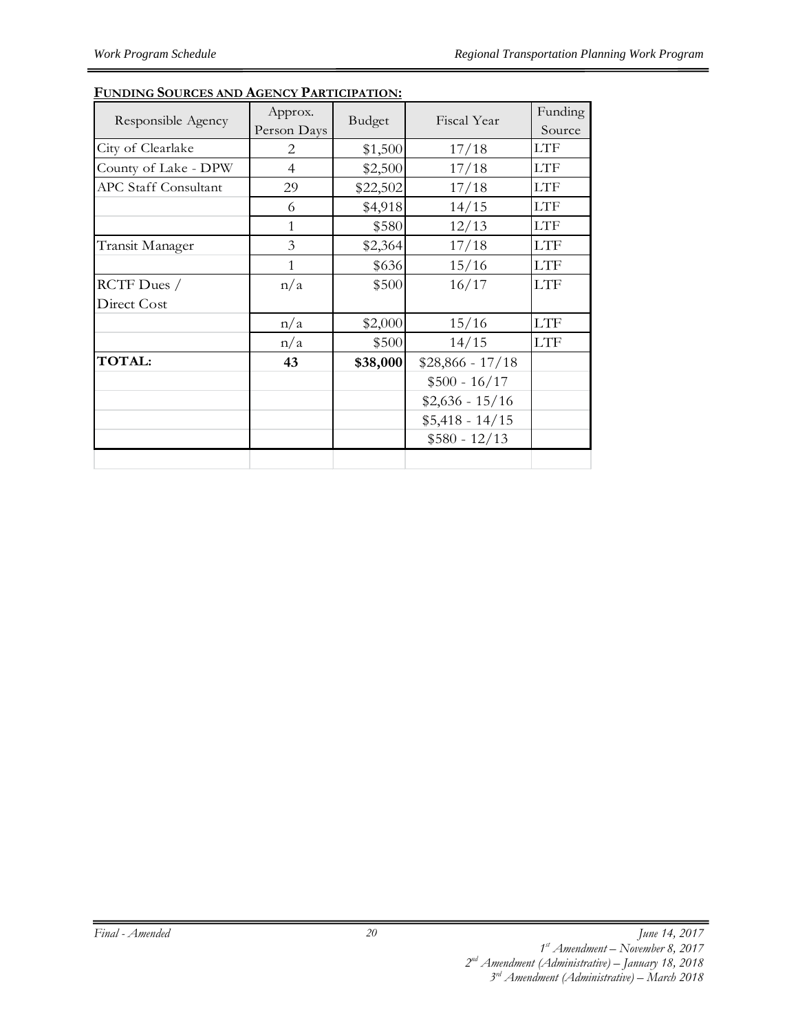**FUNDING SOURCES AND AGENCY PARTICIPATION:**

| Responsible Agency | Approx. Person Days | Budget | Fiscal Year | Funding Source |
|---|---|---|---|---|
| City of Clearlake | 2 | $1,500 | 17/18 | LTF |
| County of Lake - DPW | 4 | $2,500 | 17/18 | LTF |
| APC Staff Consultant | 29 | $22,502 | 17/18 | LTF |
| | 6 | $4,918 | 14/15 | LTF |
| | 1 | $580 | 12/13 | LTF |
| Transit Manager | 3 | $2,364 | 17/18 | LTF |
| | 1 | $636 | 15/16 | LTF |
| RCTF Dues / Direct Cost | n/a | $500 | 16/17 | LTF |
| | n/a | $2,000 | 15/16 | LTF |
| | n/a | $500 | 14/15 | LTF |
| **TOTAL:** | **43** | **$38,000** | $28,866 - 17/18 | |
| | | | $500 - 16/17 | |
| | | | $2,636 - 15/16 | |
| | | | $5,418 - 14/15 | |
| | | | $580 - 12/13 | |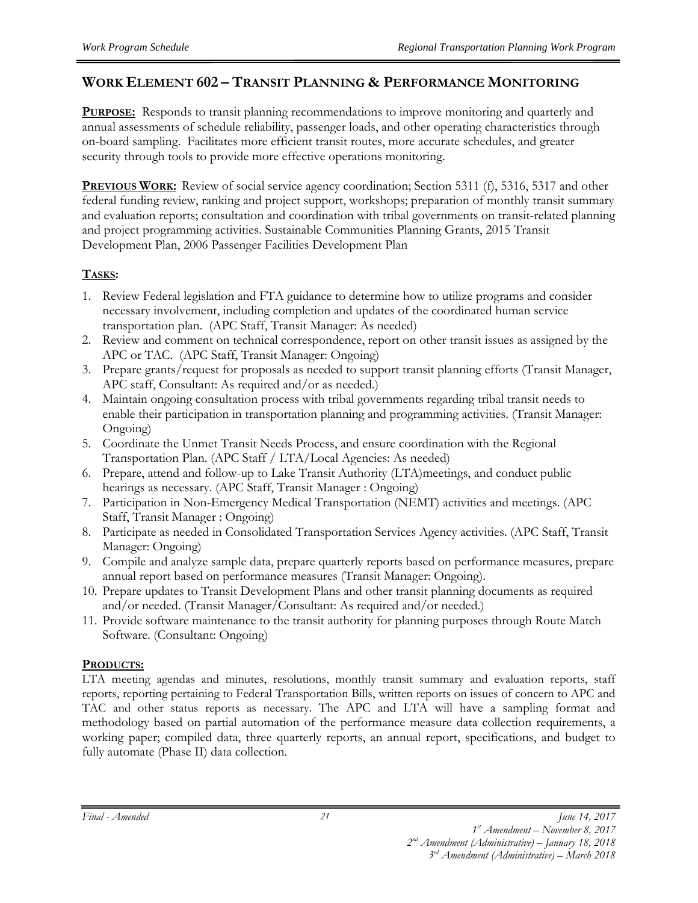## WORK ELEMENT 602 – TRANSIT PLANNING & PERFORMANCE MONITORING

**PURPOSE:** Responds to transit planning recommendations to improve monitoring and quarterly and annual assessments of schedule reliability, passenger loads, and other operating characteristics through on-board sampling. Facilitates more efficient transit routes, more accurate schedules, and greater security through tools to provide more effective operations monitoring.

**PREVIOUS WORK:** Review of social service agency coordination; Section 5311 (f), 5316, 5317 and other federal funding review, ranking and project support, workshops; preparation of monthly transit summary and evaluation reports; consultation and coordination with tribal governments on transit-related planning and project programming activities. Sustainable Communities Planning Grants, 2015 Transit Development Plan, 2006 Passenger Facilities Development Plan

**TASKS:**

1. Review Federal legislation and FTA guidance to determine how to utilize programs and consider necessary involvement, including completion and updates of the coordinated human service transportation plan. (APC Staff, Transit Manager: As needed)
2. Review and comment on technical correspondence, report on other transit issues as assigned by the APC or TAC. (APC Staff, Transit Manager: Ongoing)
3. Prepare grants/request for proposals as needed to support transit planning efforts (Transit Manager, APC staff, Consultant: As required and/or as needed.)
4. Maintain ongoing consultation process with tribal governments regarding tribal transit needs to enable their participation in transportation planning and programming activities. (Transit Manager: Ongoing)
5. Coordinate the Unmet Transit Needs Process, and ensure coordination with the Regional Transportation Plan. (APC Staff / LTA/Local Agencies: As needed)
6. Prepare, attend and follow-up to Lake Transit Authority (LTA)meetings, and conduct public hearings as necessary. (APC Staff, Transit Manager : Ongoing)
7. Participation in Non-Emergency Medical Transportation (NEMT) activities and meetings. (APC Staff, Transit Manager : Ongoing)
8. Participate as needed in Consolidated Transportation Services Agency activities. (APC Staff, Transit Manager: Ongoing)
9. Compile and analyze sample data, prepare quarterly reports based on performance measures, prepare annual report based on performance measures (Transit Manager: Ongoing).
10. Prepare updates to Transit Development Plans and other transit planning documents as required and/or needed. (Transit Manager/Consultant: As required and/or needed.)
11. Provide software maintenance to the transit authority for planning purposes through Route Match Software. (Consultant: Ongoing)

**PRODUCTS:**

LTA meeting agendas and minutes, resolutions, monthly transit summary and evaluation reports, staff reports, reporting pertaining to Federal Transportation Bills, written reports on issues of concern to APC and TAC and other status reports as necessary. The APC and LTA will have a sampling format and methodology based on partial automation of the performance measure data collection requirements, a working paper; compiled data, three quarterly reports, an annual report, specifications, and budget to fully automate (Phase II) data collection.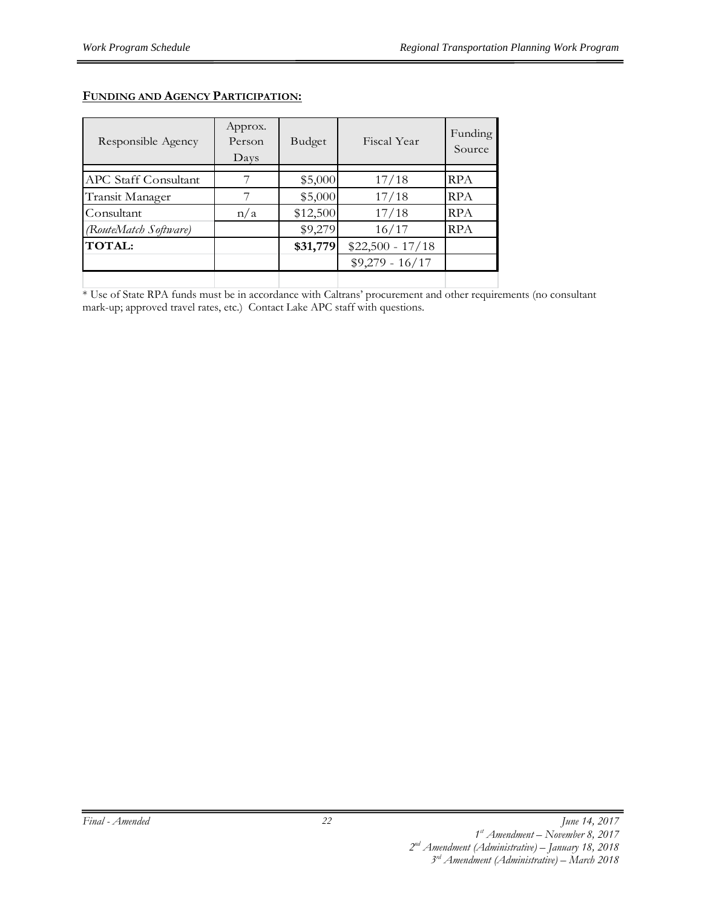**FUNDING AND AGENCY PARTICIPATION:**

| Responsible Agency | Approx. Person Days | Budget | Fiscal Year | Funding Source |
|---|---|---|---|---|
| APC Staff Consultant | 7 | $5,000 | 17/18 | RPA |
| Transit Manager | 7 | $5,000 | 17/18 | RPA |
| Consultant | n/a | $12,500 | 17/18 | RPA |
| *(RouteMatch Software)* | | $9,279 | 16/17 | RPA |
| **TOTAL:** | | **$31,779** | $22,500 - 17/18 | |
| | | | $9,279 - 16/17 | |

* Use of State RPA funds must be in accordance with Caltrans' procurement and other requirements (no consultant mark-up; approved travel rates, etc.) Contact Lake APC staff with questions.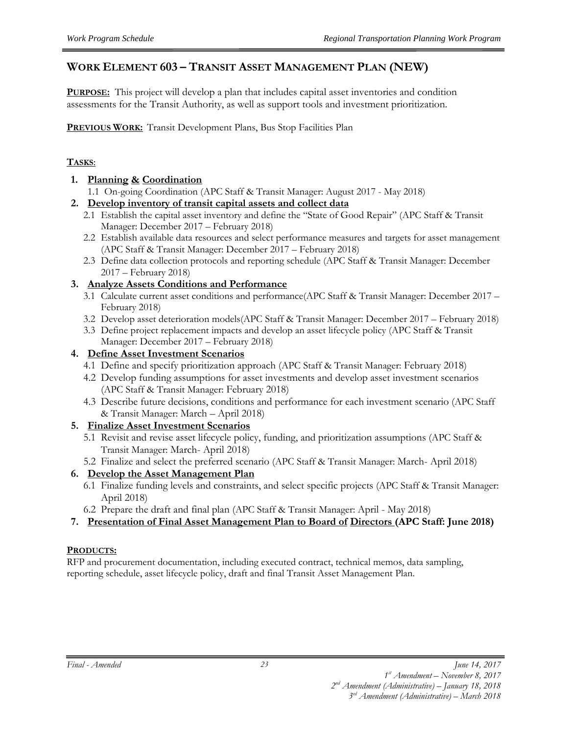## WORK ELEMENT 603 – TRANSIT ASSET MANAGEMENT PLAN (NEW)

**PURPOSE:** This project will develop a plan that includes capital asset inventories and condition assessments for the Transit Authority, as well as support tools and investment prioritization.

**PREVIOUS WORK:** Transit Development Plans, Bus Stop Facilities Plan

**TASKS**:

1. **Planning & Coordination**
   - 1.1 On-going Coordination (APC Staff & Transit Manager: August 2017 - May 2018)
2. **Develop inventory of transit capital assets and collect data**
   - 2.1 Establish the capital asset inventory and define the "State of Good Repair" (APC Staff & Transit Manager: December 2017 – February 2018)
   - 2.2 Establish available data resources and select performance measures and targets for asset management (APC Staff & Transit Manager: December 2017 – February 2018)
   - 2.3 Define data collection protocols and reporting schedule (APC Staff & Transit Manager: December 2017 – February 2018)
3. **Analyze Assets Conditions and Performance**
   - 3.1 Calculate current asset conditions and performance(APC Staff & Transit Manager: December 2017 – February 2018)
   - 3.2 Develop asset deterioration models(APC Staff & Transit Manager: December 2017 – February 2018)
   - 3.3 Define project replacement impacts and develop an asset lifecycle policy (APC Staff & Transit Manager: December 2017 – February 2018)
4. **Define Asset Investment Scenarios**
   - 4.1 Define and specify prioritization approach (APC Staff & Transit Manager: February 2018)
   - 4.2 Develop funding assumptions for asset investments and develop asset investment scenarios (APC Staff & Transit Manager: February 2018)
   - 4.3 Describe future decisions, conditions and performance for each investment scenario (APC Staff & Transit Manager: March – April 2018)
5. **Finalize Asset Investment Scenarios**
   - 5.1 Revisit and revise asset lifecycle policy, funding, and prioritization assumptions (APC Staff & Transit Manager: March- April 2018)
   - 5.2 Finalize and select the preferred scenario (APC Staff & Transit Manager: March- April 2018)
6. **Develop the Asset Management Plan**
   - 6.1 Finalize funding levels and constraints, and select specific projects (APC Staff & Transit Manager: April 2018)
   - 6.2 Prepare the draft and final plan (APC Staff & Transit Manager: April - May 2018)
7. **Presentation of Final Asset Management Plan to Board of Directors (APC Staff: June 2018)**

**PRODUCTS:**

RFP and procurement documentation, including executed contract, technical memos, data sampling, reporting schedule, asset lifecycle policy, draft and final Transit Asset Management Plan.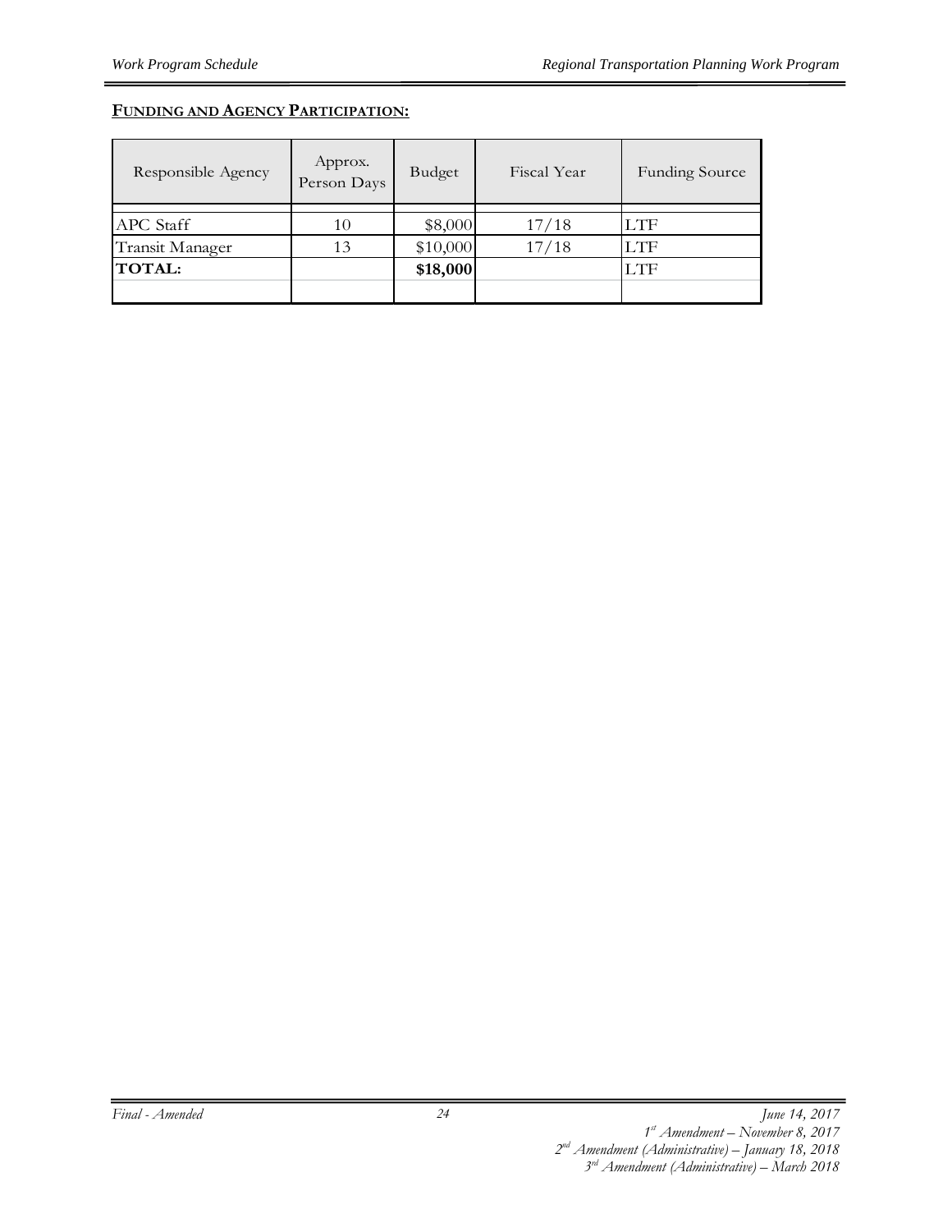**FUNDING AND AGENCY PARTICIPATION:**

| Responsible Agency | Approx. Person Days | Budget | Fiscal Year | Funding Source |
|---|---|---|---|---|
| APC Staff | 10 | $8,000 | 17/18 | LTF |
| Transit Manager | 13 | $10,000 | 17/18 | LTF |
| **TOTAL:** | | **$18,000** | | LTF |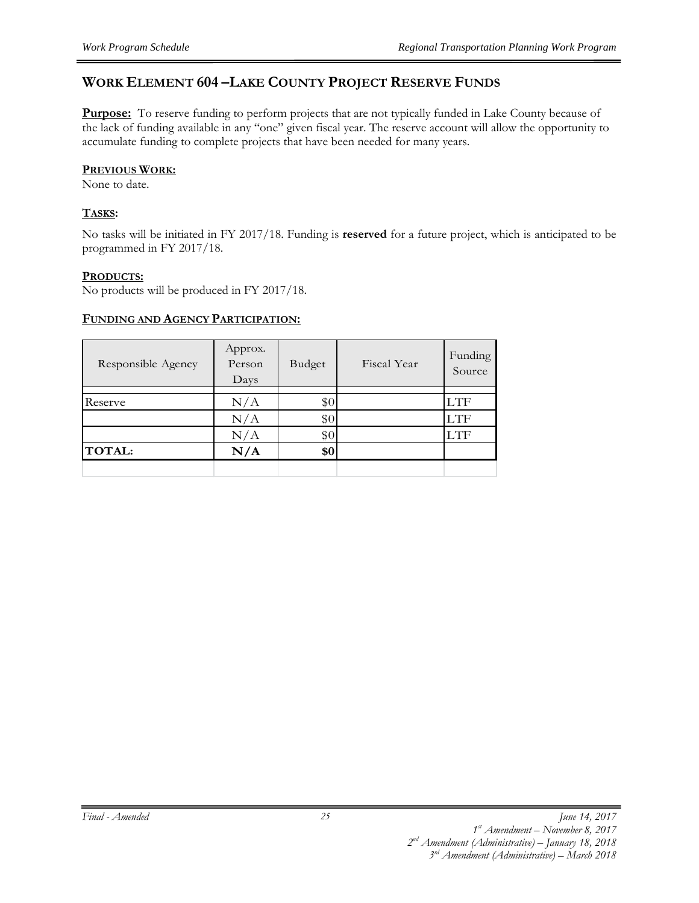## WORK ELEMENT 604 – LAKE COUNTY PROJECT RESERVE FUNDS

**Purpose:** To reserve funding to perform projects that are not typically funded in Lake County because of the lack of funding available in any "one" given fiscal year. The reserve account will allow the opportunity to accumulate funding to complete projects that have been needed for many years.

**PREVIOUS WORK:**
None to date.

**TASKS:**

No tasks will be initiated in FY 2017/18. Funding is **reserved** for a future project, which is anticipated to be programmed in FY 2017/18.

**PRODUCTS:**
No products will be produced in FY 2017/18.

**FUNDING AND AGENCY PARTICIPATION:**

| Responsible Agency | Approx. Person Days | Budget | Fiscal Year | Funding Source |
|---|---|---|---|---|
| Reserve | N/A | $0 | | LTF |
| | N/A | $0 | | LTF |
| | N/A | $0 | | LTF |
| **TOTAL:** | **N/A** | **$0** | | |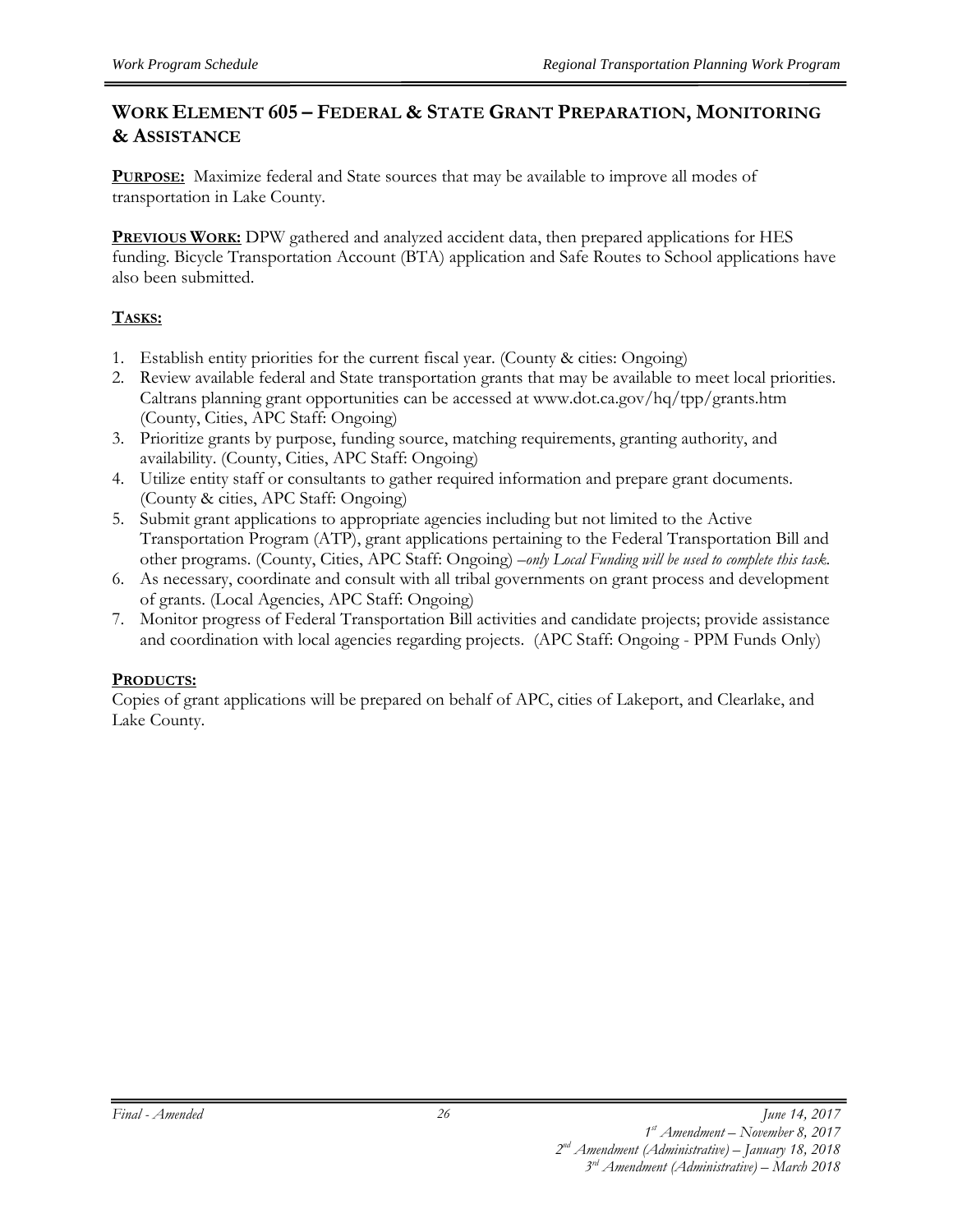## WORK ELEMENT 605 – FEDERAL & STATE GRANT PREPARATION, MONITORING & ASSISTANCE

**PURPOSE:** Maximize federal and State sources that may be available to improve all modes of transportation in Lake County.

**PREVIOUS WORK:** DPW gathered and analyzed accident data, then prepared applications for HES funding. Bicycle Transportation Account (BTA) application and Safe Routes to School applications have also been submitted.

**TASKS:**

1. Establish entity priorities for the current fiscal year. (County & cities: Ongoing)
2. Review available federal and State transportation grants that may be available to meet local priorities. Caltrans planning grant opportunities can be accessed at www.dot.ca.gov/hq/tpp/grants.htm (County, Cities, APC Staff: Ongoing)
3. Prioritize grants by purpose, funding source, matching requirements, granting authority, and availability. (County, Cities, APC Staff: Ongoing)
4. Utilize entity staff or consultants to gather required information and prepare grant documents. (County & cities, APC Staff: Ongoing)
5. Submit grant applications to appropriate agencies including but not limited to the Active Transportation Program (ATP), grant applications pertaining to the Federal Transportation Bill and other programs. (County, Cities, APC Staff: Ongoing) *–only Local Funding will be used to complete this task.*
6. As necessary, coordinate and consult with all tribal governments on grant process and development of grants. (Local Agencies, APC Staff: Ongoing)
7. Monitor progress of Federal Transportation Bill activities and candidate projects; provide assistance and coordination with local agencies regarding projects. (APC Staff: Ongoing - PPM Funds Only)

**PRODUCTS:**

Copies of grant applications will be prepared on behalf of APC, cities of Lakeport, and Clearlake, and Lake County.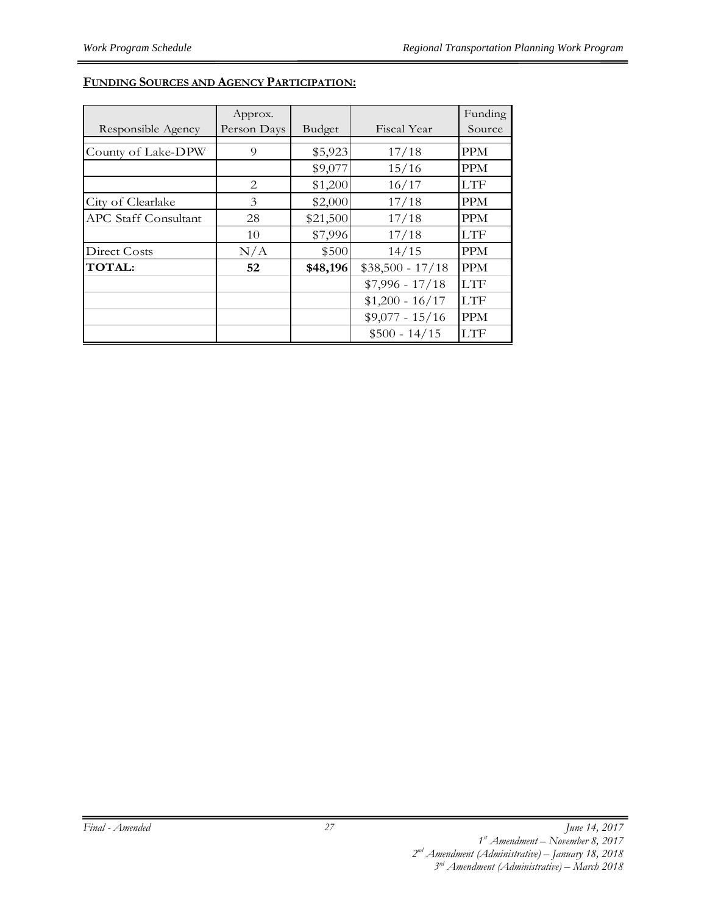**FUNDING SOURCES AND AGENCY PARTICIPATION:**

| Responsible Agency | Approx. Person Days | Budget | Fiscal Year | Funding Source |
|---|---|---|---|---|
| County of Lake-DPW | 9 | $5,923 | 17/18 | PPM |
| | | $9,077 | 15/16 | PPM |
| | 2 | $1,200 | 16/17 | LTF |
| City of Clearlake | 3 | $2,000 | 17/18 | PPM |
| APC Staff Consultant | 28 | $21,500 | 17/18 | PPM |
| | 10 | $7,996 | 17/18 | LTF |
| Direct Costs | N/A | $500 | 14/15 | PPM |
| **TOTAL:** | **52** | **$48,196** | $38,500 - 17/18 | PPM |
| | | | $7,996 - 17/18 | LTF |
| | | | $1,200 - 16/17 | LTF |
| | | | $9,077 - 15/16 | PPM |
| | | | $500 - 14/15 | LTF |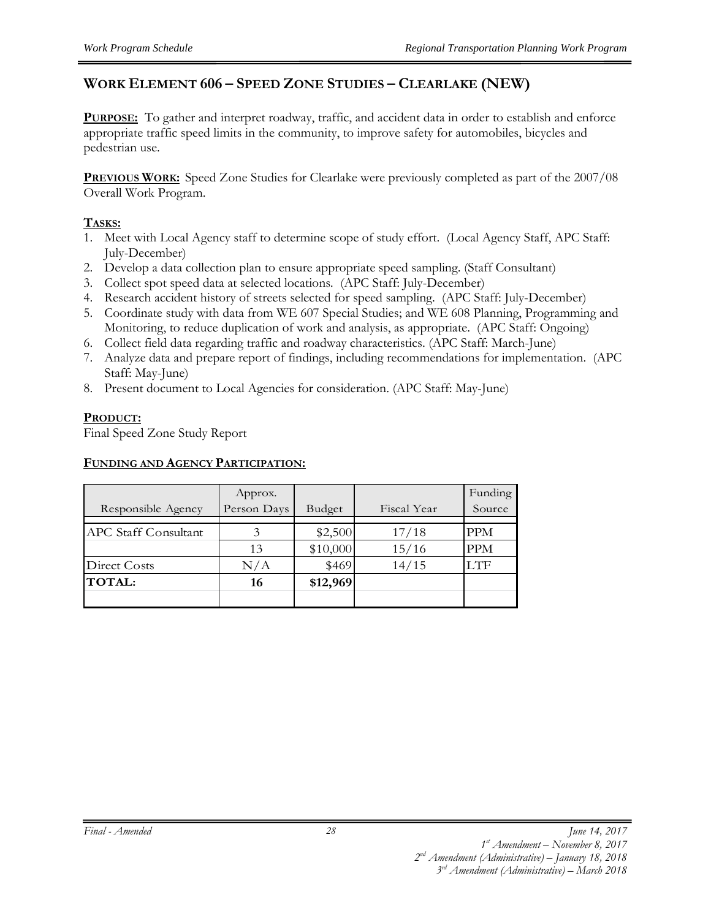## WORK ELEMENT 606 – SPEED ZONE STUDIES – CLEARLAKE (NEW)

**PURPOSE:** To gather and interpret roadway, traffic, and accident data in order to establish and enforce appropriate traffic speed limits in the community, to improve safety for automobiles, bicycles and pedestrian use.

**PREVIOUS WORK:** Speed Zone Studies for Clearlake were previously completed as part of the 2007/08 Overall Work Program.

**TASKS:**

1. Meet with Local Agency staff to determine scope of study effort. (Local Agency Staff, APC Staff: July-December)
2. Develop a data collection plan to ensure appropriate speed sampling. (Staff Consultant)
3. Collect spot speed data at selected locations. (APC Staff: July-December)
4. Research accident history of streets selected for speed sampling. (APC Staff: July-December)
5. Coordinate study with data from WE 607 Special Studies; and WE 608 Planning, Programming and Monitoring, to reduce duplication of work and analysis, as appropriate. (APC Staff: Ongoing)
6. Collect field data regarding traffic and roadway characteristics. (APC Staff: March-June)
7. Analyze data and prepare report of findings, including recommendations for implementation. (APC Staff: May-June)
8. Present document to Local Agencies for consideration. (APC Staff: May-June)

**PRODUCT:**

Final Speed Zone Study Report

**FUNDING AND AGENCY PARTICIPATION:**

| Responsible Agency | Approx. Person Days | Budget | Fiscal Year | Funding Source |
|---|---|---|---|---|
| APC Staff Consultant | 3 | $2,500 | 17/18 | PPM |
| | 13 | $10,000 | 15/16 | PPM |
| Direct Costs | N/A | $469 | 14/15 | LTF |
| **TOTAL:** | **16** | **$12,969** | | |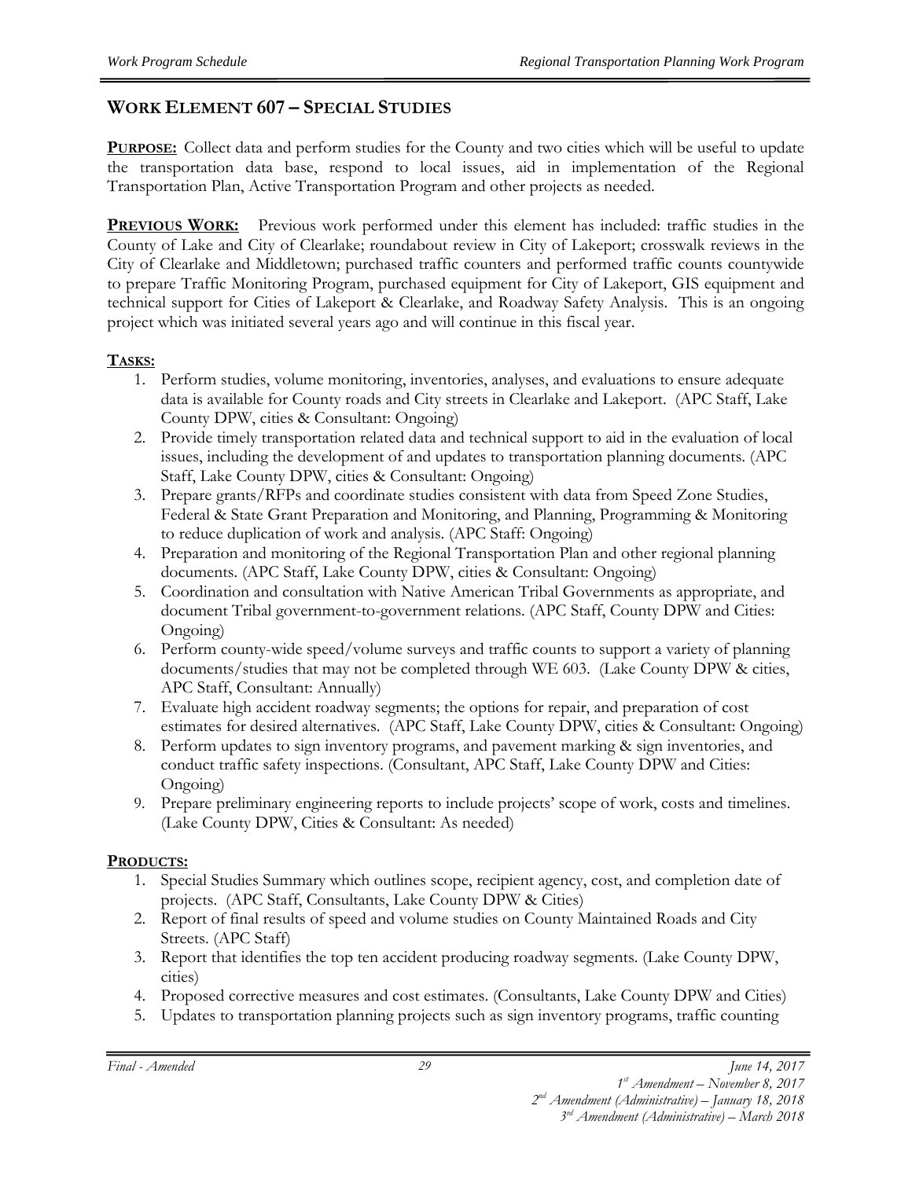## WORK ELEMENT 607 – SPECIAL STUDIES

**PURPOSE:** Collect data and perform studies for the County and two cities which will be useful to update the transportation data base, respond to local issues, aid in implementation of the Regional Transportation Plan, Active Transportation Program and other projects as needed.

**PREVIOUS WORK:** Previous work performed under this element has included: traffic studies in the County of Lake and City of Clearlake; roundabout review in City of Lakeport; crosswalk reviews in the City of Clearlake and Middletown; purchased traffic counters and performed traffic counts countywide to prepare Traffic Monitoring Program, purchased equipment for City of Lakeport, GIS equipment and technical support for Cities of Lakeport & Clearlake, and Roadway Safety Analysis. This is an ongoing project which was initiated several years ago and will continue in this fiscal year.

**TASKS:**

1. Perform studies, volume monitoring, inventories, analyses, and evaluations to ensure adequate data is available for County roads and City streets in Clearlake and Lakeport. (APC Staff, Lake County DPW, cities & Consultant: Ongoing)
2. Provide timely transportation related data and technical support to aid in the evaluation of local issues, including the development of and updates to transportation planning documents. (APC Staff, Lake County DPW, cities & Consultant: Ongoing)
3. Prepare grants/RFPs and coordinate studies consistent with data from Speed Zone Studies, Federal & State Grant Preparation and Monitoring, and Planning, Programming & Monitoring to reduce duplication of work and analysis. (APC Staff: Ongoing)
4. Preparation and monitoring of the Regional Transportation Plan and other regional planning documents. (APC Staff, Lake County DPW, cities & Consultant: Ongoing)
5. Coordination and consultation with Native American Tribal Governments as appropriate, and document Tribal government-to-government relations. (APC Staff, County DPW and Cities: Ongoing)
6. Perform county-wide speed/volume surveys and traffic counts to support a variety of planning documents/studies that may not be completed through WE 603. (Lake County DPW & cities, APC Staff, Consultant: Annually)
7. Evaluate high accident roadway segments; the options for repair, and preparation of cost estimates for desired alternatives. (APC Staff, Lake County DPW, cities & Consultant: Ongoing)
8. Perform updates to sign inventory programs, and pavement marking & sign inventories, and conduct traffic safety inspections. (Consultant, APC Staff, Lake County DPW and Cities: Ongoing)
9. Prepare preliminary engineering reports to include projects' scope of work, costs and timelines. (Lake County DPW, Cities & Consultant: As needed)

**PRODUCTS:**

1. Special Studies Summary which outlines scope, recipient agency, cost, and completion date of projects. (APC Staff, Consultants, Lake County DPW & Cities)
2. Report of final results of speed and volume studies on County Maintained Roads and City Streets. (APC Staff)
3. Report that identifies the top ten accident producing roadway segments. (Lake County DPW, cities)
4. Proposed corrective measures and cost estimates. (Consultants, Lake County DPW and Cities)
5. Updates to transportation planning projects such as sign inventory programs, traffic counting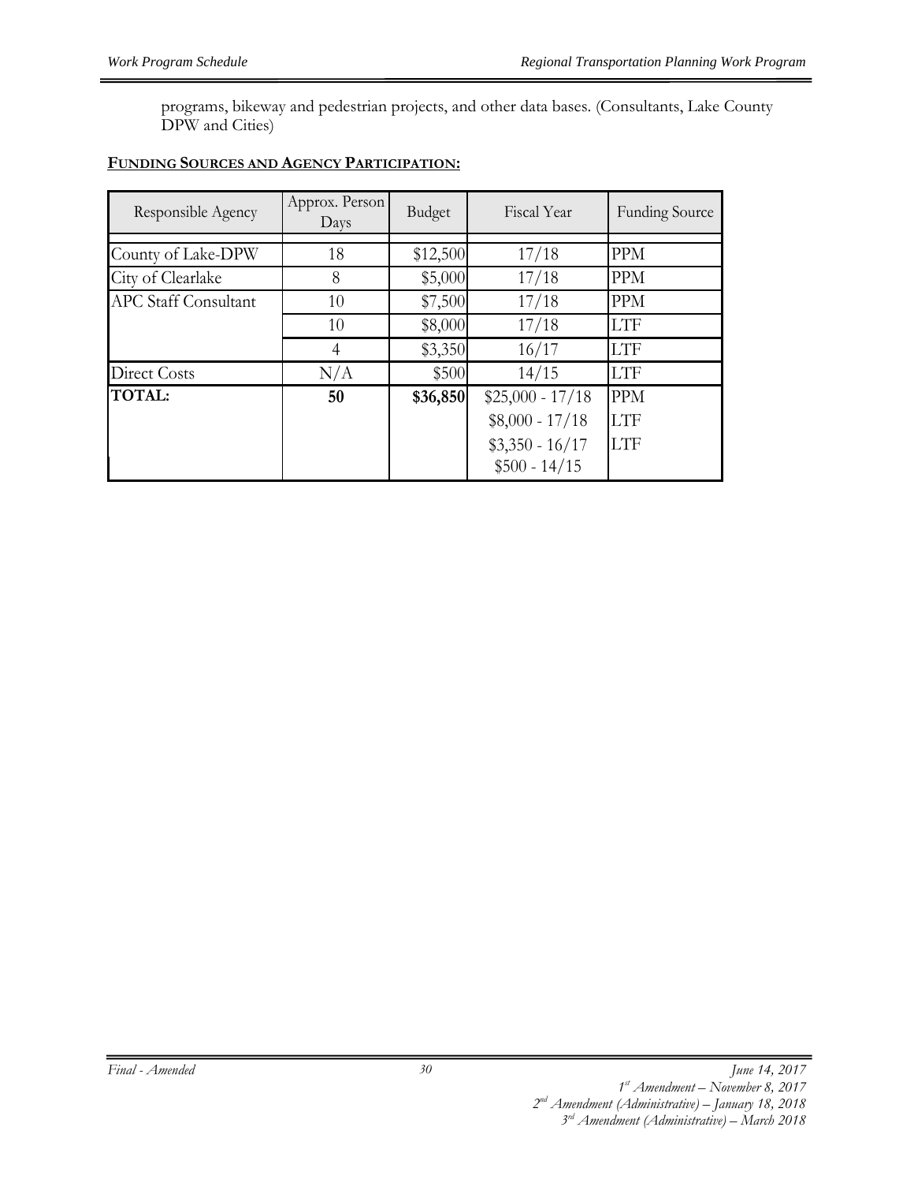programs, bikeway and pedestrian projects, and other data bases. (Consultants, Lake County DPW and Cities)

**FUNDING SOURCES AND AGENCY PARTICIPATION:**

| Responsible Agency | Approx. Person Days | Budget | Fiscal Year | Funding Source |
|---|---|---|---|---|
| County of Lake-DPW | 18 | $12,500 | 17/18 | PPM |
| City of Clearlake | 8 | $5,000 | 17/18 | PPM |
| APC Staff Consultant | 10 | $7,500 | 17/18 | PPM |
| | 10 | $8,000 | 17/18 | LTF |
| | 4 | $3,350 | 16/17 | LTF |
| Direct Costs | N/A | $500 | 14/15 | LTF |
| **TOTAL:** | **50** | **$36,850** | $25,000 - 17/18<br>$8,000 - 17/18<br>$3,350 - 16/17<br>$500 - 14/15 | PPM<br>LTF<br>LTF |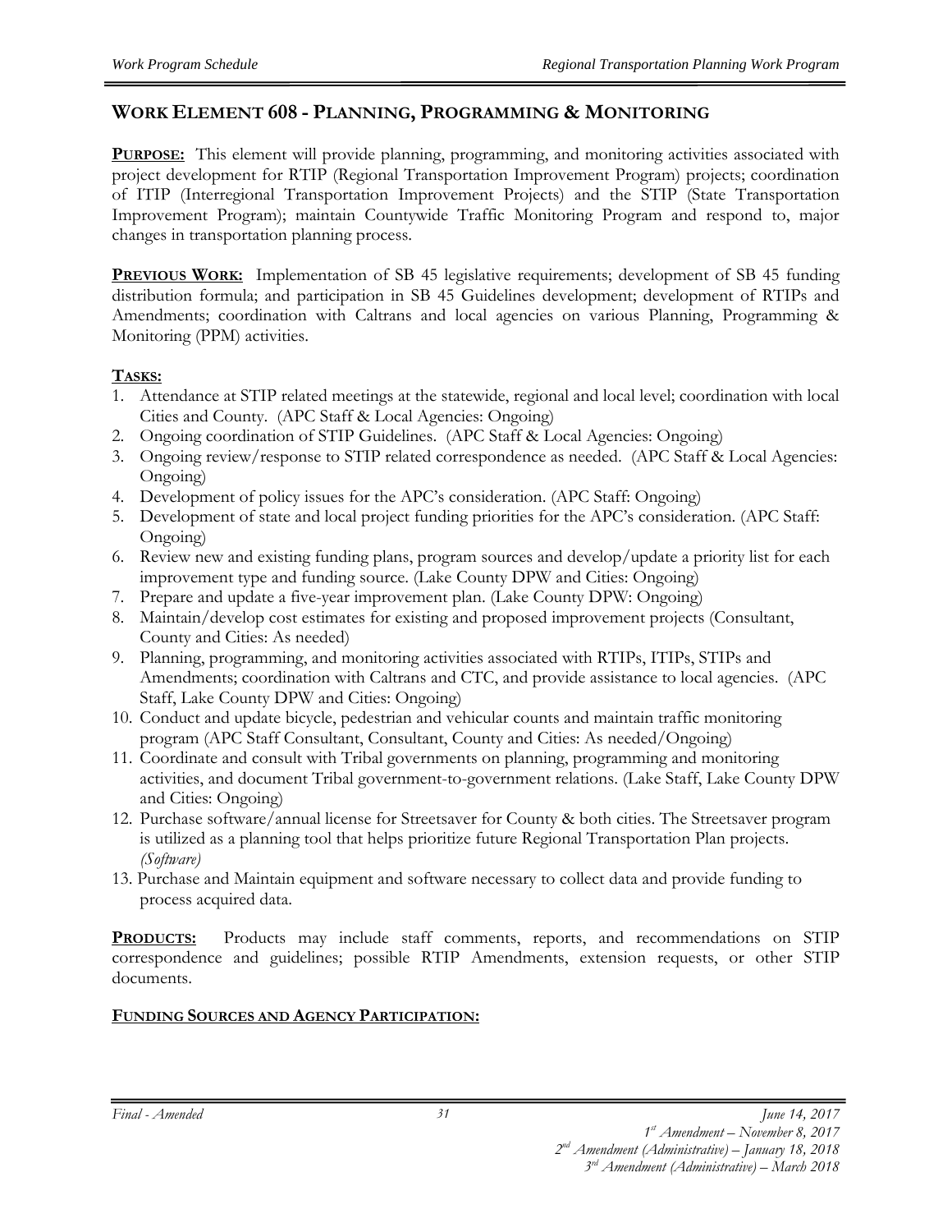## WORK ELEMENT 608 - PLANNING, PROGRAMMING & MONITORING

**PURPOSE:** This element will provide planning, programming, and monitoring activities associated with project development for RTIP (Regional Transportation Improvement Program) projects; coordination of ITIP (Interregional Transportation Improvement Projects) and the STIP (State Transportation Improvement Program); maintain Countywide Traffic Monitoring Program and respond to, major changes in transportation planning process.

**PREVIOUS WORK:** Implementation of SB 45 legislative requirements; development of SB 45 funding distribution formula; and participation in SB 45 Guidelines development; development of RTIPs and Amendments; coordination with Caltrans and local agencies on various Planning, Programming & Monitoring (PPM) activities.

**TASKS:**

1. Attendance at STIP related meetings at the statewide, regional and local level; coordination with local Cities and County. (APC Staff & Local Agencies: Ongoing)
2. Ongoing coordination of STIP Guidelines. (APC Staff & Local Agencies: Ongoing)
3. Ongoing review/response to STIP related correspondence as needed. (APC Staff & Local Agencies: Ongoing)
4. Development of policy issues for the APC's consideration. (APC Staff: Ongoing)
5. Development of state and local project funding priorities for the APC's consideration. (APC Staff: Ongoing)
6. Review new and existing funding plans, program sources and develop/update a priority list for each improvement type and funding source. (Lake County DPW and Cities: Ongoing)
7. Prepare and update a five-year improvement plan. (Lake County DPW: Ongoing)
8. Maintain/develop cost estimates for existing and proposed improvement projects (Consultant, County and Cities: As needed)
9. Planning, programming, and monitoring activities associated with RTIPs, ITIPs, STIPs and Amendments; coordination with Caltrans and CTC, and provide assistance to local agencies. (APC Staff, Lake County DPW and Cities: Ongoing)
10. Conduct and update bicycle, pedestrian and vehicular counts and maintain traffic monitoring program (APC Staff Consultant, Consultant, County and Cities: As needed/Ongoing)
11. Coordinate and consult with Tribal governments on planning, programming and monitoring activities, and document Tribal government-to-government relations. (Lake Staff, Lake County DPW and Cities: Ongoing)
12. Purchase software/annual license for Streetsaver for County & both cities. The Streetsaver program is utilized as a planning tool that helps prioritize future Regional Transportation Plan projects. *(Software)*
13. Purchase and Maintain equipment and software necessary to collect data and provide funding to process acquired data.

**PRODUCTS:** Products may include staff comments, reports, and recommendations on STIP correspondence and guidelines; possible RTIP Amendments, extension requests, or other STIP documents.

**FUNDING SOURCES AND AGENCY PARTICIPATION:**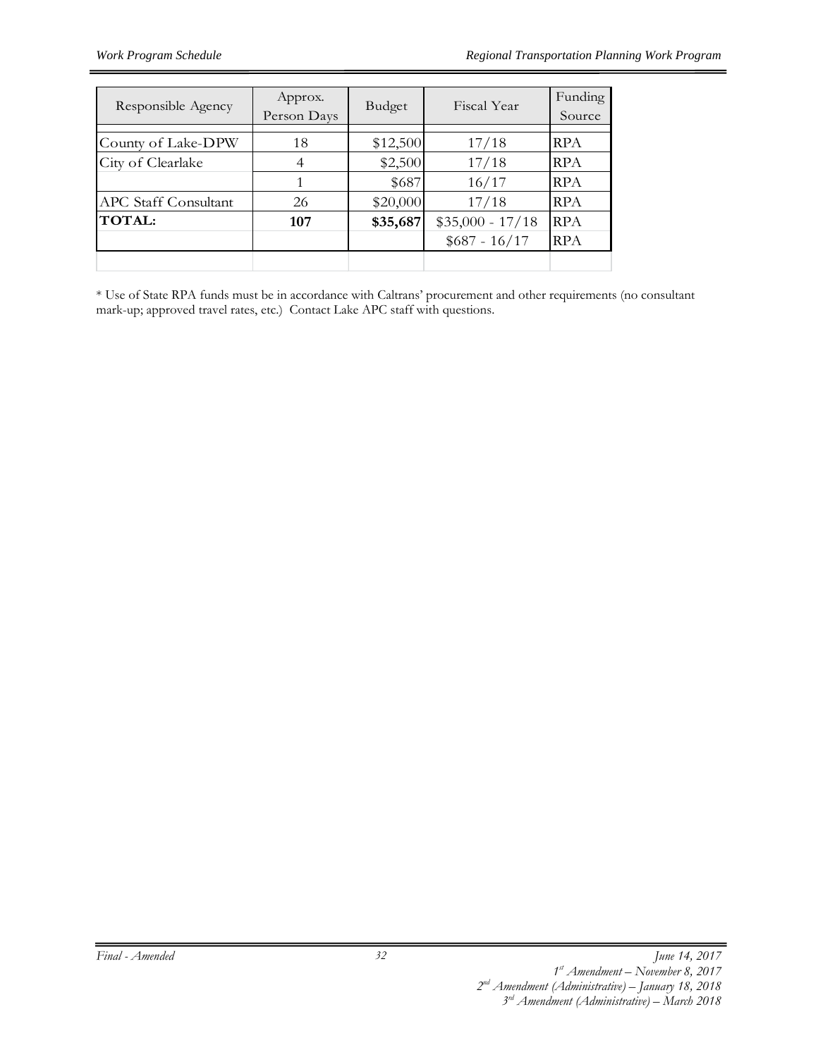| Responsible Agency | Approx. Person Days | Budget | Fiscal Year | Funding Source |
|---|---|---|---|---|
| County of Lake-DPW | 18 | $12,500 | 17/18 | RPA |
| City of Clearlake | 4 | $2,500 | 17/18 | RPA |
| | 1 | $687 | 16/17 | RPA |
| APC Staff Consultant | 26 | $20,000 | 17/18 | RPA |
| **TOTAL:** | **107** | **$35,687** | $35,000 - 17/18 | RPA |
| | | | $687 - 16/17 | RPA |

* Use of State RPA funds must be in accordance with Caltrans' procurement and other requirements (no consultant mark-up; approved travel rates, etc.) Contact Lake APC staff with questions.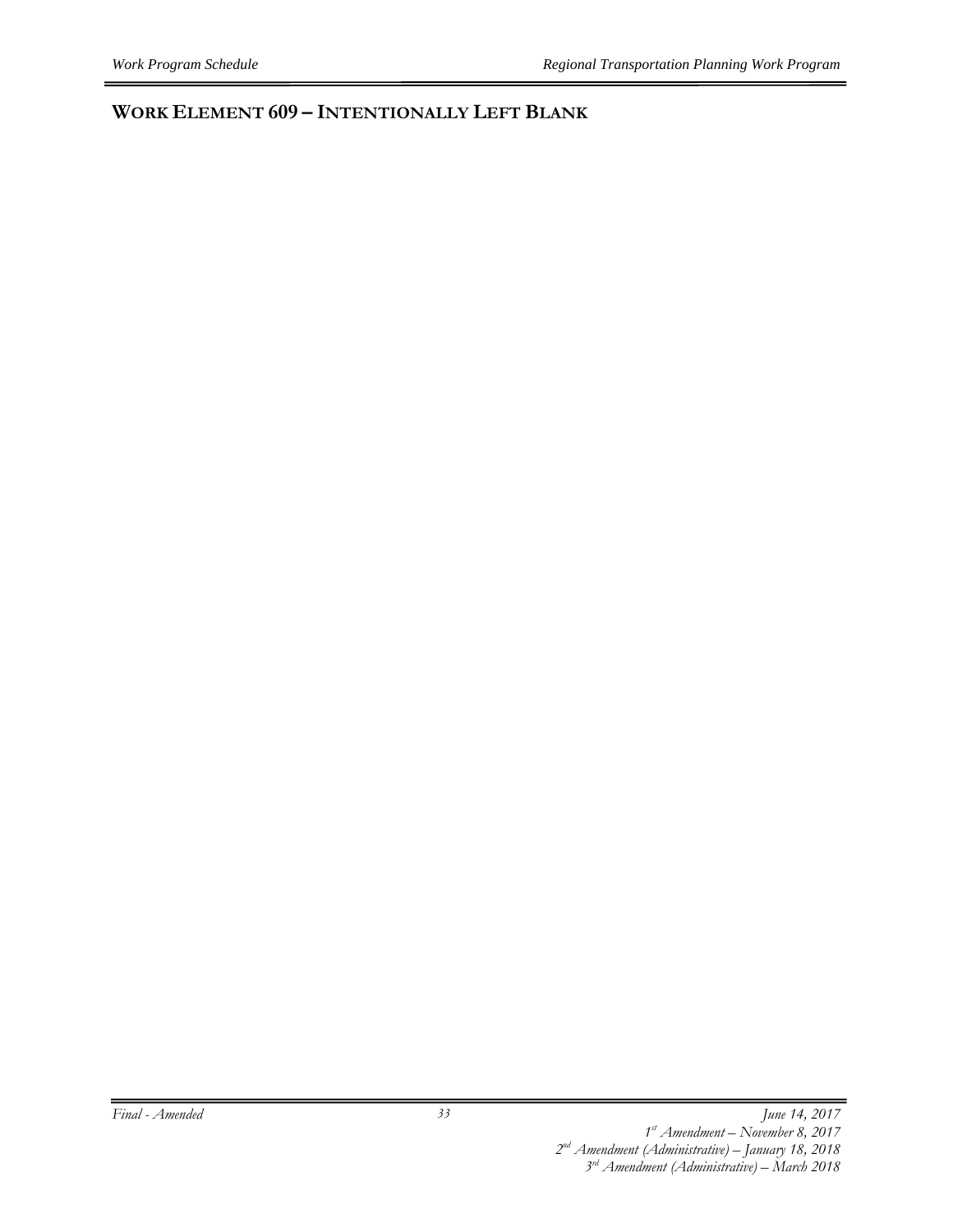## WORK ELEMENT 609 – INTENTIONALLY LEFT BLANK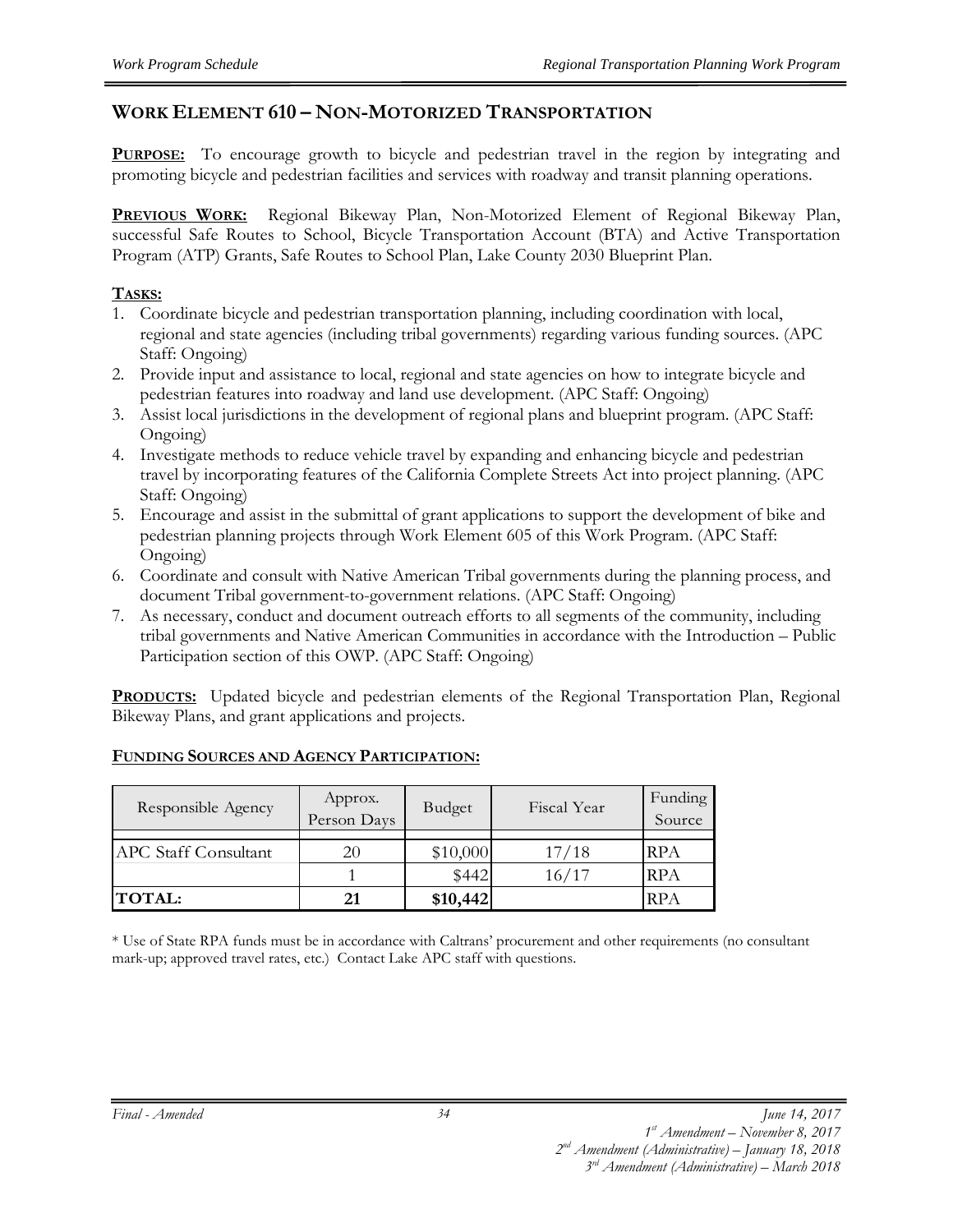## WORK ELEMENT 610 – NON-MOTORIZED TRANSPORTATION

**PURPOSE:** To encourage growth to bicycle and pedestrian travel in the region by integrating and promoting bicycle and pedestrian facilities and services with roadway and transit planning operations.

**PREVIOUS WORK:** Regional Bikeway Plan, Non-Motorized Element of Regional Bikeway Plan, successful Safe Routes to School, Bicycle Transportation Account (BTA) and Active Transportation Program (ATP) Grants, Safe Routes to School Plan, Lake County 2030 Blueprint Plan.

**TASKS:**

1. Coordinate bicycle and pedestrian transportation planning, including coordination with local, regional and state agencies (including tribal governments) regarding various funding sources. (APC Staff: Ongoing)
2. Provide input and assistance to local, regional and state agencies on how to integrate bicycle and pedestrian features into roadway and land use development. (APC Staff: Ongoing)
3. Assist local jurisdictions in the development of regional plans and blueprint program. (APC Staff: Ongoing)
4. Investigate methods to reduce vehicle travel by expanding and enhancing bicycle and pedestrian travel by incorporating features of the California Complete Streets Act into project planning. (APC Staff: Ongoing)
5. Encourage and assist in the submittal of grant applications to support the development of bike and pedestrian planning projects through Work Element 605 of this Work Program. (APC Staff: Ongoing)
6. Coordinate and consult with Native American Tribal governments during the planning process, and document Tribal government-to-government relations. (APC Staff: Ongoing)
7. As necessary, conduct and document outreach efforts to all segments of the community, including tribal governments and Native American Communities in accordance with the Introduction – Public Participation section of this OWP. (APC Staff: Ongoing)

**PRODUCTS:** Updated bicycle and pedestrian elements of the Regional Transportation Plan, Regional Bikeway Plans, and grant applications and projects.

**FUNDING SOURCES AND AGENCY PARTICIPATION:**

| Responsible Agency | Approx. Person Days | Budget | Fiscal Year | Funding Source |
|---|---|---|---|---|
| APC Staff Consultant | 20 | $10,000 | 17/18 | RPA |
| | 1 | $442 | 16/17 | RPA |
| **TOTAL:** | **21** | **$10,442** | | RPA |

\* Use of State RPA funds must be in accordance with Caltrans' procurement and other requirements (no consultant mark-up; approved travel rates, etc.) Contact Lake APC staff with questions.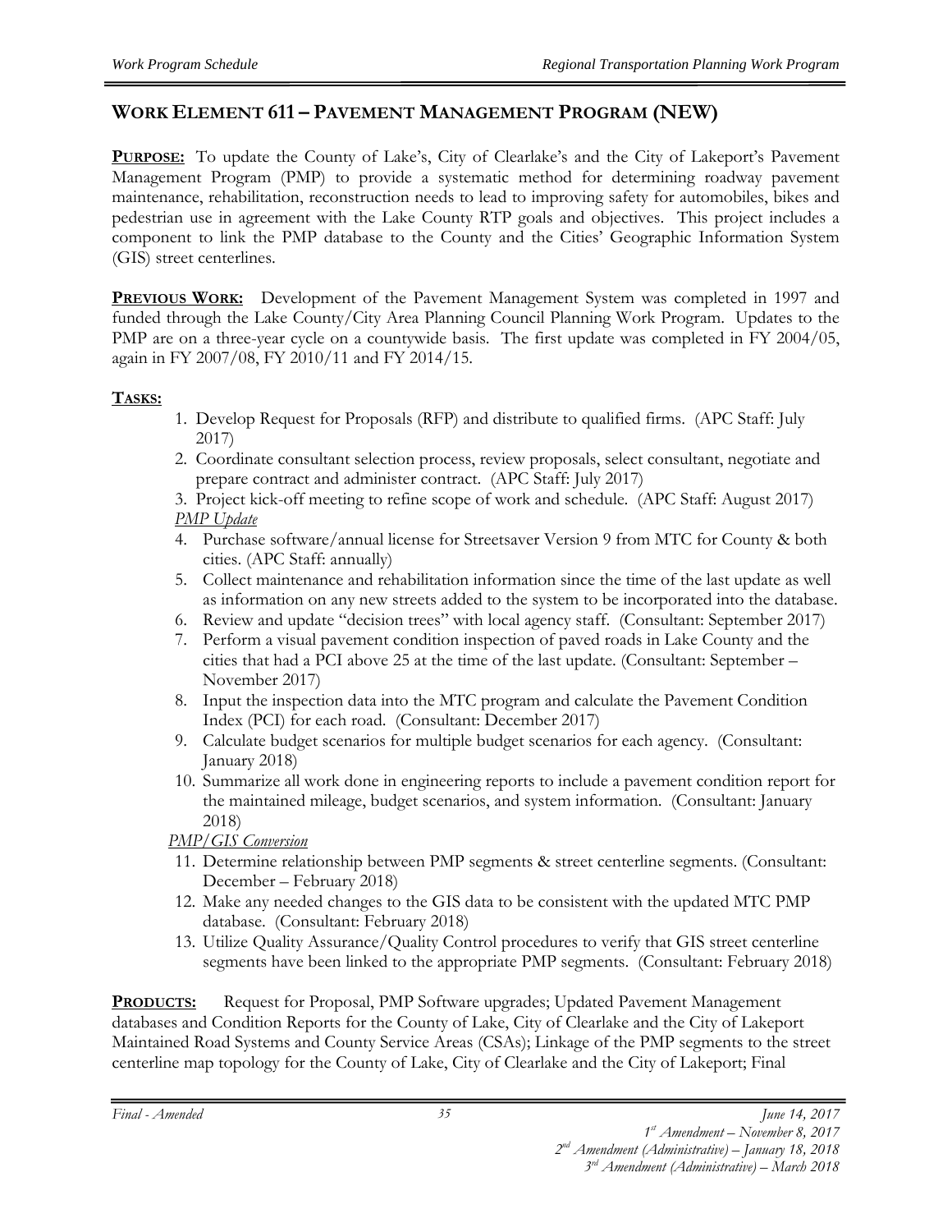## WORK ELEMENT 611 – PAVEMENT MANAGEMENT PROGRAM (NEW)

**PURPOSE:** To update the County of Lake's, City of Clearlake's and the City of Lakeport's Pavement Management Program (PMP) to provide a systematic method for determining roadway pavement maintenance, rehabilitation, reconstruction needs to lead to improving safety for automobiles, bikes and pedestrian use in agreement with the Lake County RTP goals and objectives. This project includes a component to link the PMP database to the County and the Cities' Geographic Information System (GIS) street centerlines.

**PREVIOUS WORK:** Development of the Pavement Management System was completed in 1997 and funded through the Lake County/City Area Planning Council Planning Work Program. Updates to the PMP are on a three-year cycle on a countywide basis. The first update was completed in FY 2004/05, again in FY 2007/08, FY 2010/11 and FY 2014/15.

**TASKS:**

1. Develop Request for Proposals (RFP) and distribute to qualified firms. (APC Staff: July 2017)
2. Coordinate consultant selection process, review proposals, select consultant, negotiate and prepare contract and administer contract. (APC Staff: July 2017)
3. Project kick-off meeting to refine scope of work and schedule. (APC Staff: August 2017)

*PMP Update*

4. Purchase software/annual license for Streetsaver Version 9 from MTC for County & both cities. (APC Staff: annually)
5. Collect maintenance and rehabilitation information since the time of the last update as well as information on any new streets added to the system to be incorporated into the database.
6. Review and update "decision trees" with local agency staff. (Consultant: September 2017)
7. Perform a visual pavement condition inspection of paved roads in Lake County and the cities that had a PCI above 25 at the time of the last update. (Consultant: September – November 2017)
8. Input the inspection data into the MTC program and calculate the Pavement Condition Index (PCI) for each road. (Consultant: December 2017)
9. Calculate budget scenarios for multiple budget scenarios for each agency. (Consultant: January 2018)
10. Summarize all work done in engineering reports to include a pavement condition report for the maintained mileage, budget scenarios, and system information. (Consultant: January 2018)

*PMP/GIS Conversion*

11. Determine relationship between PMP segments & street centerline segments. (Consultant: December – February 2018)
12. Make any needed changes to the GIS data to be consistent with the updated MTC PMP database. (Consultant: February 2018)
13. Utilize Quality Assurance/Quality Control procedures to verify that GIS street centerline segments have been linked to the appropriate PMP segments. (Consultant: February 2018)

**PRODUCTS:** Request for Proposal, PMP Software upgrades; Updated Pavement Management databases and Condition Reports for the County of Lake, City of Clearlake and the City of Lakeport Maintained Road Systems and County Service Areas (CSAs); Linkage of the PMP segments to the street centerline map topology for the County of Lake, City of Clearlake and the City of Lakeport; Final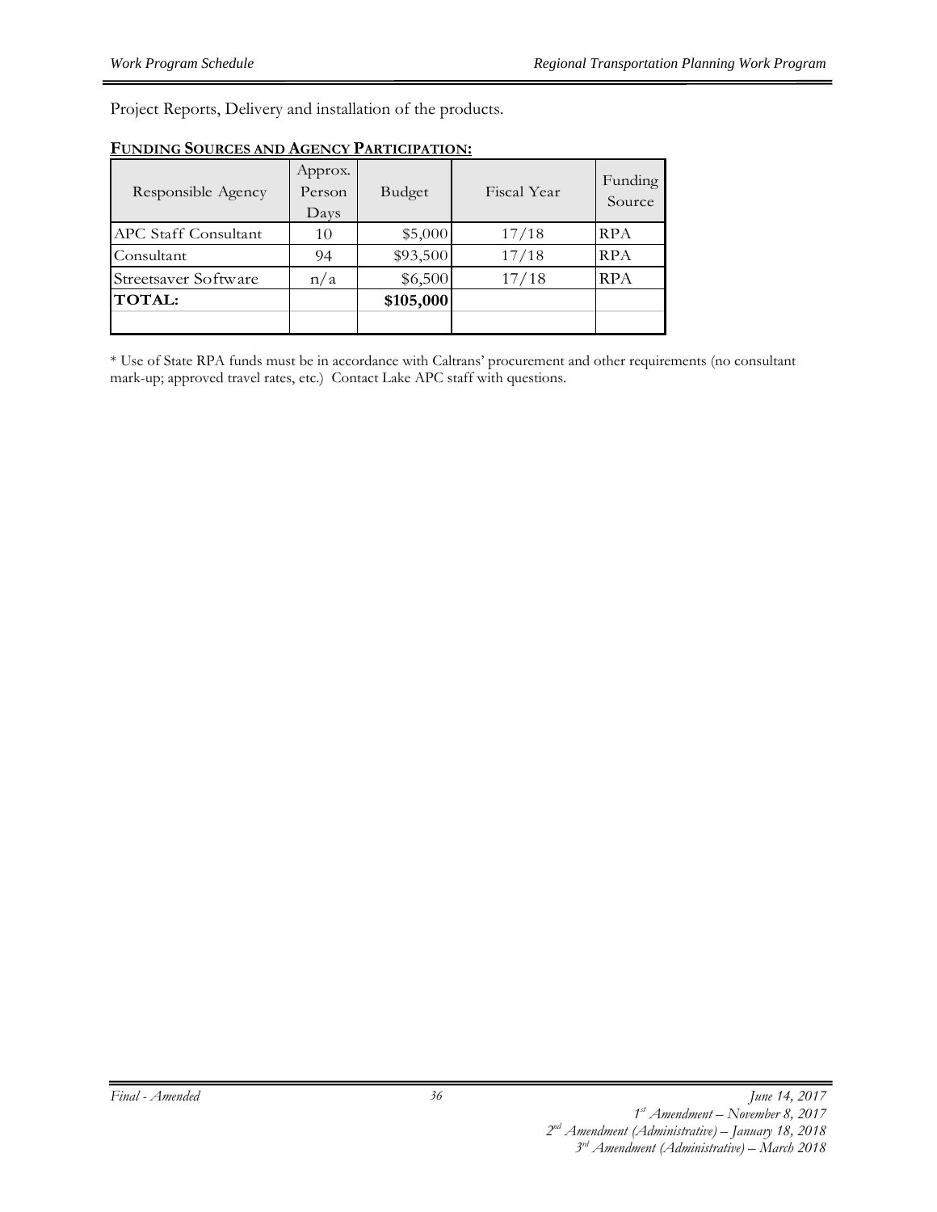Project Reports, Delivery and installation of the products.

**FUNDING SOURCES AND AGENCY PARTICIPATION:**

| Responsible Agency | Approx. Person Days | Budget | Fiscal Year | Funding Source |
|---|---|---|---|---|
| APC Staff Consultant | 10 | $5,000 | 17/18 | RPA |
| Consultant | 94 | $93,500 | 17/18 | RPA |
| Streetsaver Software | n/a | $6,500 | 17/18 | RPA |
| **TOTAL:** | | **$105,000** | | |
| | | | | |

* Use of State RPA funds must be in accordance with Caltrans' procurement and other requirements (no consultant mark-up; approved travel rates, etc.) Contact Lake APC staff with questions.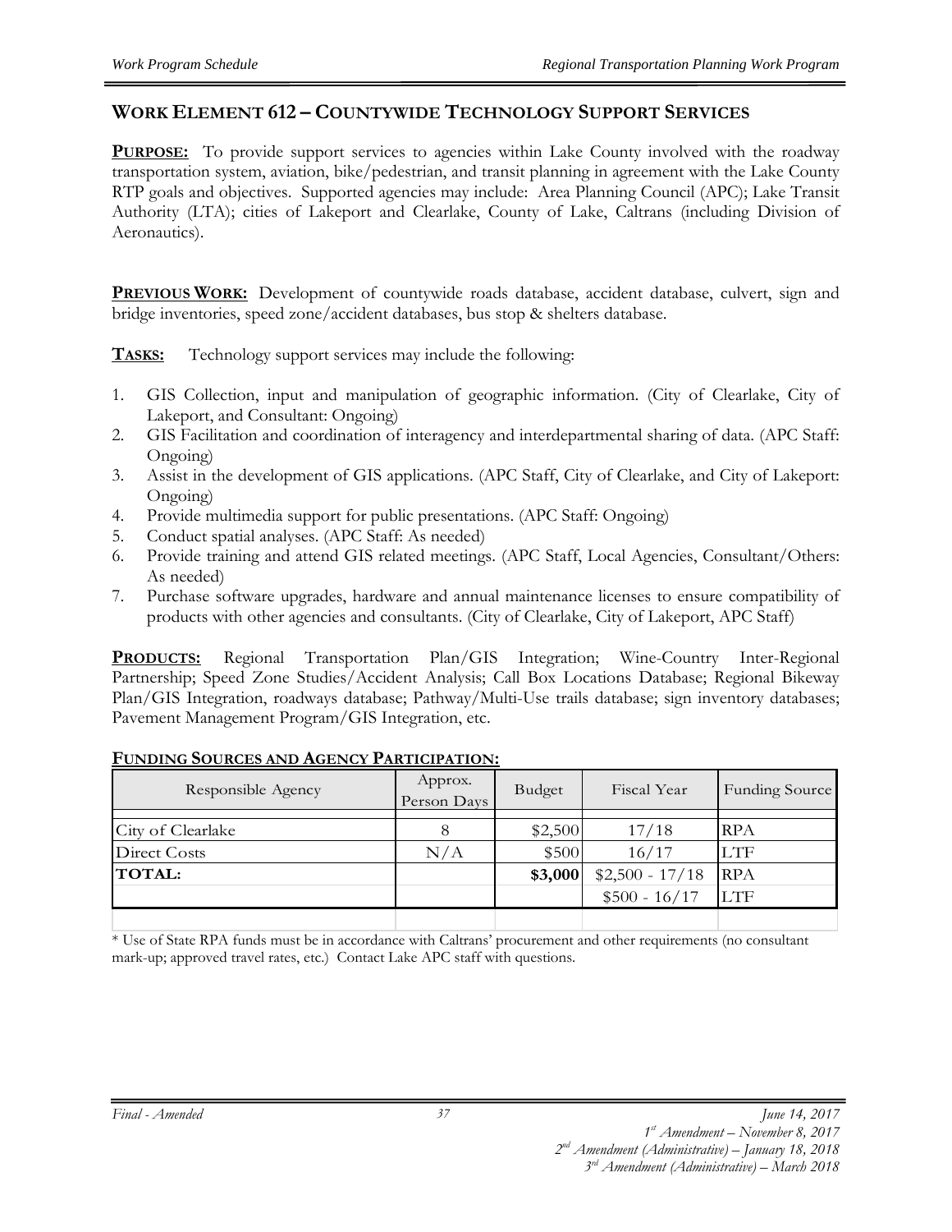## WORK ELEMENT 612 – COUNTYWIDE TECHNOLOGY SUPPORT SERVICES

**PURPOSE:** To provide support services to agencies within Lake County involved with the roadway transportation system, aviation, bike/pedestrian, and transit planning in agreement with the Lake County RTP goals and objectives. Supported agencies may include: Area Planning Council (APC); Lake Transit Authority (LTA); cities of Lakeport and Clearlake, County of Lake, Caltrans (including Division of Aeronautics).

**PREVIOUS WORK:** Development of countywide roads database, accident database, culvert, sign and bridge inventories, speed zone/accident databases, bus stop & shelters database.

**TASKS:** Technology support services may include the following:

1. GIS Collection, input and manipulation of geographic information. (City of Clearlake, City of Lakeport, and Consultant: Ongoing)
2. GIS Facilitation and coordination of interagency and interdepartmental sharing of data. (APC Staff: Ongoing)
3. Assist in the development of GIS applications. (APC Staff, City of Clearlake, and City of Lakeport: Ongoing)
4. Provide multimedia support for public presentations. (APC Staff: Ongoing)
5. Conduct spatial analyses. (APC Staff: As needed)
6. Provide training and attend GIS related meetings. (APC Staff, Local Agencies, Consultant/Others: As needed)
7. Purchase software upgrades, hardware and annual maintenance licenses to ensure compatibility of products with other agencies and consultants. (City of Clearlake, City of Lakeport, APC Staff)

**PRODUCTS:** Regional Transportation Plan/GIS Integration; Wine-Country Inter-Regional Partnership; Speed Zone Studies/Accident Analysis; Call Box Locations Database; Regional Bikeway Plan/GIS Integration, roadways database; Pathway/Multi-Use trails database; sign inventory databases; Pavement Management Program/GIS Integration, etc.

**FUNDING SOURCES AND AGENCY PARTICIPATION:**

| Responsible Agency | Approx. Person Days | Budget | Fiscal Year | Funding Source |
|---|---|---|---|---|
| City of Clearlake | 8 | $2,500 | 17/18 | RPA |
| Direct Costs | N/A | $500 | 16/17 | LTF |
| **TOTAL:** | | **$3,000** | $2,500 - 17/18 | RPA |
| | | | $500 - 16/17 | LTF |

* Use of State RPA funds must be in accordance with Caltrans' procurement and other requirements (no consultant mark-up; approved travel rates, etc.) Contact Lake APC staff with questions.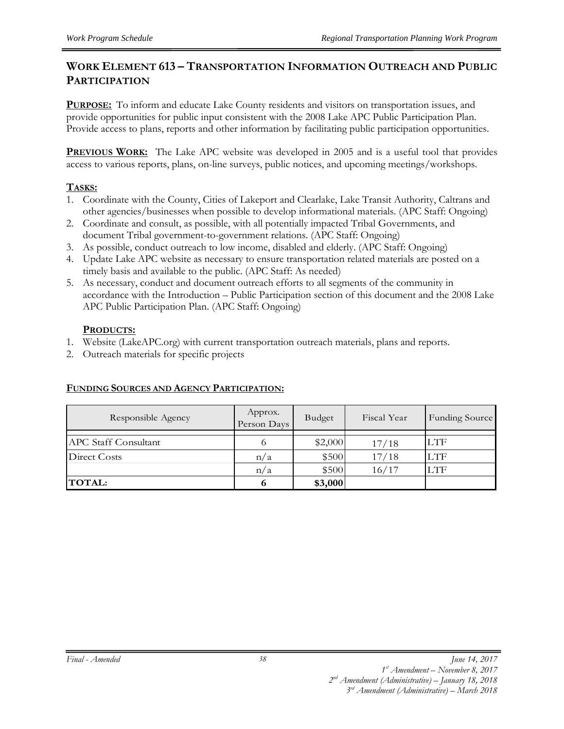## Work Element 613 – Transportation Information Outreach and Public Participation

**PURPOSE:** To inform and educate Lake County residents and visitors on transportation issues, and provide opportunities for public input consistent with the 2008 Lake APC Public Participation Plan. Provide access to plans, reports and other information by facilitating public participation opportunities.

**PREVIOUS WORK:** The Lake APC website was developed in 2005 and is a useful tool that provides access to various reports, plans, on-line surveys, public notices, and upcoming meetings/workshops.

**TASKS:**

1. Coordinate with the County, Cities of Lakeport and Clearlake, Lake Transit Authority, Caltrans and other agencies/businesses when possible to develop informational materials. (APC Staff: Ongoing)
2. Coordinate and consult, as possible, with all potentially impacted Tribal Governments, and document Tribal government-to-government relations. (APC Staff: Ongoing)
3. As possible, conduct outreach to low income, disabled and elderly. (APC Staff: Ongoing)
4. Update Lake APC website as necessary to ensure transportation related materials are posted on a timely basis and available to the public. (APC Staff: As needed)
5. As necessary, conduct and document outreach efforts to all segments of the community in accordance with the Introduction – Public Participation section of this document and the 2008 Lake APC Public Participation Plan. (APC Staff: Ongoing)

**PRODUCTS:**

1. Website (LakeAPC.org) with current transportation outreach materials, plans and reports.
2. Outreach materials for specific projects

**FUNDING SOURCES AND AGENCY PARTICIPATION:**

| Responsible Agency | Approx. Person Days | Budget | Fiscal Year | Funding Source |
|---|---|---|---|---|
| APC Staff Consultant | 6 | $2,000 | 17/18 | LTF |
| Direct Costs | n/a | $500 | 17/18 | LTF |
| | n/a | $500 | 16/17 | LTF |
| **TOTAL:** | **6** | **$3,000** | | |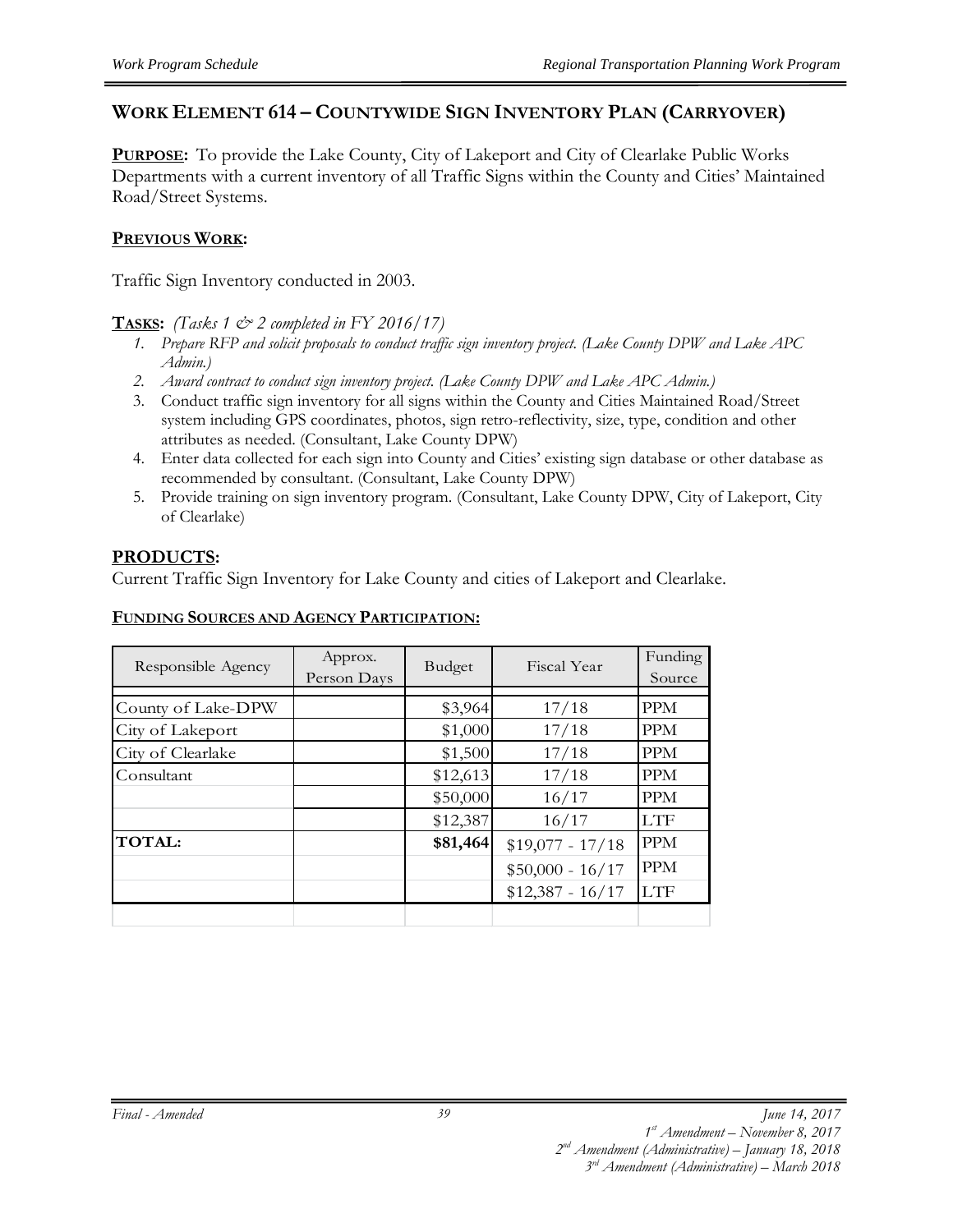## WORK ELEMENT 614 – COUNTYWIDE SIGN INVENTORY PLAN (CARRYOVER)

**PURPOSE:** To provide the Lake County, City of Lakeport and City of Clearlake Public Works Departments with a current inventory of all Traffic Signs within the County and Cities' Maintained Road/Street Systems.

**PREVIOUS WORK:**

Traffic Sign Inventory conducted in 2003.

**TASKS:** *(Tasks 1 & 2 completed in FY 2016/17)*

1. *Prepare RFP and solicit proposals to conduct traffic sign inventory project. (Lake County DPW and Lake APC Admin.)*
2. *Award contract to conduct sign inventory project. (Lake County DPW and Lake APC Admin.)*
3. Conduct traffic sign inventory for all signs within the County and Cities Maintained Road/Street system including GPS coordinates, photos, sign retro-reflectivity, size, type, condition and other attributes as needed. (Consultant, Lake County DPW)
4. Enter data collected for each sign into County and Cities' existing sign database or other database as recommended by consultant. (Consultant, Lake County DPW)
5. Provide training on sign inventory program. (Consultant, Lake County DPW, City of Lakeport, City of Clearlake)

## PRODUCTS:

Current Traffic Sign Inventory for Lake County and cities of Lakeport and Clearlake.

**FUNDING SOURCES AND AGENCY PARTICIPATION:**

| Responsible Agency | Approx. Person Days | Budget | Fiscal Year | Funding Source |
|---|---|---|---|---|
| County of Lake-DPW | | $3,964 | 17/18 | PPM |
| City of Lakeport | | $1,000 | 17/18 | PPM |
| City of Clearlake | | $1,500 | 17/18 | PPM |
| Consultant | | $12,613 | 17/18 | PPM |
| | | $50,000 | 16/17 | PPM |
| | | $12,387 | 16/17 | LTF |
| **TOTAL:** | | **$81,464** | $19,077 - 17/18 | PPM |
| | | | $50,000 - 16/17 | PPM |
| | | | $12,387 - 16/17 | LTF |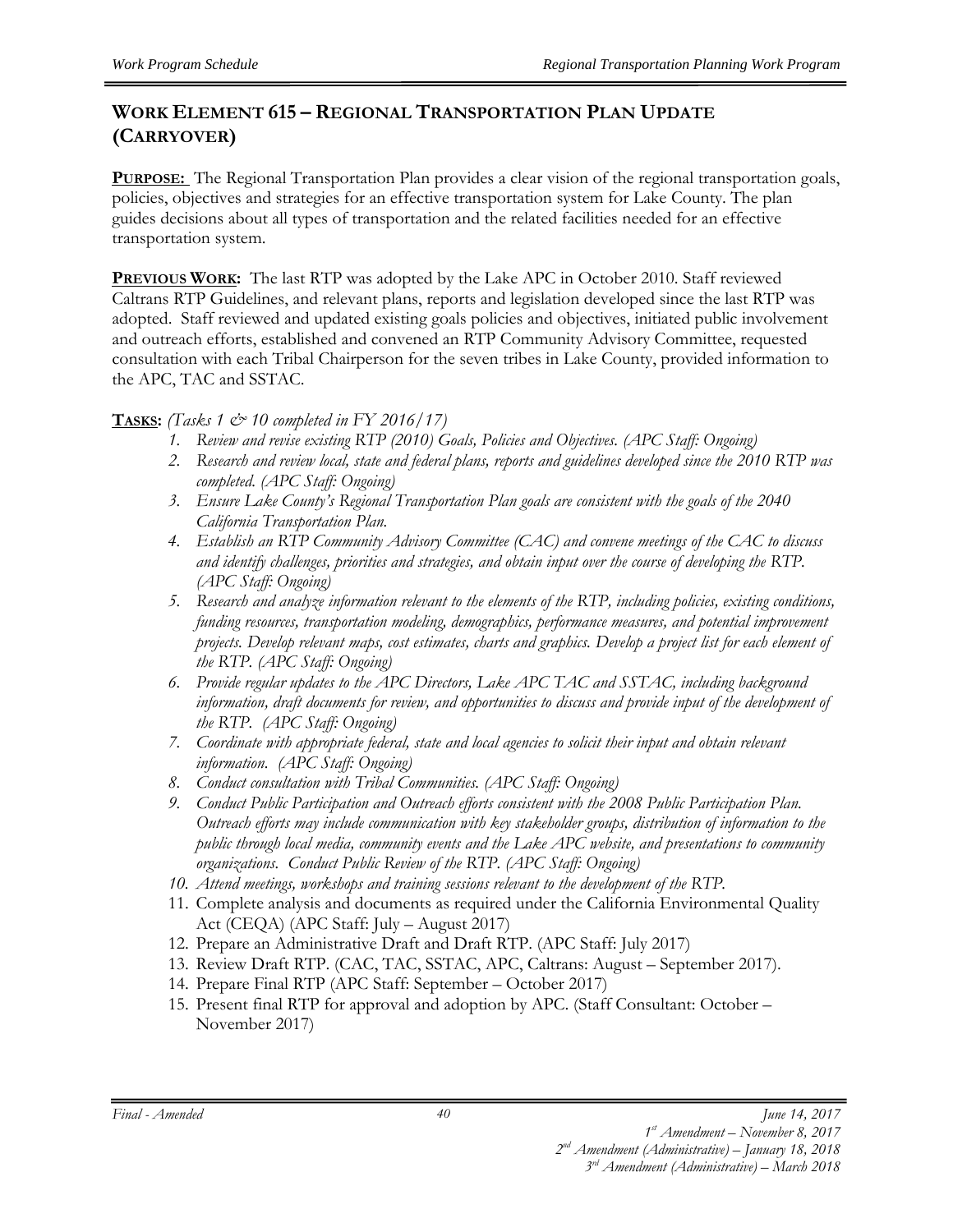## WORK ELEMENT 615 – REGIONAL TRANSPORTATION PLAN UPDATE (CARRYOVER)

**PURPOSE:** The Regional Transportation Plan provides a clear vision of the regional transportation goals, policies, objectives and strategies for an effective transportation system for Lake County. The plan guides decisions about all types of transportation and the related facilities needed for an effective transportation system.

**PREVIOUS WORK:** The last RTP was adopted by the Lake APC in October 2010. Staff reviewed Caltrans RTP Guidelines, and relevant plans, reports and legislation developed since the last RTP was adopted. Staff reviewed and updated existing goals policies and objectives, initiated public involvement and outreach efforts, established and convened an RTP Community Advisory Committee, requested consultation with each Tribal Chairperson for the seven tribes in Lake County, provided information to the APC, TAC and SSTAC.

**TASKS:** *(Tasks 1 & 10 completed in FY 2016/17)*

1. *Review and revise existing RTP (2010) Goals, Policies and Objectives. (APC Staff: Ongoing)*
2. *Research and review local, state and federal plans, reports and guidelines developed since the 2010 RTP was completed. (APC Staff: Ongoing)*
3. *Ensure Lake County's Regional Transportation Plan goals are consistent with the goals of the 2040 California Transportation Plan.*
4. *Establish an RTP Community Advisory Committee (CAC) and convene meetings of the CAC to discuss and identify challenges, priorities and strategies, and obtain input over the course of developing the RTP. (APC Staff: Ongoing)*
5. *Research and analyze information relevant to the elements of the RTP, including policies, existing conditions, funding resources, transportation modeling, demographics, performance measures, and potential improvement projects. Develop relevant maps, cost estimates, charts and graphics. Develop a project list for each element of the RTP. (APC Staff: Ongoing)*
6. *Provide regular updates to the APC Directors, Lake APC TAC and SSTAC, including background information, draft documents for review, and opportunities to discuss and provide input of the development of the RTP. (APC Staff: Ongoing)*
7. *Coordinate with appropriate federal, state and local agencies to solicit their input and obtain relevant information. (APC Staff: Ongoing)*
8. *Conduct consultation with Tribal Communities. (APC Staff: Ongoing)*
9. *Conduct Public Participation and Outreach efforts consistent with the 2008 Public Participation Plan. Outreach efforts may include communication with key stakeholder groups, distribution of information to the public through local media, community events and the Lake APC website, and presentations to community organizations. Conduct Public Review of the RTP. (APC Staff: Ongoing)*
10. *Attend meetings, workshops and training sessions relevant to the development of the RTP.*
11. Complete analysis and documents as required under the California Environmental Quality Act (CEQA) (APC Staff: July – August 2017)
12. Prepare an Administrative Draft and Draft RTP. (APC Staff: July 2017)
13. Review Draft RTP. (CAC, TAC, SSTAC, APC, Caltrans: August – September 2017).
14. Prepare Final RTP (APC Staff: September – October 2017)
15. Present final RTP for approval and adoption by APC. (Staff Consultant: October – November 2017)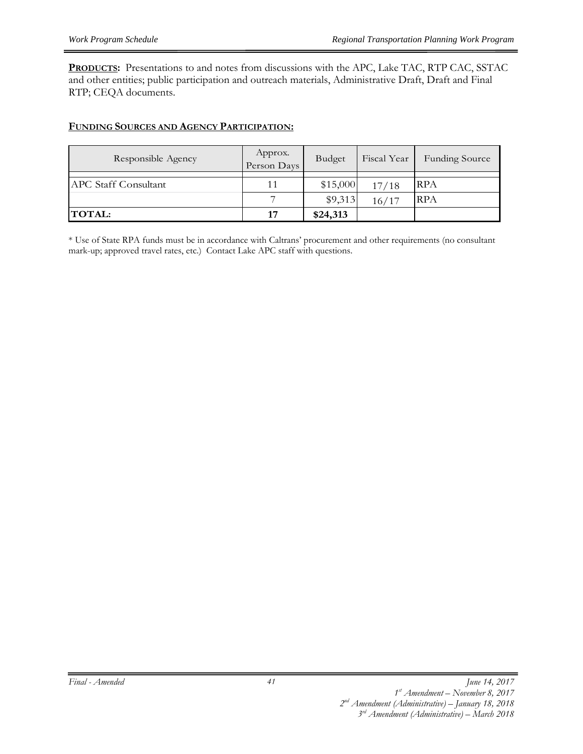**PRODUCTS:** Presentations to and notes from discussions with the APC, Lake TAC, RTP CAC, SSTAC and other entities; public participation and outreach materials, Administrative Draft, Draft and Final RTP; CEQA documents.

**FUNDING SOURCES AND AGENCY PARTICIPATION:**

| Responsible Agency | Approx. Person Days | Budget | Fiscal Year | Funding Source |
|---|---|---|---|---|
| APC Staff Consultant | 11 | $15,000 | 17/18 | RPA |
| | 7 | $9,313 | 16/17 | RPA |
| **TOTAL:** | **17** | **$24,313** | | |

\* Use of State RPA funds must be in accordance with Caltrans' procurement and other requirements (no consultant mark-up; approved travel rates, etc.) Contact Lake APC staff with questions.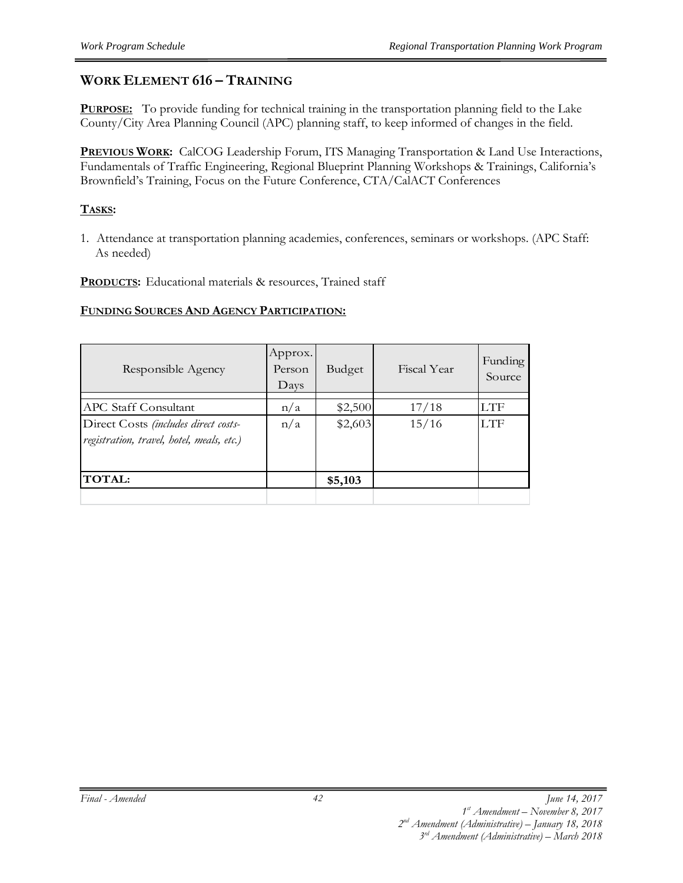## WORK ELEMENT 616 – TRAINING

**PURPOSE:** To provide funding for technical training in the transportation planning field to the Lake County/City Area Planning Council (APC) planning staff, to keep informed of changes in the field.

**PREVIOUS WORK:** CalCOG Leadership Forum, ITS Managing Transportation & Land Use Interactions, Fundamentals of Traffic Engineering, Regional Blueprint Planning Workshops & Trainings, California's Brownfield's Training, Focus on the Future Conference, CTA/CalACT Conferences

**TASKS:**

1. Attendance at transportation planning academies, conferences, seminars or workshops. (APC Staff: As needed)

**PRODUCTS:** Educational materials & resources, Trained staff

**FUNDING SOURCES AND AGENCY PARTICIPATION:**

| Responsible Agency | Approx. Person Days | Budget | Fiscal Year | Funding Source |
|---|---|---|---|---|
| APC Staff Consultant | n/a | $2,500 | 17/18 | LTF |
| Direct Costs *(includes direct costs-registration, travel, hotel, meals, etc.)* | n/a | $2,603 | 15/16 | LTF |
| **TOTAL:** | | **$5,103** | | |

*Final - Amended*

*June 14, 2017*
*1st Amendment – November 8, 2017*
*2nd Amendment (Administrative) – January 18, 2018*
*3rd Amendment (Administrative) – March 2018*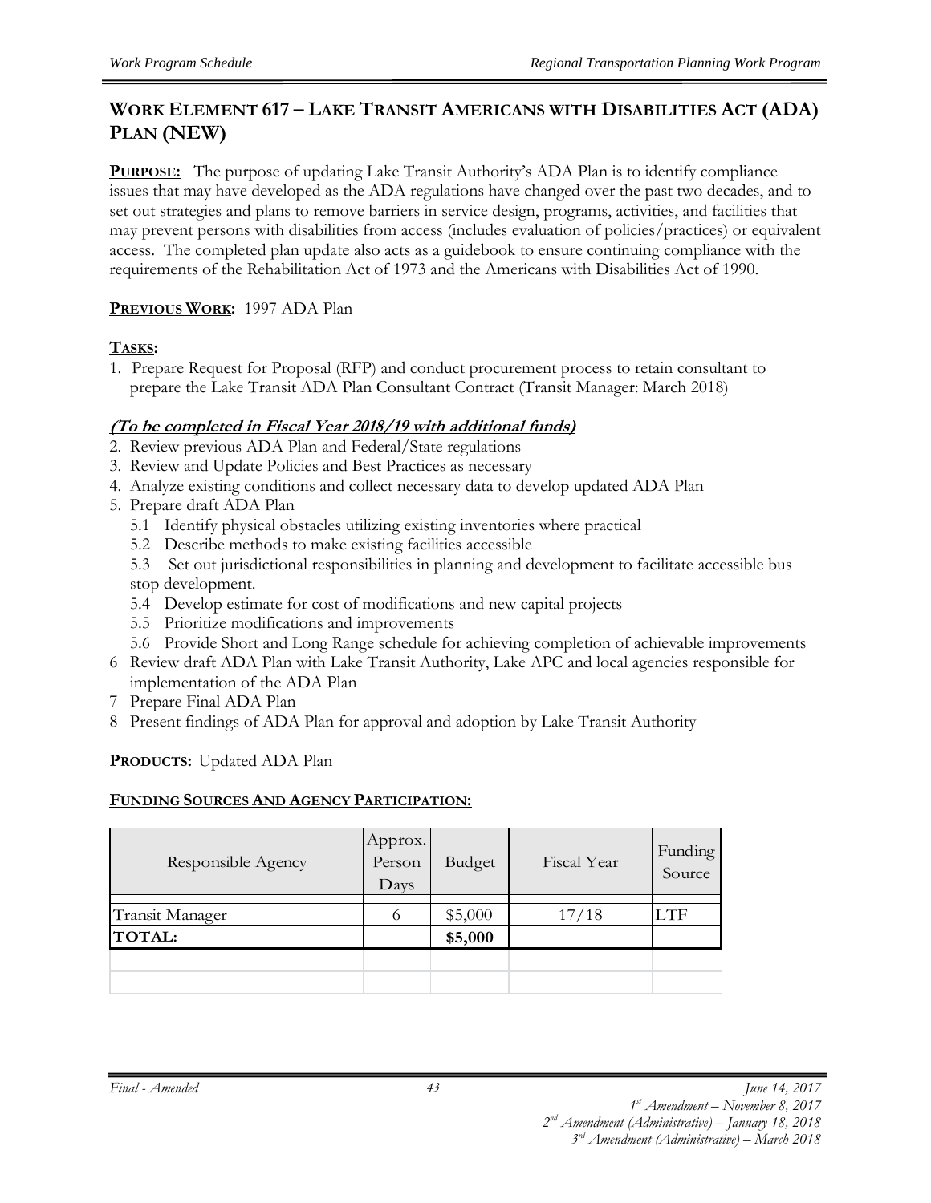## WORK ELEMENT 617 – LAKE TRANSIT AMERICANS WITH DISABILITIES ACT (ADA) PLAN (NEW)

**PURPOSE:** The purpose of updating Lake Transit Authority's ADA Plan is to identify compliance issues that may have developed as the ADA regulations have changed over the past two decades, and to set out strategies and plans to remove barriers in service design, programs, activities, and facilities that may prevent persons with disabilities from access (includes evaluation of policies/practices) or equivalent access. The completed plan update also acts as a guidebook to ensure continuing compliance with the requirements of the Rehabilitation Act of 1973 and the Americans with Disabilities Act of 1990.

**PREVIOUS WORK:** 1997 ADA Plan

**TASKS:**

1. Prepare Request for Proposal (RFP) and conduct procurement process to retain consultant to prepare the Lake Transit ADA Plan Consultant Contract (Transit Manager: March 2018)

***(To be completed in Fiscal Year 2018/19 with additional funds)***

2. Review previous ADA Plan and Federal/State regulations
3. Review and Update Policies and Best Practices as necessary
4. Analyze existing conditions and collect necessary data to develop updated ADA Plan
5. Prepare draft ADA Plan
   - 5.1 Identify physical obstacles utilizing existing inventories where practical
   - 5.2 Describe methods to make existing facilities accessible
   - 5.3 Set out jurisdictional responsibilities in planning and development to facilitate accessible bus stop development.
   - 5.4 Develop estimate for cost of modifications and new capital projects
   - 5.5 Prioritize modifications and improvements
   - 5.6 Provide Short and Long Range schedule for achieving completion of achievable improvements
6. Review draft ADA Plan with Lake Transit Authority, Lake APC and local agencies responsible for implementation of the ADA Plan
7. Prepare Final ADA Plan
8. Present findings of ADA Plan for approval and adoption by Lake Transit Authority

**PRODUCTS:** Updated ADA Plan

**FUNDING SOURCES AND AGENCY PARTICIPATION:**

| Responsible Agency | Approx. Person Days | Budget | Fiscal Year | Funding Source |
|---|---|---|---|---|
| Transit Manager | 6 | $5,000 | 17/18 | LTF |
| **TOTAL:** | | **$5,000** | | |
| | | | | |
| | | | | |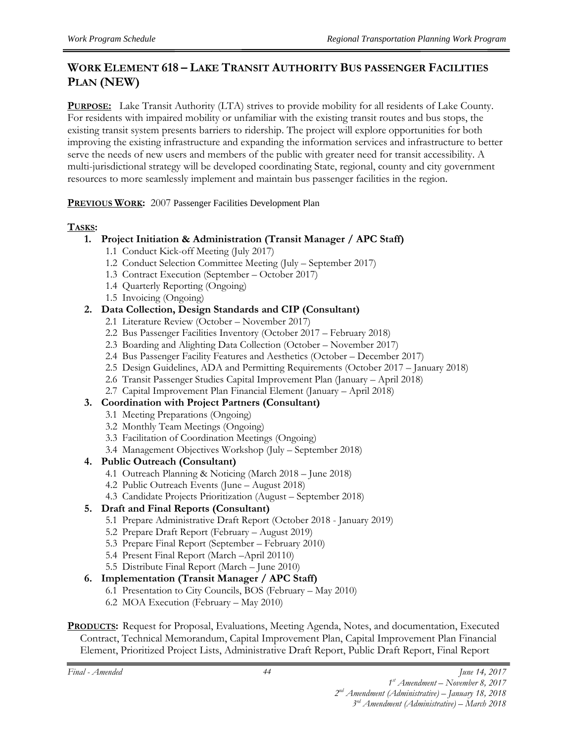## WORK ELEMENT 618 – LAKE TRANSIT AUTHORITY BUS PASSENGER FACILITIES PLAN (NEW)

**PURPOSE:** Lake Transit Authority (LTA) strives to provide mobility for all residents of Lake County. For residents with impaired mobility or unfamiliar with the existing transit routes and bus stops, the existing transit system presents barriers to ridership. The project will explore opportunities for both improving the existing infrastructure and expanding the information services and infrastructure to better serve the needs of new users and members of the public with greater need for transit accessibility. A multi-jurisdictional strategy will be developed coordinating State, regional, county and city government resources to more seamlessly implement and maintain bus passenger facilities in the region.

**PREVIOUS WORK:** 2007 Passenger Facilities Development Plan

**TASKS:**

1. **Project Initiation & Administration (Transit Manager / APC Staff)**
   - 1.1 Conduct Kick-off Meeting (July 2017)
   - 1.2 Conduct Selection Committee Meeting (July – September 2017)
   - 1.3 Contract Execution (September – October 2017)
   - 1.4 Quarterly Reporting (Ongoing)
   - 1.5 Invoicing (Ongoing)
2. **Data Collection, Design Standards and CIP (Consultant)**
   - 2.1 Literature Review (October – November 2017)
   - 2.2 Bus Passenger Facilities Inventory (October 2017 – February 2018)
   - 2.3 Boarding and Alighting Data Collection (October – November 2017)
   - 2.4 Bus Passenger Facility Features and Aesthetics (October – December 2017)
   - 2.5 Design Guidelines, ADA and Permitting Requirements (October 2017 – January 2018)
   - 2.6 Transit Passenger Studies Capital Improvement Plan (January – April 2018)
   - 2.7 Capital Improvement Plan Financial Element (January – April 2018)
3. **Coordination with Project Partners (Consultant)**
   - 3.1 Meeting Preparations (Ongoing)
   - 3.2 Monthly Team Meetings (Ongoing)
   - 3.3 Facilitation of Coordination Meetings (Ongoing)
   - 3.4 Management Objectives Workshop (July – September 2018)
4. **Public Outreach (Consultant)**
   - 4.1 Outreach Planning & Noticing (March 2018 – June 2018)
   - 4.2 Public Outreach Events (June – August 2018)
   - 4.3 Candidate Projects Prioritization (August – September 2018)
5. **Draft and Final Reports (Consultant)**
   - 5.1 Prepare Administrative Draft Report (October 2018 - January 2019)
   - 5.2 Prepare Draft Report (February – August 2019)
   - 5.3 Prepare Final Report (September – February 2010)
   - 5.4 Present Final Report (March –April 20110)
   - 5.5 Distribute Final Report (March – June 2010)
6. **Implementation (Transit Manager / APC Staff)**
   - 6.1 Presentation to City Councils, BOS (February – May 2010)
   - 6.2 MOA Execution (February – May 2010)

**PRODUCTS:** Request for Proposal, Evaluations, Meeting Agenda, Notes, and documentation, Executed Contract, Technical Memorandum, Capital Improvement Plan, Capital Improvement Plan Financial Element, Prioritized Project Lists, Administrative Draft Report, Public Draft Report, Final Report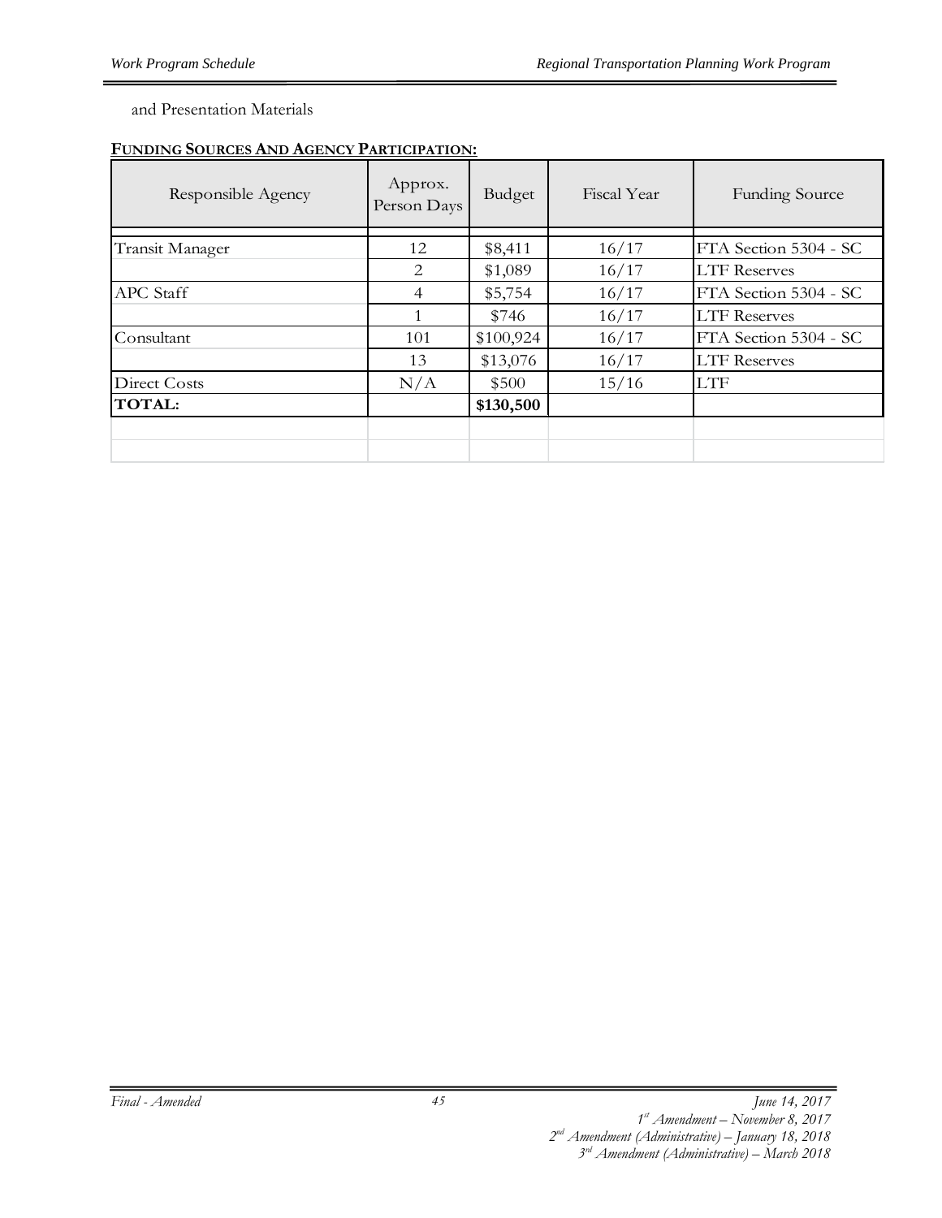and Presentation Materials

**FUNDING SOURCES AND AGENCY PARTICIPATION:**

| Responsible Agency | Approx. Person Days | Budget | Fiscal Year | Funding Source |
|---|---|---|---|---|
| Transit Manager | 12 | $8,411 | 16/17 | FTA Section 5304 - SC |
| | 2 | $1,089 | 16/17 | LTF Reserves |
| APC Staff | 4 | $5,754 | 16/17 | FTA Section 5304 - SC |
| | 1 | $746 | 16/17 | LTF Reserves |
| Consultant | 101 | $100,924 | 16/17 | FTA Section 5304 - SC |
| | 13 | $13,076 | 16/17 | LTF Reserves |
| Direct Costs | N/A | $500 | 15/16 | LTF |
| **TOTAL:** | | **$130,500** | | |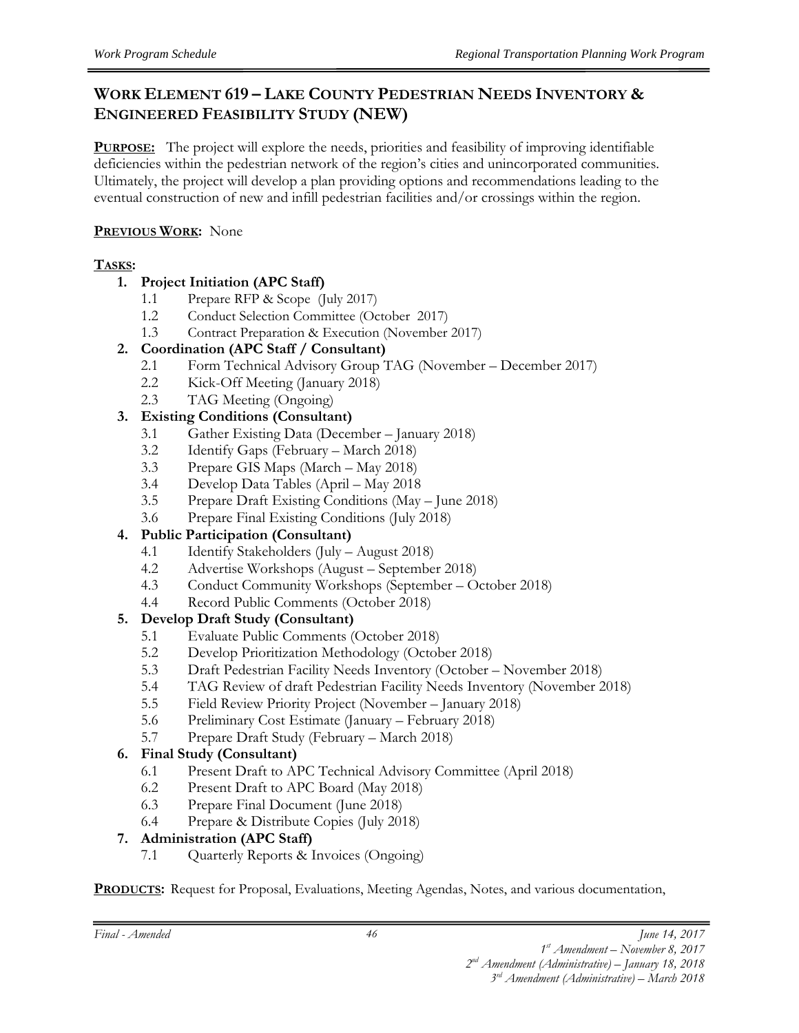## WORK ELEMENT 619 – LAKE COUNTY PEDESTRIAN NEEDS INVENTORY & ENGINEERED FEASIBILITY STUDY (NEW)

**PURPOSE:** The project will explore the needs, priorities and feasibility of improving identifiable deficiencies within the pedestrian network of the region's cities and unincorporated communities. Ultimately, the project will develop a plan providing options and recommendations leading to the eventual construction of new and infill pedestrian facilities and/or crossings within the region.

**PREVIOUS WORK:** None

**TASKS:**

1. **Project Initiation (APC Staff)**
   - 1.1 Prepare RFP & Scope (July 2017)
   - 1.2 Conduct Selection Committee (October 2017)
   - 1.3 Contract Preparation & Execution (November 2017)
2. **Coordination (APC Staff / Consultant)**
   - 2.1 Form Technical Advisory Group TAG (November – December 2017)
   - 2.2 Kick-Off Meeting (January 2018)
   - 2.3 TAG Meeting (Ongoing)
3. **Existing Conditions (Consultant)**
   - 3.1 Gather Existing Data (December – January 2018)
   - 3.2 Identify Gaps (February – March 2018)
   - 3.3 Prepare GIS Maps (March – May 2018)
   - 3.4 Develop Data Tables (April – May 2018
   - 3.5 Prepare Draft Existing Conditions (May – June 2018)
   - 3.6 Prepare Final Existing Conditions (July 2018)
4. **Public Participation (Consultant)**
   - 4.1 Identify Stakeholders (July – August 2018)
   - 4.2 Advertise Workshops (August – September 2018)
   - 4.3 Conduct Community Workshops (September – October 2018)
   - 4.4 Record Public Comments (October 2018)
5. **Develop Draft Study (Consultant)**
   - 5.1 Evaluate Public Comments (October 2018)
   - 5.2 Develop Prioritization Methodology (October 2018)
   - 5.3 Draft Pedestrian Facility Needs Inventory (October – November 2018)
   - 5.4 TAG Review of draft Pedestrian Facility Needs Inventory (November 2018)
   - 5.5 Field Review Priority Project (November – January 2018)
   - 5.6 Preliminary Cost Estimate (January – February 2018)
   - 5.7 Prepare Draft Study (February – March 2018)
6. **Final Study (Consultant)**
   - 6.1 Present Draft to APC Technical Advisory Committee (April 2018)
   - 6.2 Present Draft to APC Board (May 2018)
   - 6.3 Prepare Final Document (June 2018)
   - 6.4 Prepare & Distribute Copies (July 2018)
7. **Administration (APC Staff)**
   - 7.1 Quarterly Reports & Invoices (Ongoing)

**PRODUCTS:** Request for Proposal, Evaluations, Meeting Agendas, Notes, and various documentation,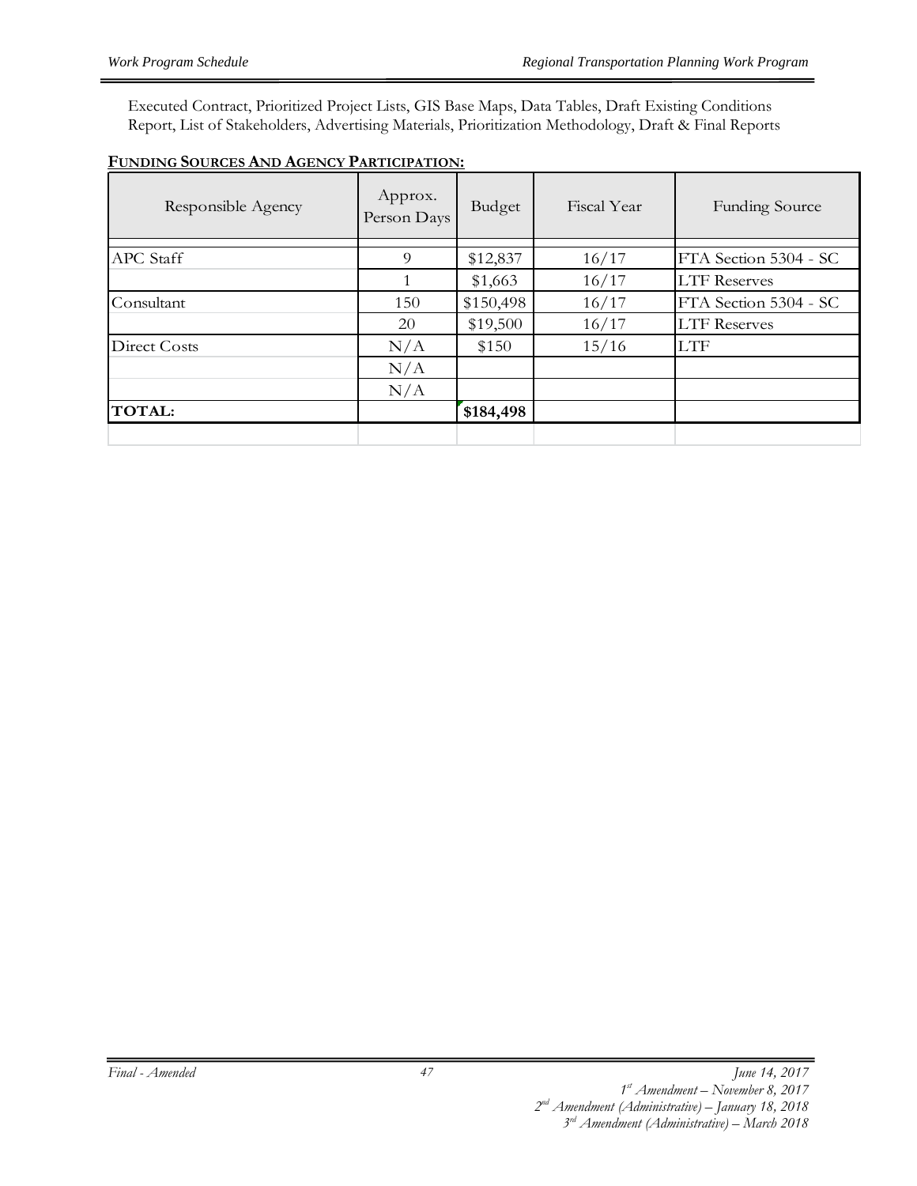Executed Contract, Prioritized Project Lists, GIS Base Maps, Data Tables, Draft Existing Conditions Report, List of Stakeholders, Advertising Materials, Prioritization Methodology, Draft & Final Reports

**FUNDING SOURCES AND AGENCY PARTICIPATION:**

| Responsible Agency | Approx. Person Days | Budget | Fiscal Year | Funding Source |
|---|---|---|---|---|
| APC Staff | 9 | $12,837 | 16/17 | FTA Section 5304 - SC |
| | 1 | $1,663 | 16/17 | LTF Reserves |
| Consultant | 150 | $150,498 | 16/17 | FTA Section 5304 - SC |
| | 20 | $19,500 | 16/17 | LTF Reserves |
| Direct Costs | N/A | $150 | 15/16 | LTF |
| | N/A | | | |
| | N/A | | | |
| **TOTAL:** | | **$184,498** | | |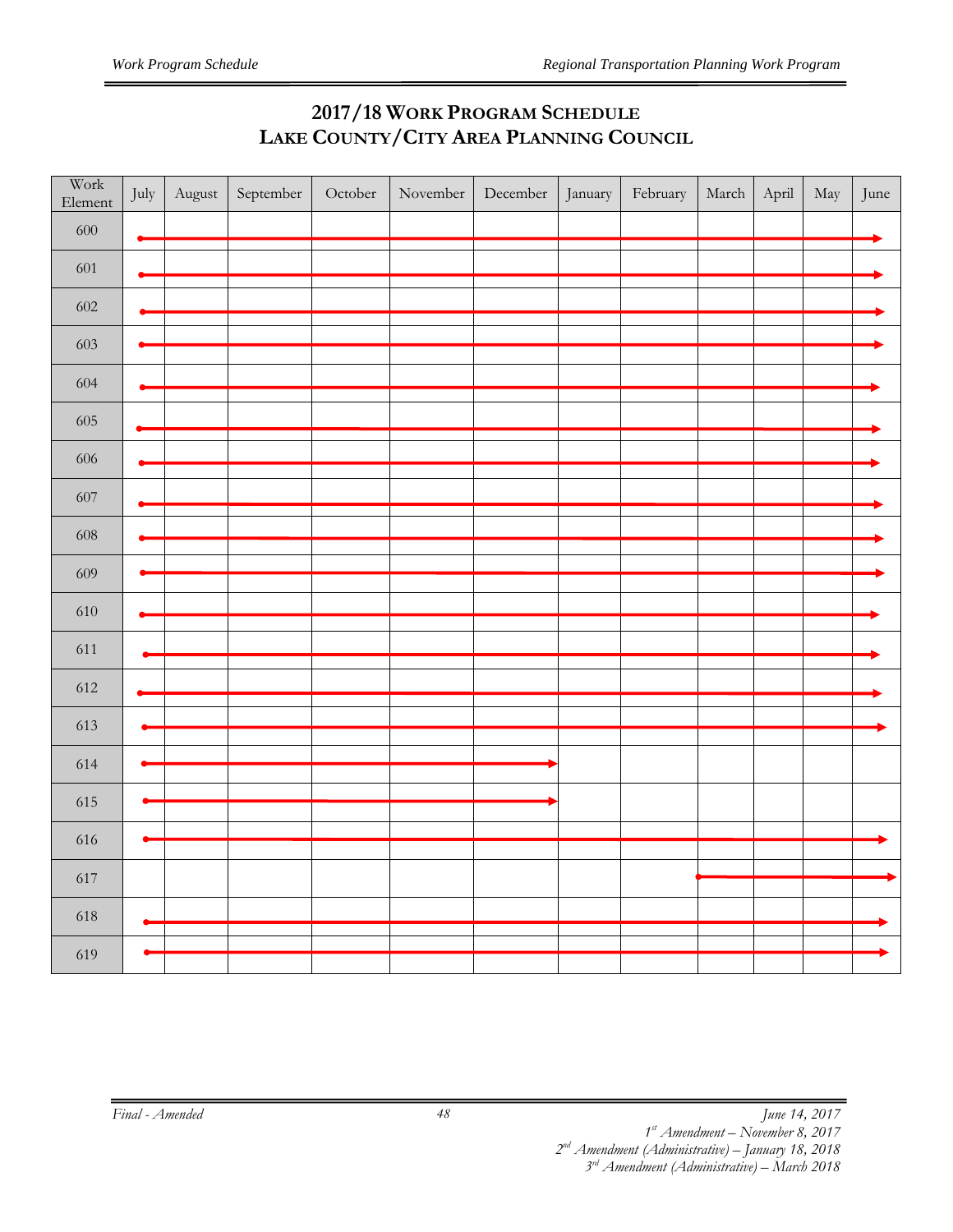## 2017/18 Work Program Schedule
## Lake County/City Area Planning Council

| Work Element | July | August | September | October | November | December | January | February | March | April | May | June |
|---|---|---|---|---|---|---|---|---|---|---|---|---|
| 600 | ● | → | → | → | → | → | → | → | → | → | → | → |
| 601 | ● | → | → | → | → | → | → | → | → | → | → | → |
| 602 | ● | → | → | → | → | → | → | → | → | → | → | → |
| 603 | ● | → | → | → | → | → | → | → | → | → | → | → |
| 604 | ● | → | → | → | → | → | → | → | → | → | → | → |
| 605 | ● | → | → | → | → | → | → | → | → | → | → | → |
| 606 | ● | → | → | → | → | → | → | → | → | → | → | → |
| 607 | ● | → | → | → | → | → | → | → | → | → | → | → |
| 608 | ● | → | → | → | → | → | → | → | → | → | → | → |
| 609 | ● | → | → | → | → | → | → | → | → | → | → | → |
| 610 | ● | → | → | → | → | → | → | → | → | → | → | → |
| 611 | ● | → | → | → | → | → | → | → | → | → | → | → |
| 612 | ● | → | → | → | → | → | → | → | → | → | → | → |
| 613 | ● | → | → | → | → | → | → | → | → | → | → | → |
| 614 | ● | → | → | → | → | → | | | | | | |
| 615 | ● | → | → | → | → | → | | | | | | |
| 616 | ● | → | → | → | → | → | → | → | → | → | → | → |
| 617 | | | | | | | | | ● | → | → | → |
| 618 | ● | → | → | → | → | → | → | → | → | → | → | → |
| 619 | ● | → | → | → | → | → | → | → | → | → | → | → |

*Final - Amended*

*June 14, 2017*
*1st Amendment – November 8, 2017*
*2nd Amendment (Administrative) – January 18, 2018*
*3rd Amendment (Administrative) – March 2018*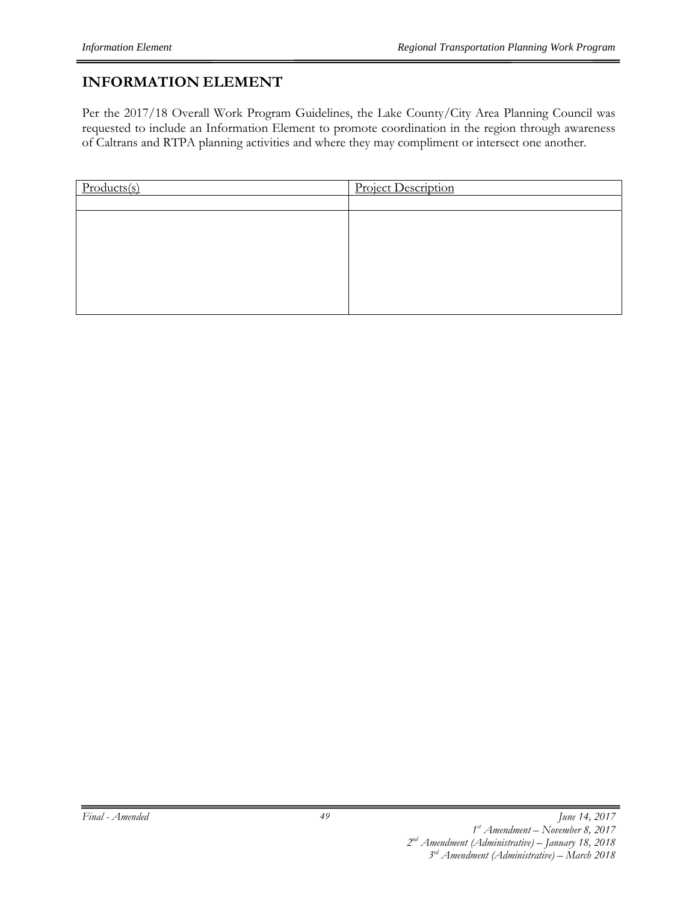# INFORMATION ELEMENT

Per the 2017/18 Overall Work Program Guidelines, the Lake County/City Area Planning Council was requested to include an Information Element to promote coordination in the region through awareness of Caltrans and RTPA planning activities and where they may compliment or intersect one another.

| Products(s) | Project Description |
| --- | --- |
| | |
| | |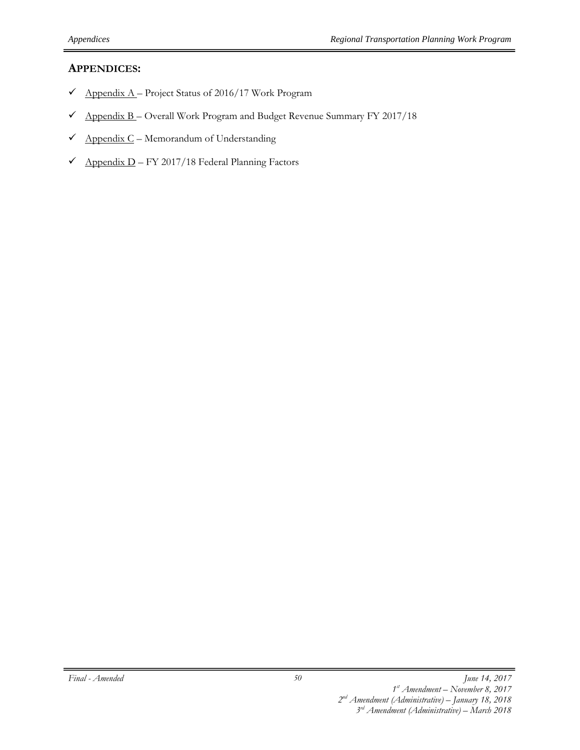## APPENDICES:

- ✓ Appendix A – Project Status of 2016/17 Work Program
- ✓ Appendix B – Overall Work Program and Budget Revenue Summary FY 2017/18
- ✓ Appendix C – Memorandum of Understanding
- ✓ Appendix D – FY 2017/18 Federal Planning Factors